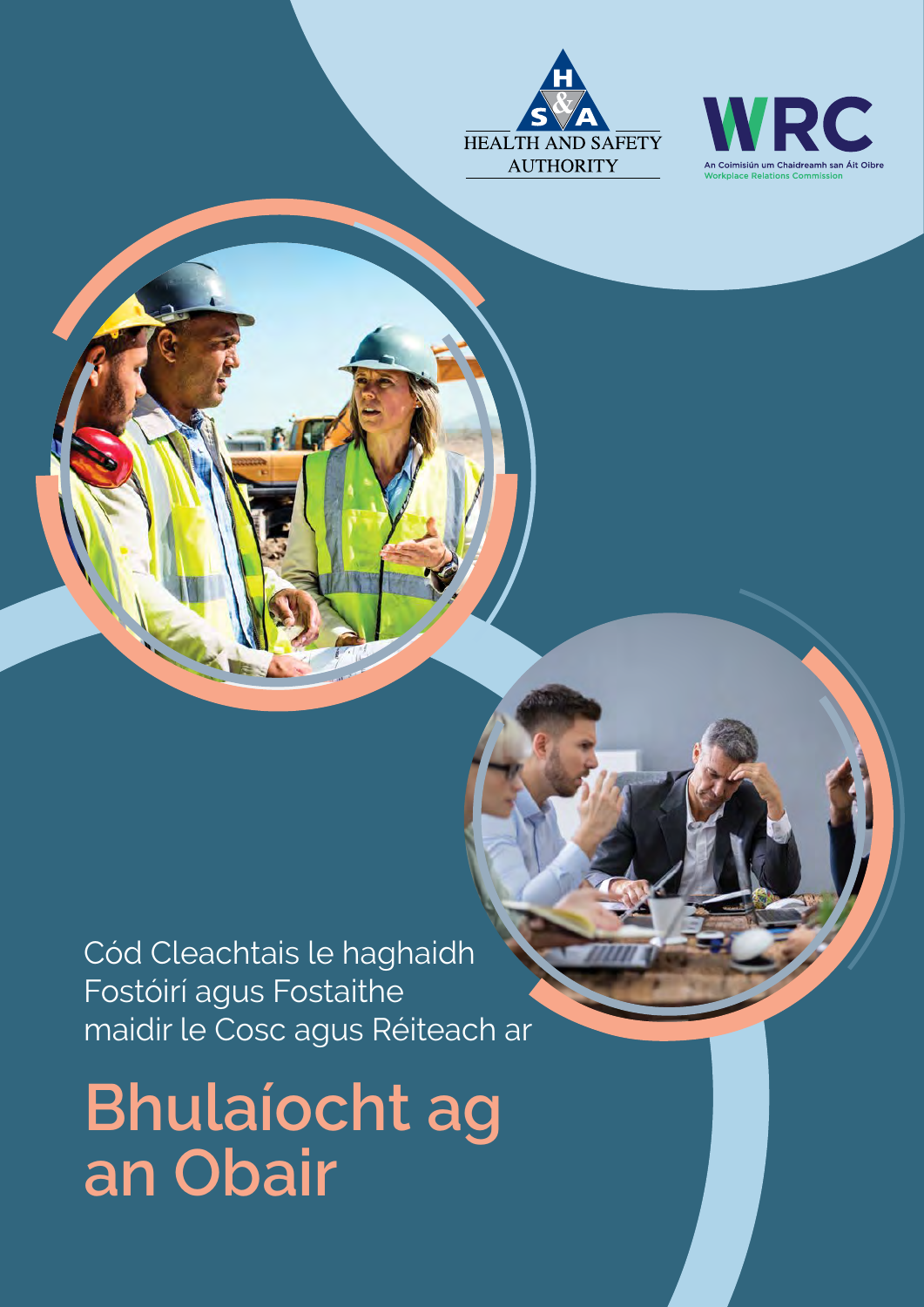HEALTH AND SAFETY AUTHORITY

WRC
An Coimisiún um Chaidreamh san Áit Oibre
Workplace Relations Commission

Cód Cleachtais le haghaidh Fostóirí agus Fostaithe maidir le Cosc agus Réiteach ar

# Bhulaíocht ag an Obair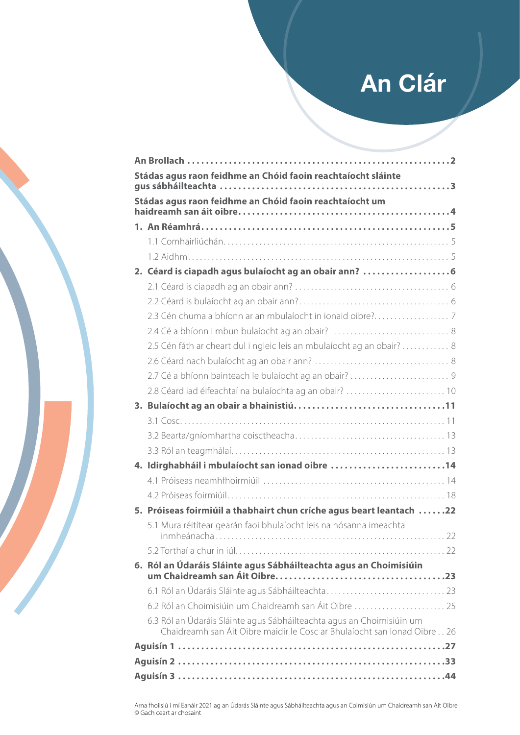# An Clár

| | |
|---|---|
| **An Brollach** | **2** |
| **Stádas agus raon feidhme an Chóid faoin reachtaíocht sláinte gus sábháilteachta** | **3** |
| **Stádas agus raon feidhme an Chóid faoin reachtaíocht um haidreamh san áit oibre** | **4** |
| **1. An Réamhrá** | **5** |
| 1.1 Comhairliúchán | 5 |
| 1.2 Aidhm | 5 |
| **2. Céard is ciapadh agus bulaíocht ag an obair ann?** | **6** |
| 2.1 Céard is ciapadh ag an obair ann? | 6 |
| 2.2 Céard is bulaíocht ag an obair ann? | 6 |
| 2.3 Cén chuma a bhíonn ar an mbulaíocht in ionaid oibre? | 7 |
| 2.4 Cé a bhíonn i mbun bulaíocht ag an obair? | 8 |
| 2.5 Cén fáth ar cheart dul i ngleic leis an mbulaíocht ag an obair? | 8 |
| 2.6 Céard nach bulaíocht ag an obair ann? | 8 |
| 2.7 Cé a bhíonn bainteach le bulaíocht ag an obair? | 9 |
| 2.8 Céard iad éifeachtaí na bulaíochta ag an obair? | 10 |
| **3. Bulaíocht ag an obair a bhainistiú** | **11** |
| 3.1 Cosc | 11 |
| 3.2 Bearta/gníomhartha coisctheacha | 13 |
| 3.3 Ról an teagmhálaí | 13 |
| **4. Idirghabháil i mbulaíocht san ionad oibre** | **14** |
| 4.1 Próiseas neamhfhoirmiúil | 14 |
| 4.2 Próiseas foirmiúil | 18 |
| **5. Próiseas foirmiúil a thabhairt chun críche agus beart leantach** | **22** |
| 5.1 Mura réitítear gearán faoi bhulaíocht leis na nósanna imeachta inmheánacha | 22 |
| 5.2 Torthaí a chur in iúl | 22 |
| **6. Ról an Údaráis Sláinte agus Sábháilteachta agus an Choimisiúin um Chaidreamh san Áit Oibre** | **23** |
| 6.1 Ról an Údaráis Sláinte agus Sábháilteachta | 23 |
| 6.2 Ról an Choimisiúin um Chaidreamh san Áit Oibre | 25 |
| 6.3 Ról an Údaráis Sláinte agus Sábháilteachta agus an Choimisiúin um Chaidreamh san Áit Oibre maidir le Cosc ar Bhulaíocht san Ionad Oibre | 26 |
| **Aguisín 1** | **27** |
| **Aguisín 2** | **33** |
| **Aguisín 3** | **44** |

Arna fhoilsiú i mí Eanáir 2021 ag an Údarás Sláinte agus Sábháilteachta agus an Coimisiún um Chaidreamh san Áit Oibre
© Gach ceart ar chosaint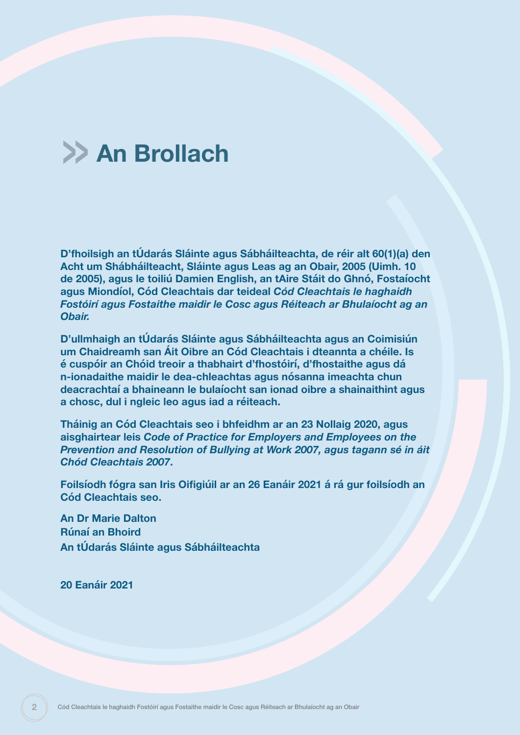# An Brollach

**D'fhoilsigh an tÚdarás Sláinte agus Sábháilteachta, de réir alt 60(1)(a) den Acht um Shábháilteacht, Sláinte agus Leas ag an Obair, 2005 (Uimh. 10 de 2005), agus le toiliú Damien English, an tAire Stáit do Ghnó, Fostaíocht agus Miondíol, Cód Cleachtais dar teideal *Cód Cleachtais le haghaidh Fostóirí agus Fostaithe maidir le Cosc agus Réiteach ar Bhulaíocht ag an Obair.***

**D'ullmhaigh an tÚdarás Sláinte agus Sábháilteachta agus an Coimisiún um Chaidreamh san Áit Oibre an Cód Cleachtais i dteannta a chéile. Is é cuspóir an Chóid treoir a thabhairt d'fhostóirí, d'fhostaithe agus dá n-ionadaithe maidir le dea-chleachtas agus nósanna imeachta chun deacrachtaí a bhaineann le bulaíocht san ionad oibre a shainaithint agus a chosc, dul i ngleic leo agus iad a réiteach.**

**Tháinig an Cód Cleachtais seo i bhfeidhm ar an 23 Nollaig 2020, agus aisghairtear leis *Code of Practice for Employers and Employees on the Prevention and Resolution of Bullying at Work 2007, agus tagann sé in áit Chód Cleachtais 2007*.**

**Foilsíodh fógra san Iris Oifigiúil ar an 26 Eanáir 2021 á rá gur foilsíodh an Cód Cleachtais seo.**

**An Dr Marie Dalton**  
**Rúnaí an Bhoird**  
**An tÚdarás Sláinte agus Sábháilteachta**

**20 Eanáir 2021**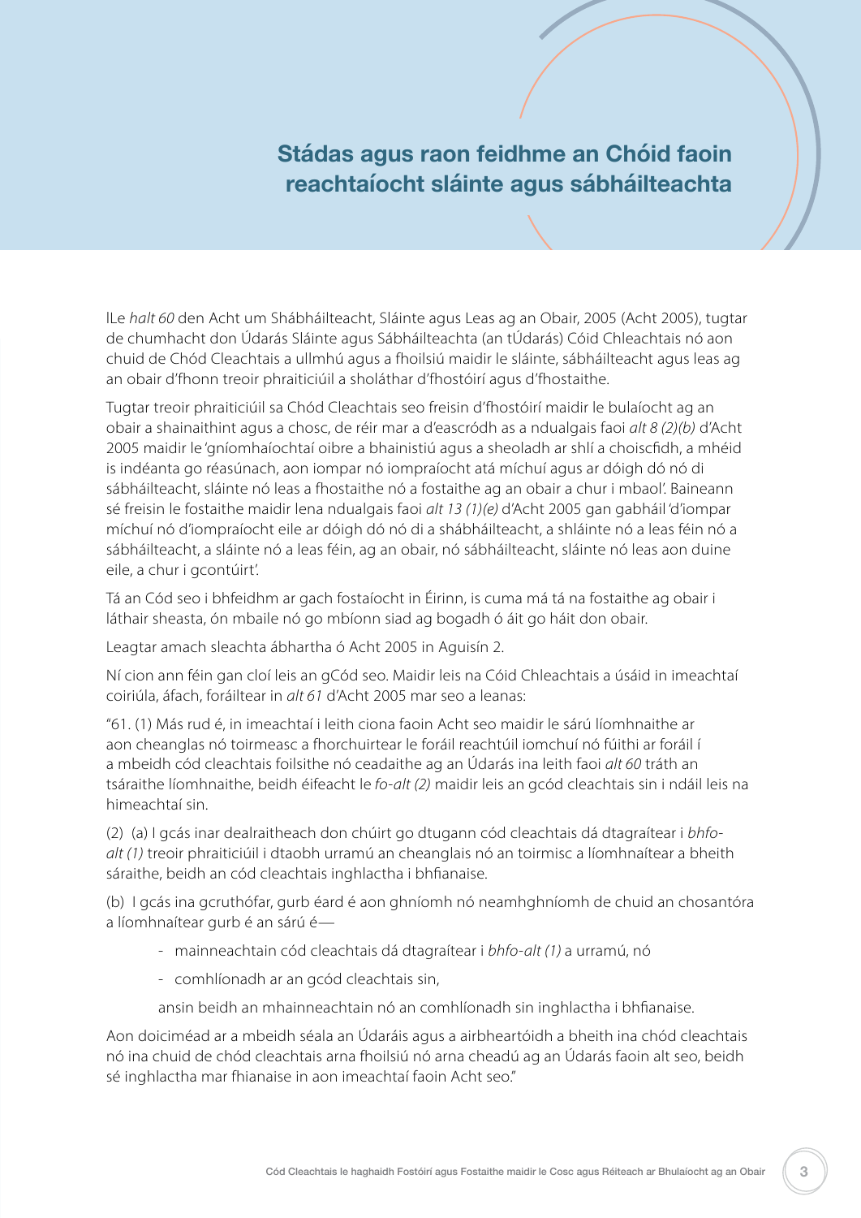## Stádas agus raon feidhme an Chóid faoin reachtaíocht sláinte agus sábháilteachta

lLe *halt 60* den Acht um Shábháilteacht, Sláinte agus Leas ag an Obair, 2005 (Acht 2005), tugtar de chumhacht don Údarás Sláinte agus Sábháilteachta (an tÚdarás) Cóid Chleachtais nó aon chuid de Chód Cleachtais a ullmhú agus a fhoilsiú maidir le sláinte, sábháilteacht agus leas ag an obair d'fhonn treoir phraiticiúil a sholáthar d'fhostóirí agus d'fhostaithe.

Tugtar treoir phraiticiúil sa Chód Cleachtais seo freisin d'fhostóirí maidir le bulaíocht ag an obair a shainaithint agus a chosc, de réir mar a d'eascródh as a ndualgais faoi *alt 8 (2)(b)* d'Acht 2005 maidir le 'gníomhaíochtaí oibre a bhainistiú agus a sheoladh ar shlí a choiscfidh, a mhéid is indéanta go réasúnach, aon iompar nó iompraíocht atá míchuí agus ar dóigh dó nó di sábháilteacht, sláinte nó leas a fhostaithe nó a fostaithe ag an obair a chur i mbaol'. Baineann sé freisin le fostaithe maidir lena ndualgais faoi *alt 13 (1)(e)* d'Acht 2005 gan gabháil 'd'iompar míchuí nó d'iompraíocht eile ar dóigh dó nó di a shábháilteacht, a shláinte nó a leas féin nó a sábháilteacht, a sláinte nó a leas féin, ag an obair, nó sábháilteacht, sláinte nó leas aon duine eile, a chur i gcontúirt'.

Tá an Cód seo i bhfeidhm ar gach fostaíocht in Éirinn, is cuma má tá na fostaithe ag obair i láthair sheasta, ón mbaile nó go mbíonn siad ag bogadh ó áit go háit don obair.

Leagtar amach sleachta ábhartha ó Acht 2005 in Aguisín 2.

Ní cion ann féin gan cloí leis an gCód seo. Maidir leis na Cóid Chleachtais a úsáid in imeachtaí coiriúla, áfach, foráiltear in *alt 61* d'Acht 2005 mar seo a leanas:

"61. (1) Más rud é, in imeachtaí i leith ciona faoin Acht seo maidir le sárú líomhnaithe ar aon cheanglas nó toirmeasc a fhorchuirtear le foráil reachtúil iomchuí nó fúithi ar foráil í a mbeidh cód cleachtais foilsithe nó ceadaithe ag an Údarás ina leith faoi *alt 60* tráth an tsáraithe líomhnaithe, beidh éifeacht le *fo-alt (2)* maidir leis an gcód cleachtais sin i ndáil leis na himeachtaí sin.

(2) (a) I gcás inar dealraitheach don chúirt go dtugann cód cleachtais dá dtagraítear i *bhfo-alt (1)* treoir phraiticiúil i dtaobh urramú an cheanglais nó an toirmisc a líomhnaítear a bheith sáraithe, beidh an cód cleachtais inghlactha i bhfianaise.

(b) I gcás ina gcruthófar, gurb éard é aon ghníomh nó neamhghníomh de chuid an chosantóra a líomhnaítear gurb é an sárú é—

- mainneachtain cód cleachtais dá dtagraítear i *bhfo-alt (1)* a urramú, nó
- comhlíonadh ar an gcód cleachtais sin,

ansin beidh an mhainneachtain nó an comhlíonadh sin inghlactha i bhfianaise.

Aon doiciméad ar a mbeidh séala an Údaráis agus a airbheartóidh a bheith ina chód cleachtais nó ina chuid de chód cleachtais arna fhoilsiú nó arna cheadú ag an Údarás faoin alt seo, beidh sé inghlactha mar fhianaise in aon imeachtaí faoin Acht seo."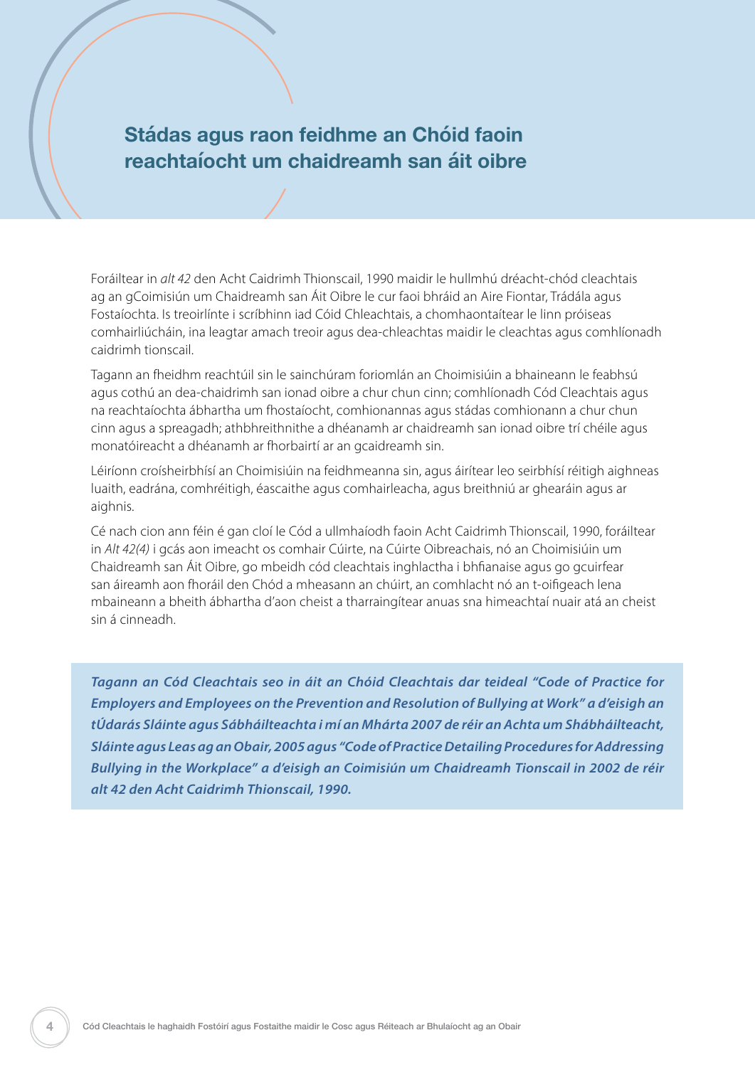## Stádas agus raon feidhme an Chóid faoin reachtaíocht um chaidreamh san áit oibre

Foráiltear in *alt 42* den Acht Caidrimh Thionscail, 1990 maidir le hullmhú dréacht-chód cleachtais ag an gCoimisiún um Chaidreamh san Áit Oibre le cur faoi bhráid an Aire Fiontar, Trádála agus Fostaíochta. Is treoirlínte i scríbhinn iad Cóid Chleachtais, a chomhaontaítear le linn próiseas comhairliúcháin, ina leagtar amach treoir agus dea-chleachtas maidir le cleachtas agus comhlíonadh caidrimh tionscail.

Tagann an fheidhm reachtúil sin le sainchúram foriomlán an Choimisiúin a bhaineann le feabhsú agus cothú an dea-chaidrimh san ionad oibre a chur chun cinn; comhlíonadh Cód Cleachtais agus na reachtaíochta ábhartha um fhostaíocht, comhionannas agus stádas comhionann a chur chun cinn agus a spreagadh; athbhreithnithe a dhéanamh ar chaidreamh san ionad oibre trí chéile agus monatóireacht a dhéanamh ar fhorbairtí ar an gcaidreamh sin.

Léiríonn croísheirbhísí an Choimisiúin na feidhmeanna sin, agus áirítear leo seirbhísí réitigh aighneas luaith, eadrána, comhréitigh, éascaithe agus comhairleacha, agus breithniú ar ghearáin agus ar aighnis.

Cé nach cion ann féin é gan cloí le Cód a ullmhaíodh faoin Acht Caidrimh Thionscail, 1990, foráiltear in *Alt 42(4)* i gcás aon imeacht os comhair Cúirte, na Cúirte Oibreachais, nó an Choimisiúin um Chaidreamh san Áit Oibre, go mbeidh cód cleachtais inghlactha i bhfianaise agus go gcuirfear san áireamh aon fhoráil den Chód a mheasann an chúirt, an comhlacht nó an t-oifigeach lena mbaineann a bheith ábhartha d'aon cheist a tharraingítear anuas sna himeachtaí nuair atá an cheist sin á cinneadh.

***Tagann an Cód Cleachtais seo in áit an Chóid Cleachtais dar teideal "Code of Practice for Employers and Employees on the Prevention and Resolution of Bullying at Work" a d'eisigh an tÚdarás Sláinte agus Sábháilteachta i mí an Mhárta 2007 de réir an Achta um Shábháilteacht, Sláinte agus Leas ag an Obair, 2005 agus "Code of Practice Detailing Procedures for Addressing Bullying in the Workplace" a d'eisigh an Coimisiún um Chaidreamh Tionscail in 2002 de réir alt 42 den Acht Caidrimh Thionscail, 1990.***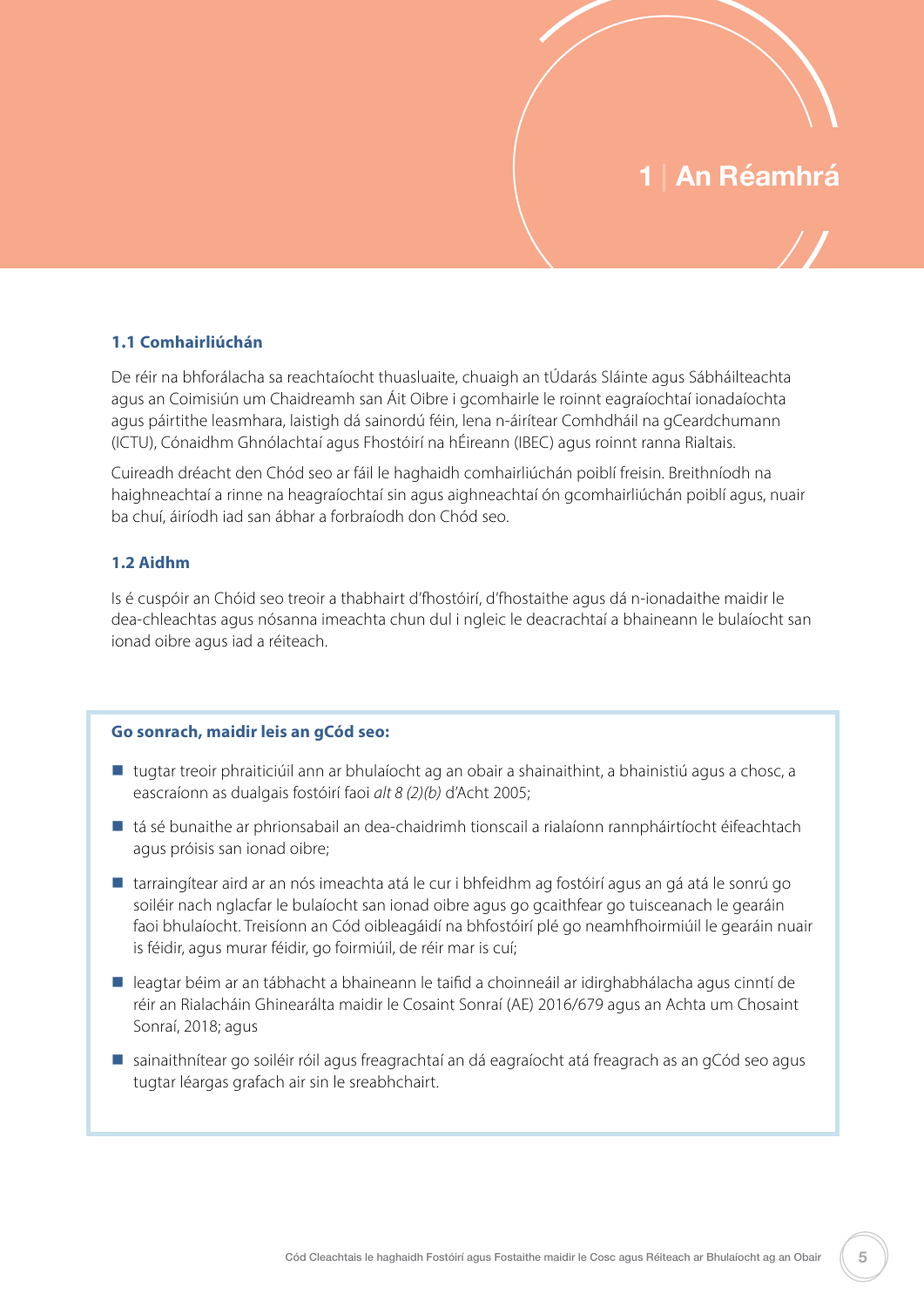# 1 | An Réamhrá

### 1.1 Comhairliúchán

De réir na bhforálacha sa reachtaíocht thuasluaite, chuaigh an tÚdarás Sláinte agus Sábháilteachta agus an Coimisiún um Chaidreamh san Áit Oibre i gcomhairle le roinnt eagraíochtaí ionadaíochta agus páirtithe leasmhara, laistigh dá sainordú féin, lena n-áirítear Comhdháil na gCeardchumann (ICTU), Cónaidhm Ghnólachtaí agus Fhostóirí na hÉireann (IBEC) agus roinnt ranna Rialtais.

Cuireadh dréacht den Chód seo ar fáil le haghaidh comhairliúchán poiblí freisin. Breithníodh na haighneachtaí a rinne na heagraíochtaí sin agus aighneachtaí ón gcomhairliúchán poiblí agus, nuair ba chuí, áiríodh iad san ábhar a forbraíodh don Chód seo.

### 1.2 Aidhm

Is é cuspóir an Chóid seo treoir a thabhairt d'fhostóirí, d'fhostaithe agus dá n-ionadaithe maidir le dea-chleachtas agus nósanna imeachta chun dul i ngleic le deacrachtaí a bhaineann le bulaíocht san ionad oibre agus iad a réiteach.

**Go sonrach, maidir leis an gCód seo:**

- tugtar treoir phraiticiúil ann ar bhulaíocht ag an obair a shainaithint, a bhainistiú agus a chosc, a eascraíonn as dualgais fostóirí faoi *alt 8 (2)(b)* d'Acht 2005;
- tá sé bunaithe ar phrionsabail an dea-chaidrimh tionscail a rialaíonn rannpháirtíocht éifeachtach agus próisis san ionad oibre;
- tarraingítear aird ar an nós imeachta atá le cur i bhfeidhm ag fostóirí agus an gá atá le sonrú go soiléir nach nglacfar le bulaíocht san ionad oibre agus go gcaithfear go tuisceanach le gearáin faoi bhulaíocht. Treisíonn an Cód oibleagáidí na bhfostóirí plé go neamhfhoirmiúil le gearáin nuair is féidir, agus murar féidir, go foirmiúil, de réir mar is cuí;
- leagtar béim ar an tábhacht a bhaineann le taifid a choinneáil ar idirghabhálacha agus cinntí de réir an Rialacháin Ghinearálta maidir le Cosaint Sonraí (AE) 2016/679 agus an Achta um Chosaint Sonraí, 2018; agus
- sainaithnítear go soiléir róil agus freagrachtaí an dá eagraíocht atá freagrach as an gCód seo agus tugtar léargas grafach air sin le sreabhchairt.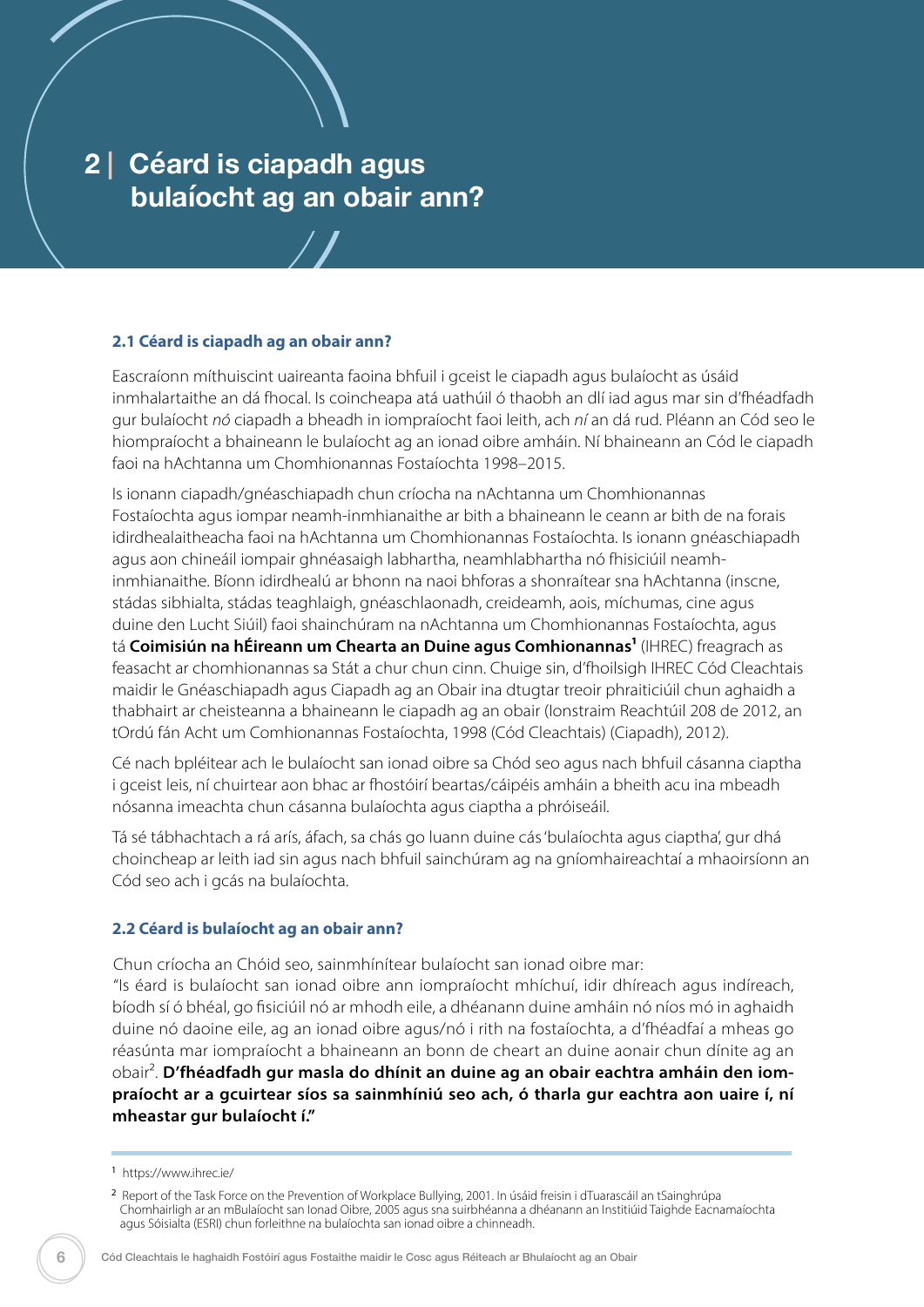# 2 | Céard is ciapadh agus bulaíocht ag an obair ann?

### 2.1 Céard is ciapadh ag an obair ann?

Eascraíonn míthuiscint uaireanta faoina bhfuil i gceist le ciapadh agus bulaíocht as úsáid inmhalartaithe an dá fhocal. Is coincheapa atá uathúil ó thaobh an dlí iad agus mar sin d'fhéadfadh gur bulaíocht *nó* ciapadh a bheadh in iompraíocht faoi leith, ach *ní* an dá rud. Pléann an Cód seo le hiompraíocht a bhaineann le bulaíocht ag an ionad oibre amháin. Ní bhaineann an Cód le ciapadh faoi na hAchtanna um Chomhionannas Fostaíochta 1998–2015.

Is ionann ciapadh/gnéaschiapadh chun críocha na nAchtanna um Chomhionannas Fostaíochta agus iompar neamh-inmhianaithe ar bith a bhaineann le ceann ar bith de na forais idirdhealaitheacha faoi na hAchtanna um Chomhionannas Fostaíochta. Is ionann gnéaschiapadh agus aon chineáil iompair ghnéasaigh labhartha, neamhlabhartha nó fhisiciúil neamh-inmhianaithe. Bíonn idirdhealú ar bhonn na naoi bhforas a shonraítear sna hAchtanna (inscne, stádas sibhialta, stádas teaghlaigh, gnéaschlaonadh, creideamh, aois, míchumas, cine agus duine den Lucht Siúil) faoi shainchúram na nAchtanna um Chomhionannas Fostaíochta, agus tá **Coimisiún na hÉireann um Chearta an Duine agus Comhionannas**[1] (IHREC) freagrach as feasacht ar chomhionannas sa Stát a chur chun cinn. Chuige sin, d'fhoilsigh IHREC Cód Cleachtais maidir le Gnéaschiapadh agus Ciapadh ag an Obair ina dtugtar treoir phraiticiúil chun aghaidh a thabhairt ar cheisteanna a bhaineann le ciapadh ag an obair (Ionstraim Reachtúil 208 de 2012, an tOrdú fán Acht um Comhionannas Fostaíochta, 1998 (Cód Cleachtais) (Ciapadh), 2012).

Cé nach bpléitear ach le bulaíocht san ionad oibre sa Chód seo agus nach bhfuil cásanna ciaptha i gceist leis, ní chuirtear aon bhac ar fhostóirí beartas/cáipéis amháin a bheith acu ina mbeadh nósanna imeachta chun cásanna bulaíochta agus ciaptha a phróiseáil.

Tá sé tábhachtach a rá arís, áfach, sa chás go luann duine cás 'bulaíochta agus ciaptha', gur dhá choincheap ar leith iad sin agus nach bhfuil sainchúram ag na gníomhaireachtaí a mhaoirsíonn an Cód seo ach i gcás na bulaíochta.

### 2.2 Céard is bulaíocht ag an obair ann?

Chun críocha an Chóid seo, sainmhínítear bulaíocht san ionad oibre mar:

"Is éard is bulaíocht san ionad oibre ann iompraíocht mhíchuí, idir dhíreach agus indíreach, bíodh sí ó bhéal, go fisiciúil nó ar mhodh eile, a dhéanann duine amháin nó níos mó in aghaidh duine nó daoine eile, ag an ionad oibre agus/nó i rith na fostaíochta, a d'fhéadfaí a mheas go réasúnta mar iompraíocht a bhaineann an bonn de cheart an duine aonair chun dínite ag an obair[2]. **D'fhéadfadh gur masla do dhínit an duine ag an obair eachtra amháin den iompraíocht ar a gcuirtear síos sa sainmhíniú seo ach, ó tharla gur eachtra aon uaire í, ní mheastar gur bulaíocht í."**

---

[1] https://www.ihrec.ie/

[2] Report of the Task Force on the Prevention of Workplace Bullying, 2001. In úsáid freisin i dTuarascáil an tSainghrúpa Chomhairligh ar an mBulaíocht san Ionad Oibre, 2005 agus sna suirbhéanna a dhéanann an Institiúid Taighde Eacnamaíochta agus Sóisialta (ESRI) chun forleithne na bulaíochta san ionad oibre a chinneadh.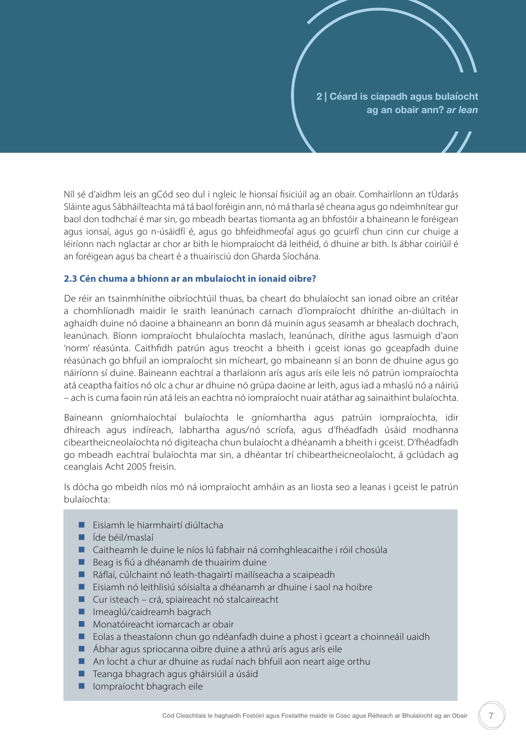Níl sé d'aidhm leis an gCód seo dul i ngleic le hionsaí fisiciúil ag an obair. Comhairlíonn an tÚdarás Sláinte agus Sábháilteachta má tá baol foréigin ann, nó má tharla sé cheana agus go ndeimhnítear gur baol don todhchaí é mar sin, go mbeadh beartas tiomanta ag an bhfostóir a bhaineann le foréigean agus ionsaí, agus go n-úsáidfí é, agus go bhfeidhmeofaí agus go gcuirfí chun cinn cur chuige a léiríonn nach nglactar ar chor ar bith le hiompraíocht dá leithéid, ó dhuine ar bith. Is ábhar coiriúil é an foréigean agus ba cheart é a thuairisciú don Gharda Síochána.

### 2.3 Cén chuma a bhíonn ar an mbulaíocht in ionaid oibre?

De réir an tsainmhínithe oibríochtúil thuas, ba cheart do bhulaíocht san ionad oibre an critéar a chomhlíonadh maidir le sraith leanúnach carnach d'iompraíocht dhírithe an-diúltach in aghaidh duine nó daoine a bhaineann an bonn dá muinín agus seasamh ar bhealach dochrach, leanúnach. Bíonn iompraíocht bhulaíochta maslach, leanúnach, dírithe agus lasmuigh d'aon 'norm' réasúnta. Caithfidh patrún agus treocht a bheith i gceist ionas go gceapfadh duine réasúnach go bhfuil an iompraíocht sin mícheart, go mbaineann sí an bonn de dhuine agus go náiríonn sí duine. Baineann eachtraí a tharlaíonn arís agus arís eile leis nó patrún iompraíochta atá ceaptha faitíos nó olc a chur ar dhuine nó grúpa daoine ar leith, agus iad a mhaslú nó a náiriú – ach is cuma faoin rún atá leis an eachtra nó iompraíocht nuair atáthar ag sainaithint bulaíochta.

Baineann gníomhaíochtaí bulaíochta le gníomhartha agus patrúin iompraíochta, idir dhíreach agus indíreach, labhartha agus/nó scríofa, agus d'fhéadfadh úsáid modhanna cibeartheicneolaíochta nó digiteacha chun bulaíocht a dhéanamh a bheith i gceist. D'fhéadfadh go mbeadh eachtraí bulaíochta mar sin, a dhéantar trí chibeartheicneolaíocht, á gclúdach ag ceanglais Acht 2005 freisin.

Is dócha go mbeidh níos mó ná iompraíocht amháin as an liosta seo a leanas i gceist le patrún bulaíochta:

- Eisiamh le hiarmhairtí diúltacha
- Íde béil/maslaí
- Caitheamh le duine le níos lú fabhair ná comhghleacaithe i róil chosúla
- Beag is fiú a dhéanamh de thuairim duine
- Ráflaí, cúlchaint nó leath-thagairtí mailíseacha a scaipeadh
- Eisiamh nó leithlisiú sóisialta a dhéanamh ar dhuine i saol na hoibre
- Cur isteach – crá, spiaireacht nó stalcaireacht
- Imeaglú/caidreamh bagrach
- Monatóireacht iomarcach ar obair
- Eolas a theastaíonn chun go ndéanfadh duine a phost i gceart a choinneáil uaidh
- Ábhar agus spriocanna oibre duine a athrú arís agus arís eile
- An locht a chur ar dhuine as rudaí nach bhfuil aon neart aige orthu
- Teanga bhagrach agus gháirsiúil a úsáid
- Iompraíocht bhagrach eile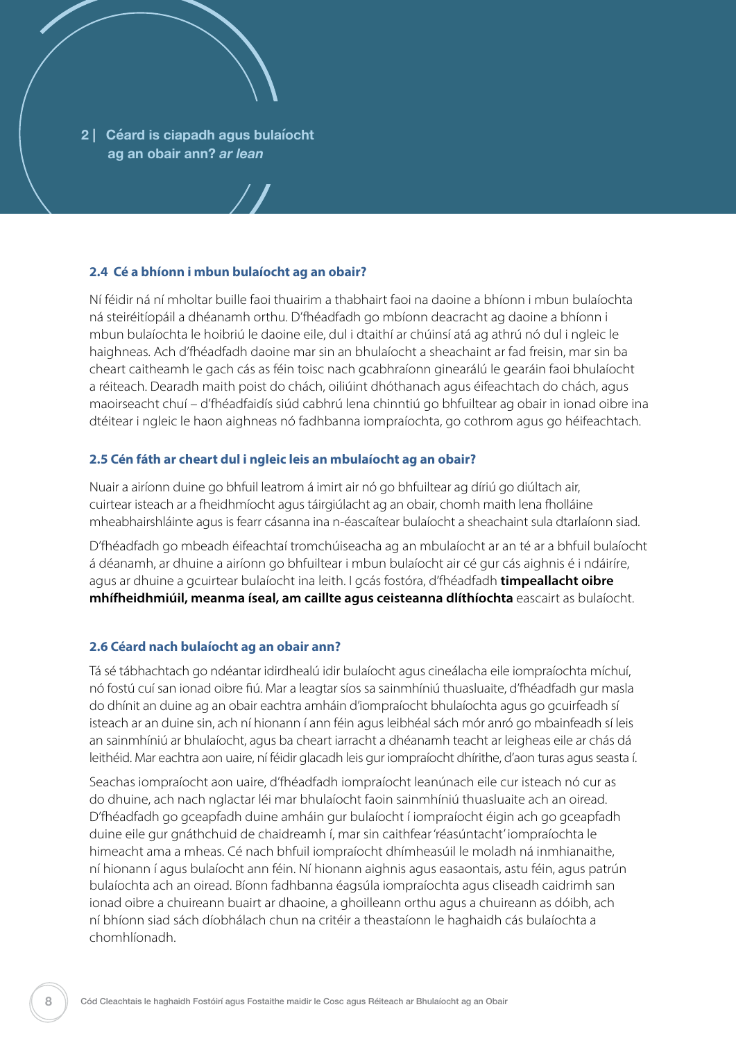## 2 | Céard is ciapadh agus bulaíocht ag an obair ann? *ar lean*

### 2.4 Cé a bhíonn i mbun bulaíocht ag an obair?

Ní féidir ná ní mholtar buille faoi thuairim a thabhairt faoi na daoine a bhíonn i mbun bulaíochta ná steiréitíopáil a dhéanamh orthu. D'fhéadfadh go mbíonn deacracht ag daoine a bhíonn i mbun bulaíochta le hoibriú le daoine eile, dul i dtaithí ar chúinsí atá ag athrú nó dul i ngleic le haighneas. Ach d'fhéadfadh daoine mar sin an bhulaíocht a sheachaint ar fad freisin, mar sin ba cheart caitheamh le gach cás as féin toisc nach gcabhraíonn ginearálú le gearáin faoi bhulaíocht a réiteach. Dearadh maith poist do chách, oiliúint dhóthanach agus éifeachtach do chách, agus maoirseacht chuí – d'fhéadfaidís siúd cabhrú lena chinntiú go bhfuiltear ag obair in ionad oibre ina dtéitear i ngleic le haon aighneas nó fadhbanna iompraíochta, go cothrom agus go héifeachtach.

### 2.5 Cén fáth ar cheart dul i ngleic leis an mbulaíocht ag an obair?

Nuair a airíonn duine go bhfuil leatrom á imirt air nó go bhfuiltear ag díriú go diúltach air, cuirtear isteach ar a fheidhmíocht agus táirgiúlacht ag an obair, chomh maith lena fholláine mheabhairshláinte agus is fearr cásanna ina n-éascaítear bulaíocht a sheachaint sula dtarlaíonn siad.

D'fhéadfadh go mbeadh éifeachtaí tromchúiseacha ag an mbulaíocht ar an té ar a bhfuil bulaíocht á déanamh, ar dhuine a airíonn go bhfuiltear i mbun bulaíocht air cé gur cás aighnis é i ndáiríre, agus ar dhuine a gcuirtear bulaíocht ina leith. I gcás fostóra, d'fhéadfadh **timpeallacht oibre mhífheidhmiúil, meanma íseal, am caillte agus ceisteanna dlíthíochta** eascairt as bulaíocht.

### 2.6 Céard nach bulaíocht ag an obair ann?

Tá sé tábhachtach go ndéantar idirdhealú idir bulaíocht agus cineálacha eile iompraíochta míchuí, nó fostú cuí san ionad oibre fiú. Mar a leagtar síos sa sainmhíniú thuasluaite, d'fhéadfadh gur masla do dhínit an duine ag an obair eachtra amháin d'iompraíocht bhulaíochta agus go gcuirfeadh sí isteach ar an duine sin, ach ní hionann í ann féin agus leibhéal sách mór anró go mbainfeadh sí leis an sainmhíniú ar bhulaíocht, agus ba cheart iarracht a dhéanamh teacht ar leigheas eile ar chás dá leithéid. Mar eachtra aon uaire, ní féidir glacadh leis gur iompraíocht dhírithe, d'aon turas agus seasta í.

Seachas iompraíocht aon uaire, d'fhéadfadh iompraíocht leanúnach eile cur isteach nó cur as do dhuine, ach nach nglactar léi mar bhulaíocht faoin sainmhíniú thuasluaite ach an oiread. D'fhéadfadh go gceapfadh duine amháin gur bulaíocht í iompraíocht éigin ach go gceapfadh duine eile gur gnáthchuid de chaidreamh í, mar sin caithfear 'réasúntacht' iompraíochta le himeacht ama a mheas. Cé nach bhfuil iompraíocht dhímheasúil le moladh ná inmhianaithe, ní hionann í agus bulaíocht ann féin. Ní hionann aighnis agus easaontais, astu féin, agus patrún bulaíochta ach an oiread. Bíonn fadhbanna éagsúla iompraíochta agus cliseadh caidrimh san ionad oibre a chuireann buairt ar dhaoine, a ghoilleann orthu agus a chuireann as dóibh, ach ní bhíonn siad sách díobhálach chun na critéir a theastaíonn le haghaidh cás bulaíochta a chomhlíonadh.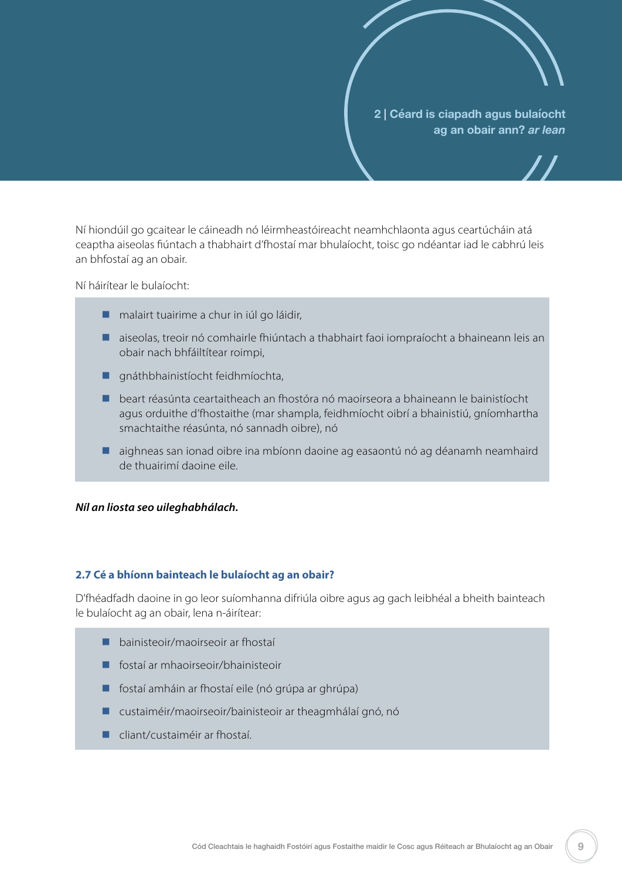Ní hiondúil go gcaitear le cáineadh nó léirmheastóireacht neamhchlaonta agus ceartúcháin atá ceaptha aiseolas fiúntach a thabhairt d'fhostaí mar bhulaíocht, toisc go ndéantar iad le cabhrú leis an bhfostaí ag an obair.

Ní háirítear le bulaíocht:

- malairt tuairime a chur in iúl go láidir,
- aiseolas, treoir nó comhairle fhiúntach a thabhairt faoi iompraíocht a bhaineann leis an obair nach bhfáiltítear roimpi,
- gnáthbhainistíocht feidhmíochta,
- beart réasúnta ceartaitheach an fhostóra nó maoirseora a bhaineann le bainistíocht agus orduithe d'fhostaithe (mar shampla, feidhmíocht oibrí a bhainistiú, gníomhartha smachtaithe réasúnta, nó sannadh oibre), nó
- aighneas san ionad oibre ina mbíonn daoine ag easaontú nó ag déanamh neamhaird de thuairimí daoine eile.

***Níl an liosta seo uileghabhálach.***

### 2.7 Cé a bhíonn bainteach le bulaíocht ag an obair?

D'fhéadfadh daoine in go leor suíomhanna difriúla oibre agus ag gach leibhéal a bheith bainteach le bulaíocht ag an obair, lena n-áirítear:

- bainisteoir/maoirseoir ar fhostaí
- fostaí ar mhaoirseoir/bhainisteoir
- fostaí amháin ar fhostaí eile (nó grúpa ar ghrúpa)
- custaiméir/maoirseoir/bainisteoir ar theagmhálaí gnó, nó
- cliant/custaiméir ar fhostaí.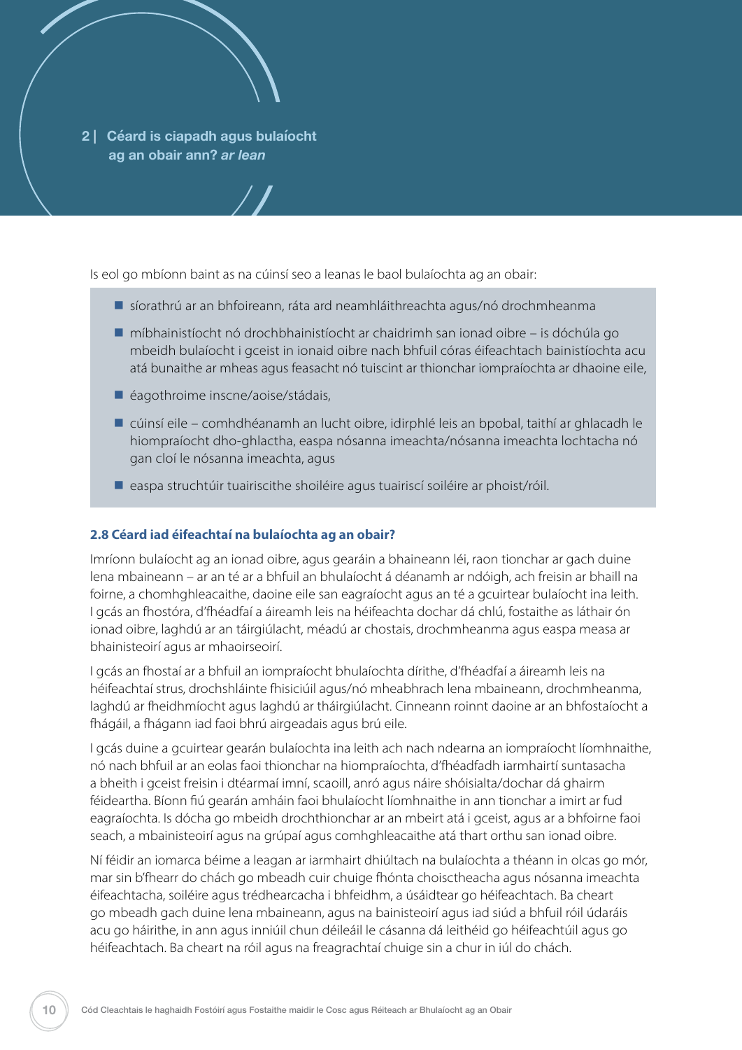## 2 | Céard is ciapadh agus bulaíocht ag an obair ann? *ar lean*

Is eol go mbíonn baint as na cúinsí seo a leanas le baol bulaíochta ag an obair:

- síorathrú ar an bhfoireann, ráta ard neamhláithreachta agus/nó drochmheanma
- míbhainistíocht nó drochbhainistíocht ar chaidrimh san ionad oibre – is dóchúla go mbeidh bulaíocht i gceist in ionaid oibre nach bhfuil córas éifeachtach bainistíochta acu atá bunaithe ar mheas agus feasacht nó tuiscint ar thionchar iompraíochta ar dhaoine eile,
- éagothroime inscne/aoise/stádais,
- cúinsí eile – comhdhéanamh an lucht oibre, idirphlé leis an bpobal, taithí ar ghlacadh le hiompraíocht dho-ghlactha, easpa nósanna imeachta/nósanna imeachta lochtacha nó gan cloí le nósanna imeachta, agus
- easpa struchtúir tuairiscithe shoiléire agus tuairiscí soiléire ar phoist/róil.

### 2.8 Céard iad éifeachtaí na bulaíochta ag an obair?

Imríonn bulaíocht ag an ionad oibre, agus gearáin a bhaineann léi, raon tionchar ar gach duine lena mbaineann – ar an té ar a bhfuil an bhulaíocht á déanamh ar ndóigh, ach freisin ar bhaill na foirne, a chomhghleacaithe, daoine eile san eagraíocht agus an té a gcuirtear bulaíocht ina leith. I gcás an fhostóra, d'fhéadfaí a áireamh leis na héifeachta dochar dá chlú, fostaithe as láthair ón ionad oibre, laghdú ar an táirgiúlacht, méadú ar chostais, drochmheanma agus easpa measa ar bhainisteoirí agus ar mhaoirseoirí.

I gcás an fhostaí ar a bhfuil an iompraíocht bhulaíochta dírithe, d'fhéadfaí a áireamh leis na héifeachtaí strus, drochshláinte fhisiciúil agus/nó mheabhrach lena mbaineann, drochmheanma, laghdú ar fheidhmíocht agus laghdú ar tháirgiúlacht. Cinneann roinnt daoine ar an bhfostaíocht a fhágáil, a fhágann iad faoi bhrú airgeadais agus brú eile.

I gcás duine a gcuirtear gearán bulaíochta ina leith ach nach ndearna an iompraíocht líomhnaithe, nó nach bhfuil ar an eolas faoi thionchar na hiompraíochta, d'fhéadfadh iarmhairtí suntasacha a bheith i gceist freisin i dtéarmaí imní, scaoill, anró agus náire shóisialta/dochar dá ghairm féideartha. Bíonn fiú gearán amháin faoi bhulaíocht líomhnaithe in ann tionchar a imirt ar fud eagraíochta. Is dócha go mbeidh drochthionchar ar an mbeirt atá i gceist, agus ar a bhfoirne faoi seach, a mbainisteoirí agus na grúpaí agus comhghleacaithe atá thart orthu san ionad oibre.

Ní féidir an iomarca béime a leagan ar iarmhairt dhiúltach na bulaíochta a théann in olcas go mór, mar sin b'fhearr do chách go mbeadh cuir chuige fhónta choisctheacha agus nósanna imeachta éifeachtacha, soiléire agus trédhearcacha i bhfeidhm, a úsáidtear go héifeachtach. Ba cheart go mbeadh gach duine lena mbaineann, agus na bainisteoirí agus iad siúd a bhfuil róil údaráis acu go háirithe, in ann agus inniúil chun déileáil le cásanna dá leithéid go héifeachtúil agus go héifeachtach. Ba cheart na róil agus na freagrachtaí chuige sin a chur in iúl do chách.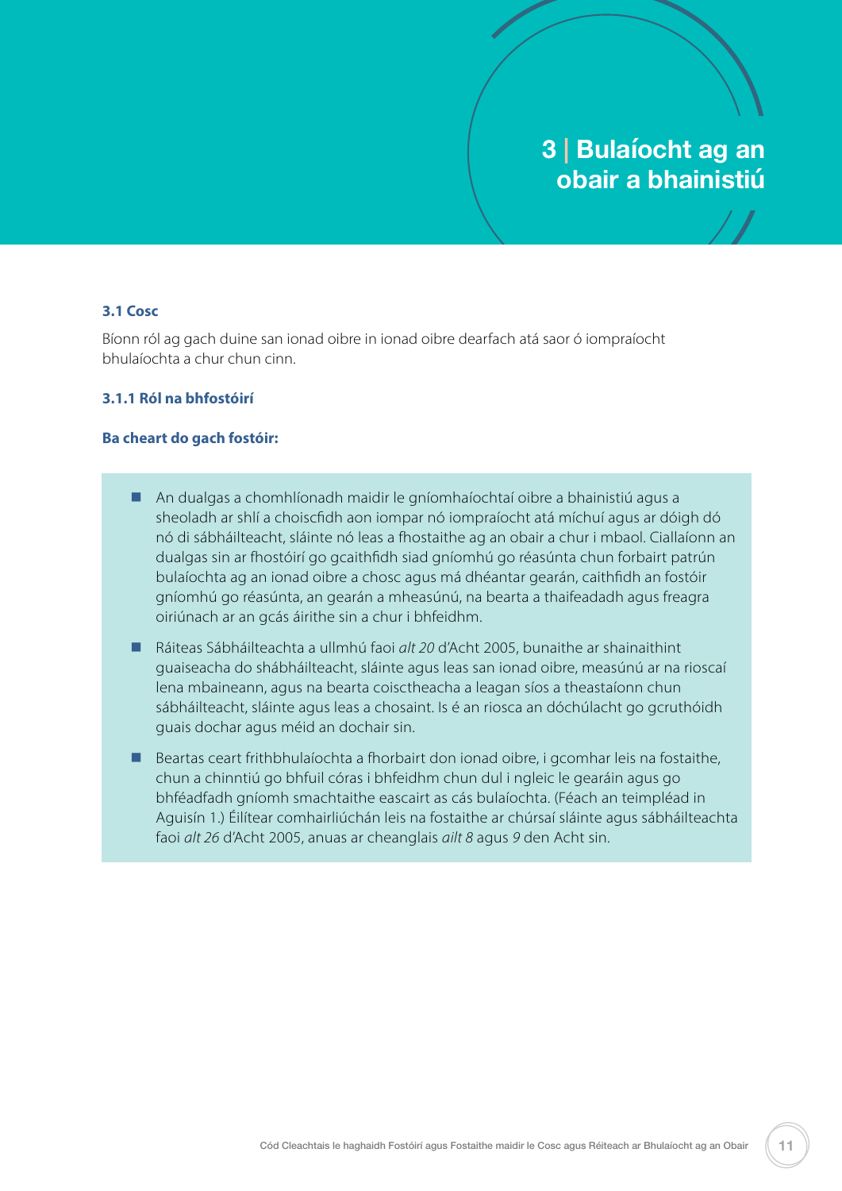# 3 | Bulaíocht ag an obair a bhainistiú

### 3.1 Cosc

Bíonn ról ag gach duine san ionad oibre in ionad oibre dearfach atá saor ó iompraíocht bhulaíochta a chur chun cinn.

#### 3.1.1 Ról na bhfostóirí

**Ba cheart do gach fostóir:**

- An dualgas a chomhlíonadh maidir le gníomhaíochtaí oibre a bhainistiú agus a sheoladh ar shlí a choiscfidh aon iompar nó iompraíocht atá míchuí agus ar dóigh dó nó di sábháilteacht, sláinte nó leas a fhostaithe ag an obair a chur i mbaol. Ciallaíonn an dualgas sin ar fhostóirí go gcaithfidh siad gníomhú go réasúnta chun forbairt patrún bulaíochta ag an ionad oibre a chosc agus má dhéantar gearán, caithfidh an fostóir gníomhú go réasúnta, an gearán a mheasúnú, na bearta a thaifeadadh agus freagra oiriúnach ar an gcás áirithe sin a chur i bhfeidhm.
- Ráiteas Sábháilteachta a ullmhú faoi *alt 20* d'Acht 2005, bunaithe ar shainaithint guaiseacha do shábháilteacht, sláinte agus leas san ionad oibre, measúnú ar na rioscaí lena mbaineann, agus na bearta coisctheacha a leagan síos a theastaíonn chun sábháilteacht, sláinte agus leas a chosaint. Is é an riosca an dóchúlacht go gcruthóidh guais dochar agus méid an dochair sin.
- Beartas ceart frithbhulaíochta a fhorbairt don ionad oibre, i gcomhar leis na fostaithe, chun a chinntiú go bhfuil córas i bhfeidhm chun dul i ngleic le gearáin agus go bhféadfadh gníomh smachtaithe eascairt as cás bulaíochta. (Féach an teimpléad in Aguisín 1.) Éilítear comhairliúchán leis na fostaithe ar chúrsaí sláinte agus sábháilteachta faoi *alt 26* d'Acht 2005, anuas ar cheanglais *ailt 8* agus *9* den Acht sin.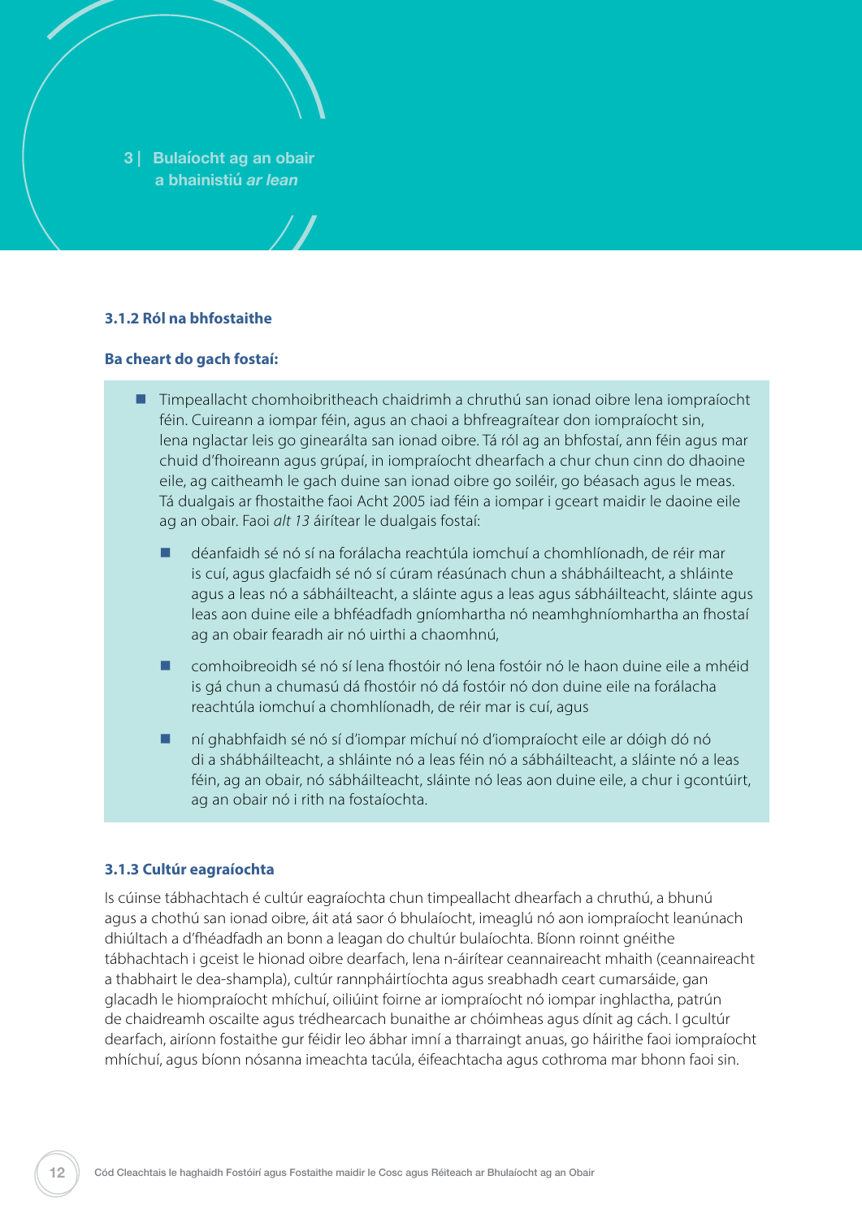3 | Bulaíocht ag an obair a bhainistiú *ar lean*

### 3.1.2 Ról na bhfostaithe

**Ba cheart do gach fostaí:**

- Timpeallacht chomhoibritheach chaidrimh a chruthú san ionad oibre lena iompraíocht féin. Cuireann a iompar féin, agus an chaoi a bhfreagraítear don iompraíocht sin, lena nglactar leis go ginearálta san ionad oibre. Tá ról ag an bhfostaí, ann féin agus mar chuid d'fhoireann agus grúpaí, in iompraíocht dhearfach a chur chun cinn do dhaoine eile, ag caitheamh le gach duine san ionad oibre go soiléir, go béasach agus le meas. Tá dualgais ar fhostaithe faoi Acht 2005 iad féin a iompar i gceart maidir le daoine eile ag an obair. Faoi *alt 13* áirítear le dualgais fostaí:
  - déanfaidh sé nó sí na forálacha reachtúla iomchuí a chomhlíonadh, de réir mar is cuí, agus glacfaidh sé nó sí cúram réasúnach chun a shábháilteacht, a shláinte agus a leas nó a sábháilteacht, a sláinte agus a leas agus sábháilteacht, sláinte agus leas aon duine eile a bhféadfadh gníomhartha nó neamhghníomhartha an fhostaí ag an obair feeradh air nó uirthi a chaomhnú,
  - comhoibreoidh sé nó sí lena fhostóir nó lena fostóir nó le haon duine eile a mhéid is gá chun a chumasú dá fhostóir nó dá fostóir nó don duine eile na forálacha reachtúla iomchuí a chomhlíonadh, de réir mar is cuí, agus
  - ní ghabhfaidh sé nó sí d'iompar míchuí nó d'iompraíocht eile ar dóigh dó nó di a shábháilteacht, a shláinte nó a leas féin nó a sábháilteacht, a sláinte nó a leas féin, ag an obair, nó sábháilteacht, sláinte nó leas aon duine eile, a chur i gcontúirt, ag an obair nó i rith na fostaíochta.

### 3.1.3 Cultúr eagraíochta

Is cúinse tábhachtach é cultúr eagraíochta chun timpeallacht dhearfach a chruthú, a bhunú agus a chothú san ionad oibre, áit atá saor ó bhulaíocht, imeaglú nó aon iompraíocht leanúnach dhiúltach a d'fhéadfadh an bonn a leagan do chultúr bulaíochta. Bíonn roinnt gnéithe tábhachtach i gceist le hionad oibre dearfach, lena n-áirítear ceannaireacht mhaith (ceannaireacht a thabhairt le dea-shampla), cultúr rannpháirtíochta agus sreabhadh ceart cumarsáide, gan glacadh le hiompraíocht mhíchuí, oiliúint foirne ar iompraíocht nó iompar inghlactha, patrún de chaidreamh oscailte agus trédhearcach bunaithe ar chóimheas agus dínit ag cách. I gcultúr dearfach, airíonn fostaithe gur féidir leo ábhar imní a tharraingt anuas, go háirithe faoi iompraíocht mhíchuí, agus bíonn nósanna imeachta tacúla, éifeachtacha agus cothroma mar bhonn faoi sin.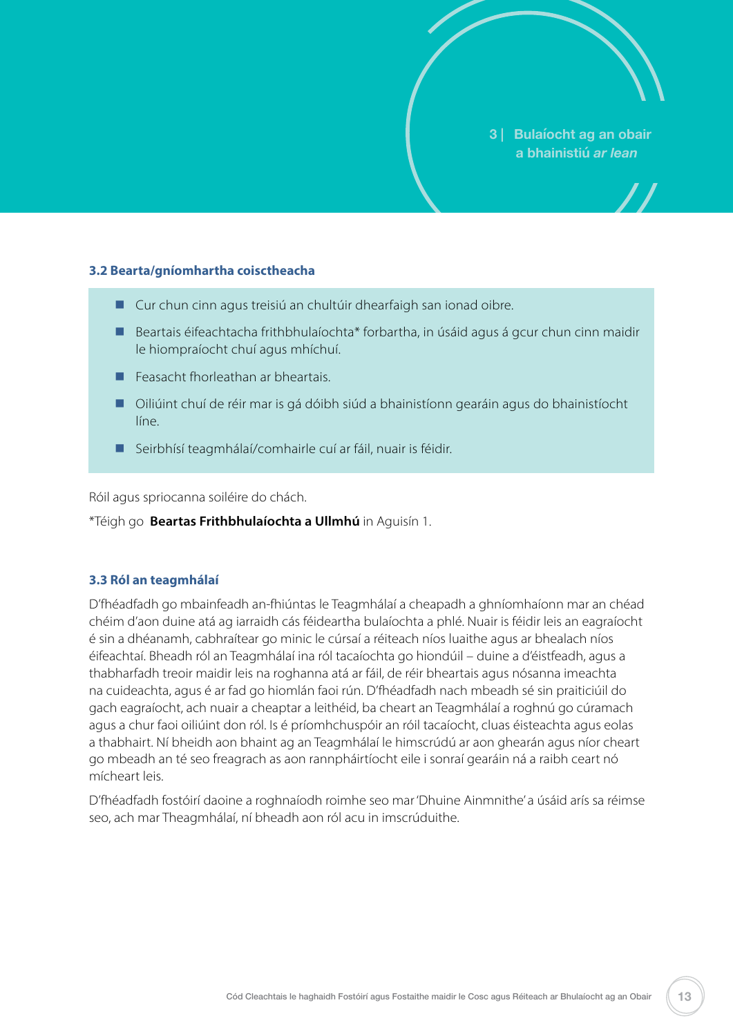### 3.2 Bearta/gníomhartha coisctheacha

- Cur chun cinn agus treisiú an chultúir dhearfaigh san ionad oibre.
- Beartais éifeachtacha frithbhulaíochta* forbartha, in úsáid agus á gcur chun cinn maidir le hiompraíocht chuí agus mhíchuí.
- Feasacht fhorleathan ar bheartais.
- Oiliúint chuí de réir mar is gá dóibh siúd a bhainistíonn gearáin agus do bhainistíocht líne.
- Seirbhísí teagmhálaí/comhairle cuí ar fáil, nuair is féidir.

Róil agus spriocanna soiléire do chách.

*Téigh go **Beartas Frithbhulaíochta a Ullmhú** in Aguisín 1.

### 3.3 Ról an teagmhálaí

D'fhéadfadh go mbainfeadh an-fhiúntas le Teagmhálaí a cheapadh a ghníomhaíonn mar an chéad chéim d'aon duine atá ag iarraidh cás féideartha bulaíochta a phlé. Nuair is féidir leis an eagraíocht é sin a dhéanamh, cabhraítear go minic le cúrsaí a réiteach níos luaithe agus ar bhealach níos éifeachtaí. Bheadh ról an Teagmhálaí ina ról tacaíochta go hiondúil – duine a d'éistfeadh, agus a thabharfadh treoir maidir leis na roghanna atá ar fáil, de réir bheartais agus nósanna imeachta na cuideachta, agus é ar fad go hiomlán faoi rún. D'fhéadfadh nach mbeadh sé sin praiticiúil do gach eagraíocht, ach nuair a cheaptar a leithéid, ba cheart an Teagmhálaí a roghnú go cúramach agus a chur faoi oiliúint don ról. Is é príomhchuspóir an róil tacaíocht, cluas éisteachta agus eolas a thabhairt. Ní bheidh aon bhaint ag an Teagmhálaí le himscrúdú ar aon ghearán agus níor cheart go mbeadh an té seo freagrach as aon rannpháirtíocht eile i sonraí gearáin ná a raibh ceart nó mícheart leis.

D'fhéadfadh fostóirí daoine a roghnaíodh roimhe seo mar 'Dhuine Ainmnithe' a úsáid arís sa réimse seo, ach mar Theagmhálaí, ní bheadh aon ról acu in imscrúduithe.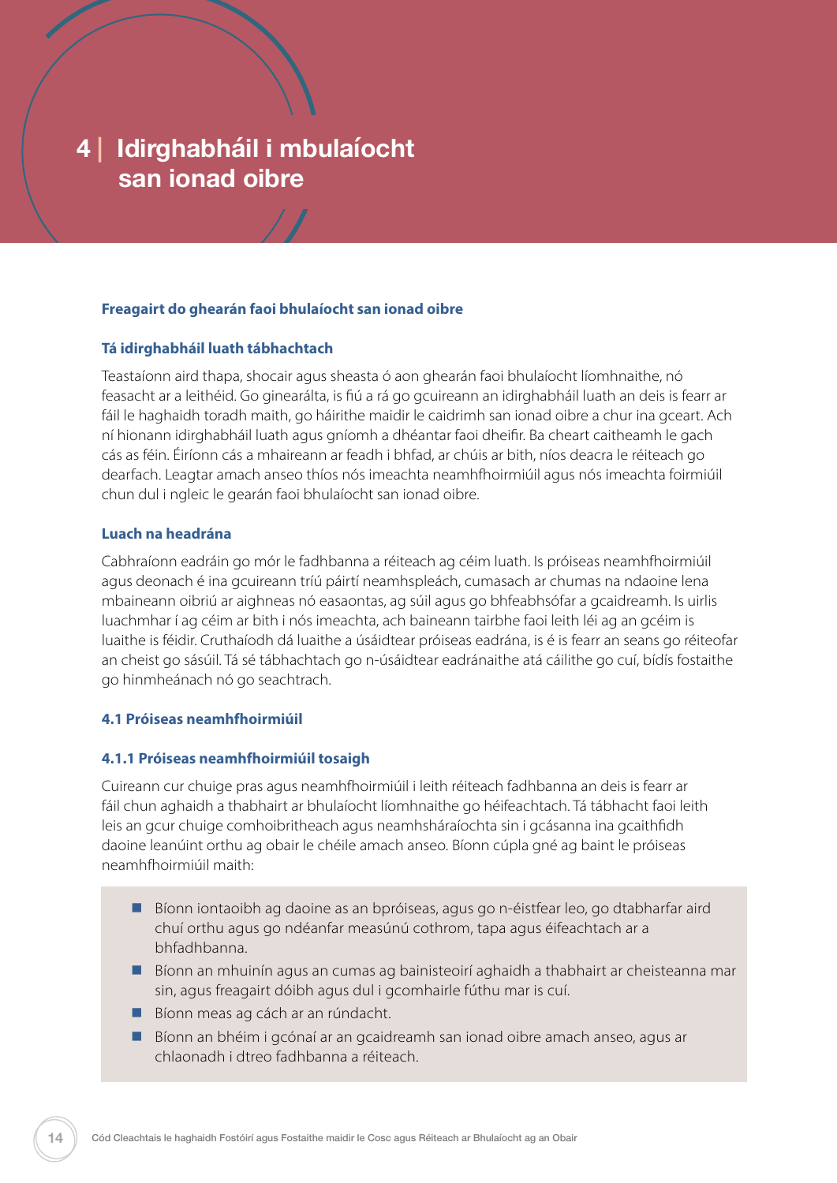# 4 | Idirghabháil i mbulaíocht san ionad oibre

### Freagairt do ghearán faoi bhulaíocht san ionad oibre

#### Tá idirghabháil luath tábhachtach

Teastaíonn aird thapa, shocair agus sheasta ó aon ghearán faoi bhulaíocht líomhnaithe, nó feasacht ar a leithéid. Go ginearálta, is fiú a rá go gcuireann an idirghabháil luath an deis is fearr ar fáil le haghaidh toradh maith, go háirithe maidir le caidrimh san ionad oibre a chur ina gceart. Ach ní hionann idirghabháil luath agus gníomh a dhéantar faoi dheifir. Ba cheart caitheamh le gach cás as féin. Éiríonn cás a mhaireann ar feadh i bhfad, ar chúis ar bith, níos deacra le réiteach go dearfach. Leagtar amach anseo thíos nós imeachta neamhfhoirmiúil agus nós imeachta foirmiúil chun dul i ngleic le gearán faoi bhulaíocht san ionad oibre.

#### Luach na headrána

Cabhraíonn eadráin go mór le fadhbanna a réiteach ag céim luath. Is próiseas neamhfhoirmiúil agus deonach é ina gcuireann tríú páirtí neamhspleách, cumasach ar chumas na ndaoine lena mbaineann oibriú ar aighneas nó easaontas, ag súil agus go bhfeabhsófar a gcaidreamh. Is uirlis luachmhar í ag céim ar bith i nós imeachta, ach baineann tairbhe faoi leith léi ag an gcéim is luaithe is féidir. Cruthaíodh dá luaithe a úsáidtear próiseas eadrána, is é is fearr an seans go réiteofar an cheist go sásúil. Tá sé tábhachtach go n-úsáidtear eadránaithe atá cáilithe go cuí, bídís fostaithe go hinmheánach nó go seachtrach.

### 4.1 Próiseas neamhfhoirmiúil

#### 4.1.1 Próiseas neamhfhoirmiúil tosaigh

Cuireann cur chuige pras agus neamhfhoirmiúil i leith réiteach fadhbanna an deis is fearr ar fáil chun aghaidh a thabhairt ar bhulaíocht líomhnaithe go héifeachtach. Tá tábhacht faoi leith leis an gcur chuige comhoibritheach agus neamhsháraíochta sin i gcásanna ina gcaithfidh daoine leanúint orthu ag obair le chéile amach anseo. Bíonn cúpla gné ag baint le próiseas neamhfhoirmiúil maith:

- Bíonn iontaoibh ag daoine as an bpróiseas, agus go n-éistfear leo, go dtabharfar aird chuí orthu agus go ndéanfar measúnú cothrom, tapa agus éifeachtach ar a bhfadhbanna.
- Bíonn an mhuinín agus an cumas ag bainisteoirí aghaidh a thabhairt ar cheisteanna mar sin, agus freagairt dóibh agus dul i gcomhairle fúthu mar is cuí.
- Bíonn meas ag cách ar an rúndacht.
- Bíonn an bhéim i gcónaí ar an gcaidreamh san ionad oibre amach anseo, agus ar chlaonadh i dtreo fadhbanna a réiteach.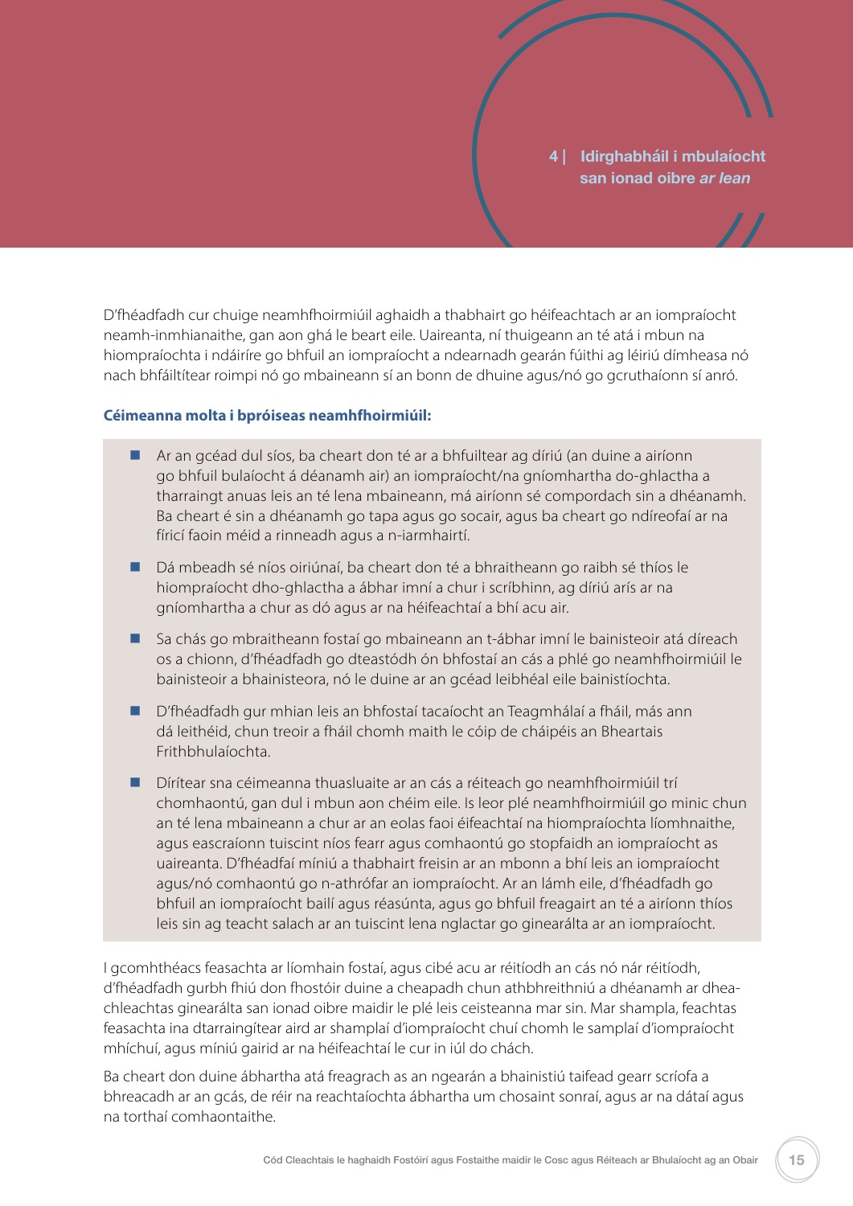D'fhéadfadh cur chuige neamhfhoirmiúil aghaidh a thabhairt go héifeachtach ar an iompraíocht neamh-inmhianaithe, gan aon ghá le beart eile. Uaireanta, ní thuigeann an té atá i mbun na hiompraíochta i ndáiríre go bhfuil an iompraíocht a ndearnadh gearán fúithi ag léiriú dímheasa nó nach bhfáiltítear roimpi nó go mbaineann sí an bonn de dhuine agus/nó go gcruthaíonn sí anró.

**Céimeanna molta i bpróiseas neamhfhoirmiúil:**

- Ar an gcéad dul síos, ba cheart don té ar a bhfuiltear ag díriú (an duine a airíonn go bhfuil bulaíocht á déanamh air) an iompraíocht/na gníomhartha do-ghlactha a tharraingt anuas leis an té lena mbaineann, má airíonn sé compordach sin a dhéanamh. Ba cheart é sin a dhéanamh go tapa agus go socair, agus ba cheart go ndíreofaí ar na fíricí faoin méid a rinneadh agus a n-iarmhairtí.
- Dá mbeadh sé níos oiriúnaí, ba cheart don té a bhraitheann go raibh sé thíos le hiompraíocht dho-ghlactha a ábhar imní a chur i scríbhinn, ag díriú arís ar na gníomhartha a chur as dó agus ar na héifeachtaí a bhí acu air.
- Sa chás go mbraitheann fostaí go mbaineann an t-ábhar imní le bainisteoir atá díreach os a chionn, d'fhéadfadh go dteastódh ón bhfostaí an cás a phlé go neamhfhoirmiúil le bainisteoir a bhainisteora, nó le duine ar an gcéad leibhéal eile bainistíochta.
- D'fhéadfadh gur mhian leis an bhfostaí tacaíocht an Teagmhálaí a fháil, más ann dá leithéid, chun treoir a fháil chomh maith le cóip de cháipéis an Bheartais Frithbhulaíochta.
- Dírítear sna céimeanna thuasluaite ar an cás a réiteach go neamhfhoirmiúil trí chomhaontú, gan dul i mbun aon chéim eile. Is leor plé neamhfhoirmiúil go minic chun an té lena mbaineann a chur ar an eolas faoi éifeachtaí na hiompraíochta líomhnaithe, agus eascraíonn tuiscint níos fearr agus comhaontú go stopfaidh an iompraíocht as uaireanta. D'fhéadfaí míniú a thabhairt freisin ar an mbonn a bhí leis an iompraíocht agus/nó comhaontú go n-athrófar an iompraíocht. Ar an lámh eile, d'fhéadfadh go bhfuil an iompraíocht bailí agus réasúnta, agus go bhfuil freagairt an té a airíonn thíos leis sin ag teacht salach ar an tuiscint lena nglactar go ginearálta ar an iompraíocht.

I gcomhthéacs feasachta ar líomhain fostaí, agus cibé acu ar réitíodh an cás nó nár réitíodh, d'fhéadfadh gurbh fhiú don fhostóir duine a cheapadh chun athbhreithniú a dhéanamh ar dhea-chleachtas ginearálta san ionad oibre maidir le plé leis ceisteanna mar sin. Mar shampla, feachtas feasachta ina dtarraingítear aird ar shamplaí d'iompraíocht chuí chomh le samplaí d'iompraíocht mhíchuí, agus míniú gairid ar na héifeachtaí le cur in iúl do chách.

Ba cheart don duine ábhartha atá freagrach as an ngearán a bhainistiú taifead gearr scríofa a bhreacadh ar an gcás, de réir na reachtaíochta ábhartha um chosaint sonraí, agus ar na dátaí agus na torthaí comhaontaithe.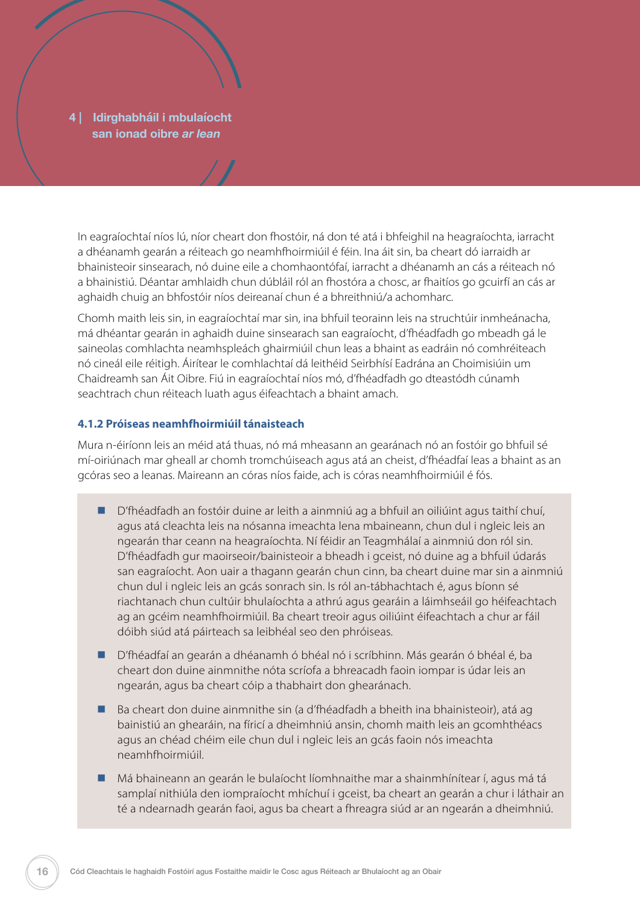In eagraíochtaí níos lú, níor cheart don fhostóir, ná don té atá i bhfeighil na heagraíochta, iarracht a dhéanamh gearán a réiteach go neamhfhoirmiúil é féin. Ina áit sin, ba cheart dó iarraidh ar bhainisteoir sinsearach, nó duine eile a chomhaontófaí, iarracht a dhéanamh an cás a réiteach nó a bhainistiú. Déantar amhlaidh chun dúbláil ról an fhostóra a chosc, ar fhaitíos go gcuirfí an cás ar aghaidh chuig an bhfostóir níos deireanaí chun é a bhreithniú/a achomharc.

Chomh maith leis sin, in eagraíochtaí mar sin, ina bhfuil teorainn leis na struchtúir inmheánacha, má dhéantar gearán in aghaidh duine sinsearach san eagraíocht, d'fhéadfadh go mbeadh gá le saineolas comhlachta neamhspleách ghairmiúil chun leas a bhaint as eadráin nó comhréiteach nó cineál eile réitigh. Áirítear le comhlachtaí dá leithéid Seirbhísí Eadrána an Choimisiúin um Chaidreamh san Áit Oibre. Fiú in eagraíochtaí níos mó, d'fhéadfadh go dteastódh cúnamh seachtrach chun réiteach luath agus éifeachtach a bhaint amach.

### 4.1.2 Próiseas neamhfhoirmiúil tánaisteach

Mura n-éiríonn leis an méid atá thuas, nó má mheasann an gearánach nó an fostóir go bhfuil sé mí-oiriúnach mar gheall ar chomh tromchúiseach agus atá an cheist, d'fhéadfaí leas a bhaint as an gcóras seo a leanas. Maireann an córas níos faide, ach is córas neamhfhoirmiúil é fós.

- D'fhéadfadh an fostóir duine ar leith a ainmniú ag a bhfuil an oiliúint agus taithí chuí, agus atá cleachta leis na nósanna imeachta lena mbaineann, chun dul i ngleic leis an ngearán thar ceann na heagraíochta. Ní féidir an Teagmhálaí a ainmniú don ról sin. D'fhéadfadh gur maoirseoir/bainisteoir a bheadh i gceist, nó duine ag a bhfuil údarás san eagraíocht. Aon uair a thagann gearán chun cinn, ba cheart duine mar sin a ainmniú chun dul i ngleic leis an gcás sonrach sin. Is ról an-tábhachtach é, agus bíonn sé riachtanach chun cultúir bhulaíochta a athrú agus gearáin a láimhseáil go héifeachtach ag an gcéim neamhfhoirmiúil. Ba cheart treoir agus oiliúint éifeachtach a chur ar fáil dóibh siúd atá páirteach sa leibhéal seo den phróiseas.
- D'fhéadfaí an gearán a dhéanamh ó bhéal nó i scríbhinn. Más gearán ó bhéal é, ba cheart don duine ainmnithe nóta scríofa a bhreacadh faoin iompar is údar leis an ngearán, agus ba cheart cóip a thabhairt don ghearánach.
- Ba cheart don duine ainmnithe sin (a d'fhéadfadh a bheith ina bhainisteoir), atá ag bainistiú an ghearáin, na fíricí a dheimhniú ansin, chomh maith leis an gcomhthéacs agus an chéad chéim eile chun dul i ngleic leis an gcás faoin nós imeachta neamhfhoirmiúil.
- Má bhaineann an gearán le bulaíocht líomhnaithe mar a shainmhínítear í, agus má tá samplaí nithiúla den iompraíocht mhíchuí i gceist, ba cheart an gearán a chur i láthair an té a ndearnadh gearán faoi, agus ba cheart a fhreagra siúd ar an ngearán a dheimhniú.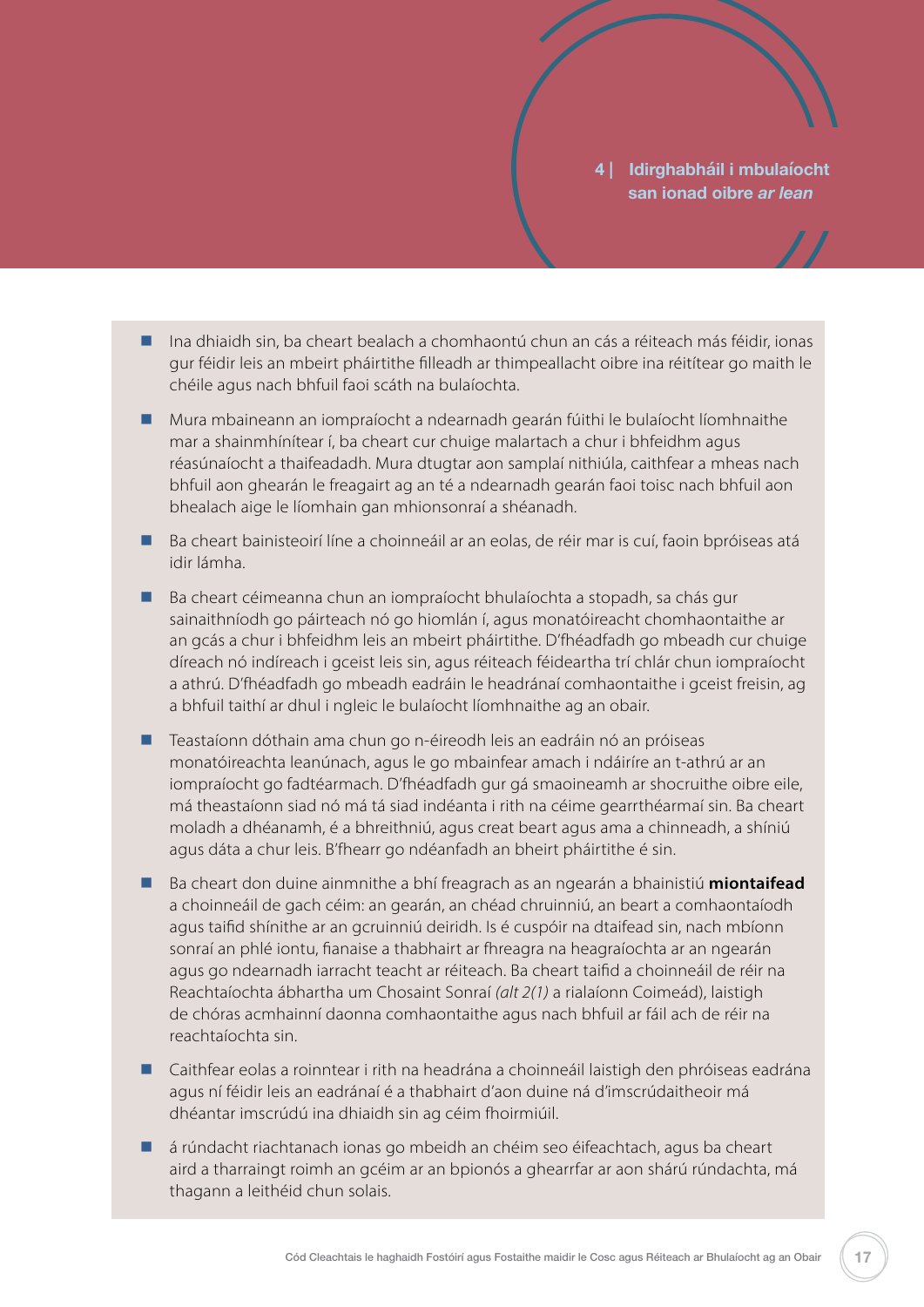- Ina dhiaidh sin, ba cheart bealach a chomhaontú chun an cás a réiteach más féidir, ionas gur féidir leis an mbeirt pháirtithe filleadh ar thimpeallacht oibre ina réitítear go maith le chéile agus nach bhfuil faoi scáth na bulaíochta.

- Mura mbaineann an iompraíocht a ndearnadh gearán fúithi le bulaíocht líomhnaithe mar a shainmhínítear í, ba cheart cur chuige malartach a chur i bhfeidhm agus réasúnaíocht a thaifeadadh. Mura dtugtar aon samplaí nithiúla, caithfear a mheas nach bhfuil aon ghearán le freagairt ag an té a ndearnadh gearán faoi toisc nach bhfuil aon bhealach aige le líomhain gan mhionsonraí a shéanadh.

- Ba cheart bainisteoirí líne a choinneáil ar an eolas, de réir mar is cuí, faoin bpróiseas atá idir lámha.

- Ba cheart céimeanna chun an iompraíocht bhulaíochta a stopadh, sa chás gur sainaithníodh go páirteach nó go hiomlán í, agus monatóireacht chomhaontaithe ar an gcás a chur i bhfeidhm leis an mbeirt pháirtithe. D'fhéadfadh go mbeadh cur chuige díreach nó indíreach i gceist leis sin, agus réiteach féideartha trí chlár chun iompraíocht a athrú. D'fhéadfadh go mbeadh eadráin le headránaí comhaontaithe i gceist freisin, ag a bhfuil taithí ar dhul i ngleic le bulaíocht líomhnaithe ag an obair.

- Teastaíonn dóthain ama chun go n-éireodh leis an eadráin nó an próiseas monatóireachta leanúnach, agus le go mbainfear amach i ndáiríre an t-athrú ar an iompraíocht go fadtéarmach. D'fhéadfadh gur gá smaoineamh ar shocruithe oibre eile, má theastaíonn siad nó má tá siad indéanta i rith na céime gearrthéarmaí sin. Ba cheart moladh a dhéanamh, é a bhreithniú, agus creat beart agus ama a chinneadh, a shíniú agus dáta a chur leis. B'fhearr go ndéanfadh an bheirt pháirtithe é sin.

- Ba cheart don duine ainmnithe a bhí freagrach as an ngearán a bhainistiú **miontaifead** a choinneáil de gach céim: an gearán, an chéad chruinniú, an beart a comhaontaíodh agus taifid shínithe ar an gcruinniú deiridh. Is é cuspóir na dtaifead sin, nach mbíonn sonraí an phlé iontu, fianaise a thabhairt ar fhreagra na heagraíochta ar an ngearán agus go ndearnadh iarracht teacht ar réiteach. Ba cheart taifid a choinneáil de réir na Reachtaíochta ábhartha um Chosaint Sonraí *(alt 2(1)* a rialaíonn Coimeád), laistigh de chóras acmhainní daonna comhaontaithe agus nach bhfuil ar fáil ach de réir na reachtaíochta sin.

- Caithfear eolas a roinntear i rith na headrána a choinneáil laistigh den phróiseas eadrána agus ní féidir leis an eadránaí é a thabhairt d'aon duine ná d'imscrúdaitheoir má dhéantar imscrúdú ina dhiaidh sin ag céim fhoirmiúil.

- á rúndacht riachtanach ionas go mbeidh an chéim seo éifeachtach, agus ba cheart aird a tharraingt roimh an gcéim ar an bpionós a ghearrfar ar aon shárú rúndachta, má thagann a leithéid chun solais.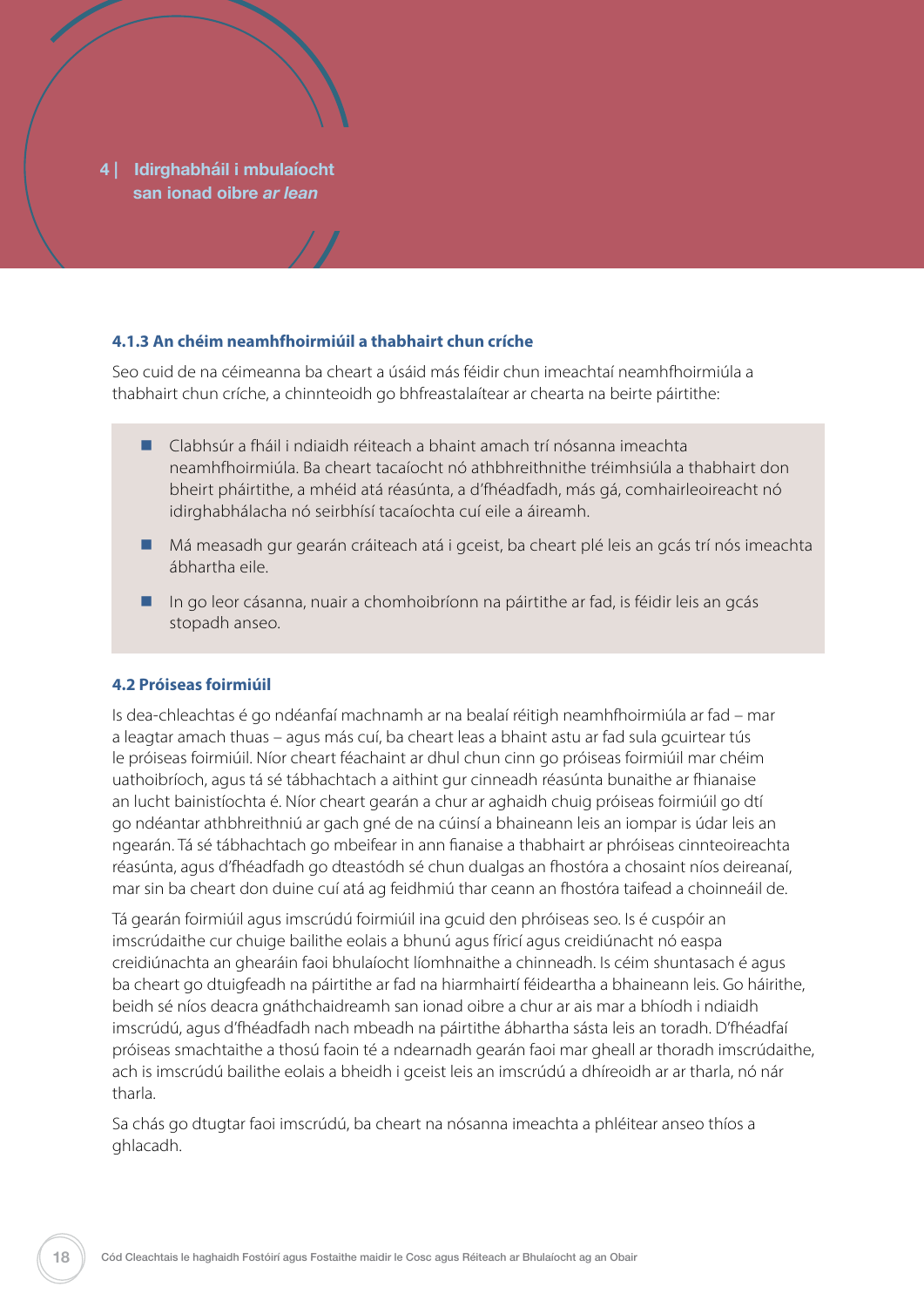### 4.1.3 An chéim neamhfhoirmiúil a thabhairt chun críche

Seo cuid de na céimeanna ba cheart a úsáid más féidir chun imeachtaí neamhfhoirmiúla a thabhairt chun críche, a chinnteoidh go bhfreastalaítear ar chearta na beirte páirtithe:

- Clabhsúr a fháil i ndiaidh réiteach a bhaint amach trí nósanna imeachta neamhfhoirmiúla. Ba cheart tacaíocht nó athbhreithnithe tréimhsiúla a thabhairt don bheirt pháirtithe, a mhéid atá réasúnta, a d'fhéadfadh, más gá, comhairleoireacht nó idirghabhálacha nó seirbhísí tacaíochta cuí eile a áireamh.
- Má measadh gur gearán cráiteach atá i gceist, ba cheart plé leis an gcás trí nós imeachta ábhartha eile.
- In go leor cásanna, nuair a chomhoibríonn na páirtithe ar fad, is féidir leis an gcás stopadh anseo.

## 4.2 Próiseas foirmiúil

Is dea-chleachtas é go ndéanfaí machnamh ar na bealaí réitigh neamhfhoirmiúla ar fad – mar a leagtar amach thuas – agus más cuí, ba cheart leas a bhaint astu ar fad sula gcuirtear tús le próiseas foirmiúil. Níor cheart féachaint ar dhul chun cinn go próiseas foirmiúil mar chéim uathoibríoch, agus tá sé tábhachtach a aithint gur cinneadh réasúnta bunaithe ar fhianaise an lucht bainistíochta é. Níor cheart gearán a chur ar aghaidh chuig próiseas foirmiúil go dtí go ndéantar athbhreithniú ar gach gné de na cúinsí a bhaineann leis an iompar is údar leis an ngearán. Tá sé tábhachtach go mbeifear in ann fianaise a thabhairt ar phróiseas cinnteoireachta réasúnta, agus d'fhéadfadh go dteastódh sé chun dualgas an fhostóra a chosaint níos deireanaí, mar sin ba cheart don duine cuí atá ag feidhmiú thar ceann an fhostóra taifead a choinneáil de.

Tá gearán foirmiúil agus imscrúdú foirmiúil ina gcuid den phróiseas seo. Is é cuspóir an imscrúdaithe cur chuige bailithe eolais a bhunú agus fíricí agus creidiúnacht nó easpa creidiúnachta an ghearáin faoi bhulaíocht líomhnaithe a chinneadh. Is céim shuntasach é agus ba cheart go dtuigfeadh na páirtithe ar fad na hiarmhairtí féideartha a bhaineann leis. Go háirithe, beidh sé níos deacra gnáthchaidreamh san ionad oibre a chur ar ais mar a bhíodh i ndiaidh imscrúdú, agus d'fhéadfadh nach mbeadh na páirtithe ábhartha sásta leis an toradh. D'fhéadfaí próiseas smachtaithe a thosú faoin té a ndearnadh gearán faoi mar gheall ar thoradh imscrúdaithe, ach is imscrúdú bailithe eolais a bheidh i gceist leis an imscrúdú a dhíreoidh ar ar tharla, nó nár tharla.

Sa chás go dtugtar faoi imscrúdú, ba cheart na nósanna imeachta a phléitear anseo thíos a ghlacadh.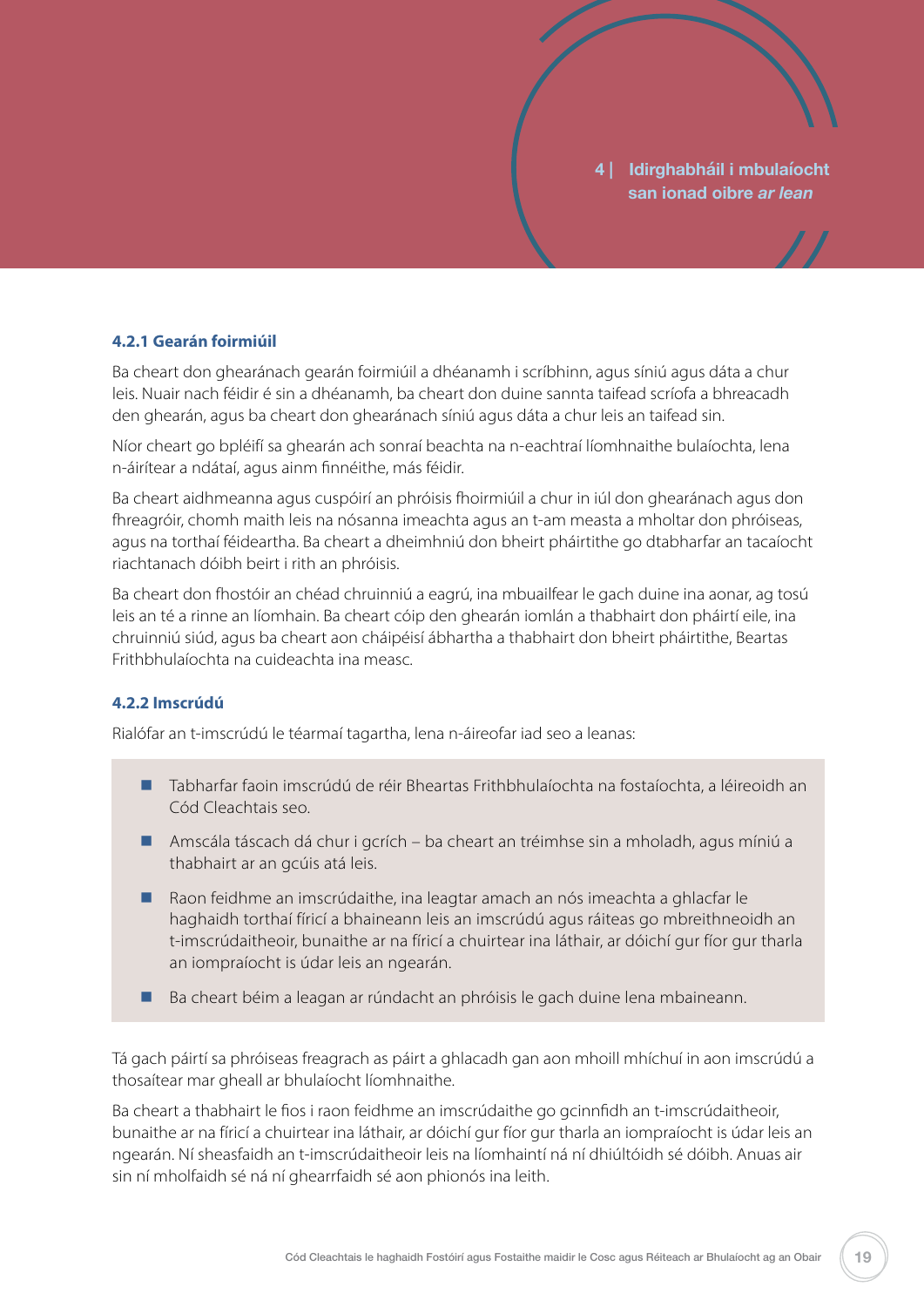### 4.2.1 Gearán foirmiúil

Ba cheart don ghearánach gearán foirmiúil a dhéanamh i scríbhinn, agus síniú agus dáta a chur leis. Nuair nach féidir é sin a dhéanamh, ba cheart don duine sannta taifead scríofa a bhreacadh den ghearán, agus ba cheart don ghearánach síniú agus dáta a chur leis an taifead sin.

Níor cheart go bpléifí sa ghearán ach sonraí beachta na n-eachtraí líomhnaithe bulaíochta, lena n-áirítear a ndátaí, agus ainm finnéithe, más féidir.

Ba cheart aidhmeanna agus cuspóirí an phróisis fhoirmiúil a chur in iúl don ghearánach agus don fhreagróir, chomh maith leis na nósanna imeachta agus an t-am measta a mholtar don phróiseas, agus na torthaí féideartha. Ba cheart a dheimhniú don bheirt pháirtithe go dtabharfar an tacaíocht riachtanach dóibh beirt i rith an phróisis.

Ba cheart don fhostóir an chéad chruinniú a eagrú, ina mbuailfear le gach duine ina aonar, ag tosú leis an té a rinne an líomhain. Ba cheart cóip den ghearán iomlán a thabhairt don pháirtí eile, ina chruinniú siúd, agus ba cheart aon cháipéisí ábhartha a thabhairt don bheirt pháirtithe, Beartas Frithbhulaíochta na cuideachta ina measc.

### 4.2.2 Imscrúdú

Rialófar an t-imscrúdú le téarmaí tagartha, lena n-áireofar iad seo a leanas:

- Tabharfar faoin imscrúdú de réir Bheartas Frithbhulaíochta na fostaíochta, a léireoidh an Cód Cleachtais seo.
- Amscála táscach dá chur i gcrích – ba cheart an tréimhse sin a mholadh, agus míniú a thabhairt ar an gcúis atá leis.
- Raon feidhme an imscrúdaithe, ina leagtar amach an nós imeachta a ghlacfar le haghaidh torthaí fíricí a bhaineann leis an imscrúdú agus ráiteas go mbreithneoidh an t-imscrúdaitheoir, bunaithe ar na fíricí a chuirtear ina láthair, ar dóichí gur fíor gur tharla an iompraíocht is údar leis an ngearán.
- Ba cheart béim a leagan ar rúndacht an phróisis le gach duine lena mbaineann.

Tá gach páirtí sa phróiseas freagrach as páirt a ghlacadh gan aon mhoill mhíchuí in aon imscrúdú a thosaítear mar gheall ar bhulaíocht líomhnaithe.

Ba cheart a thabhairt le fios i raon feidhme an imscrúdaithe go gcinnfidh an t-imscrúdaitheoir, bunaithe ar na fíricí a chuirtear ina láthair, ar dóichí gur fíor gur tharla an iompraíocht is údar leis an ngearán. Ní sheasfaidh an t-imscrúdaitheoir leis na líomhaintí ná ní dhiúltóidh sé dóibh. Anuas air sin ní mholfaidh sé ná ní ghearrfaidh sé aon phionós ina leith.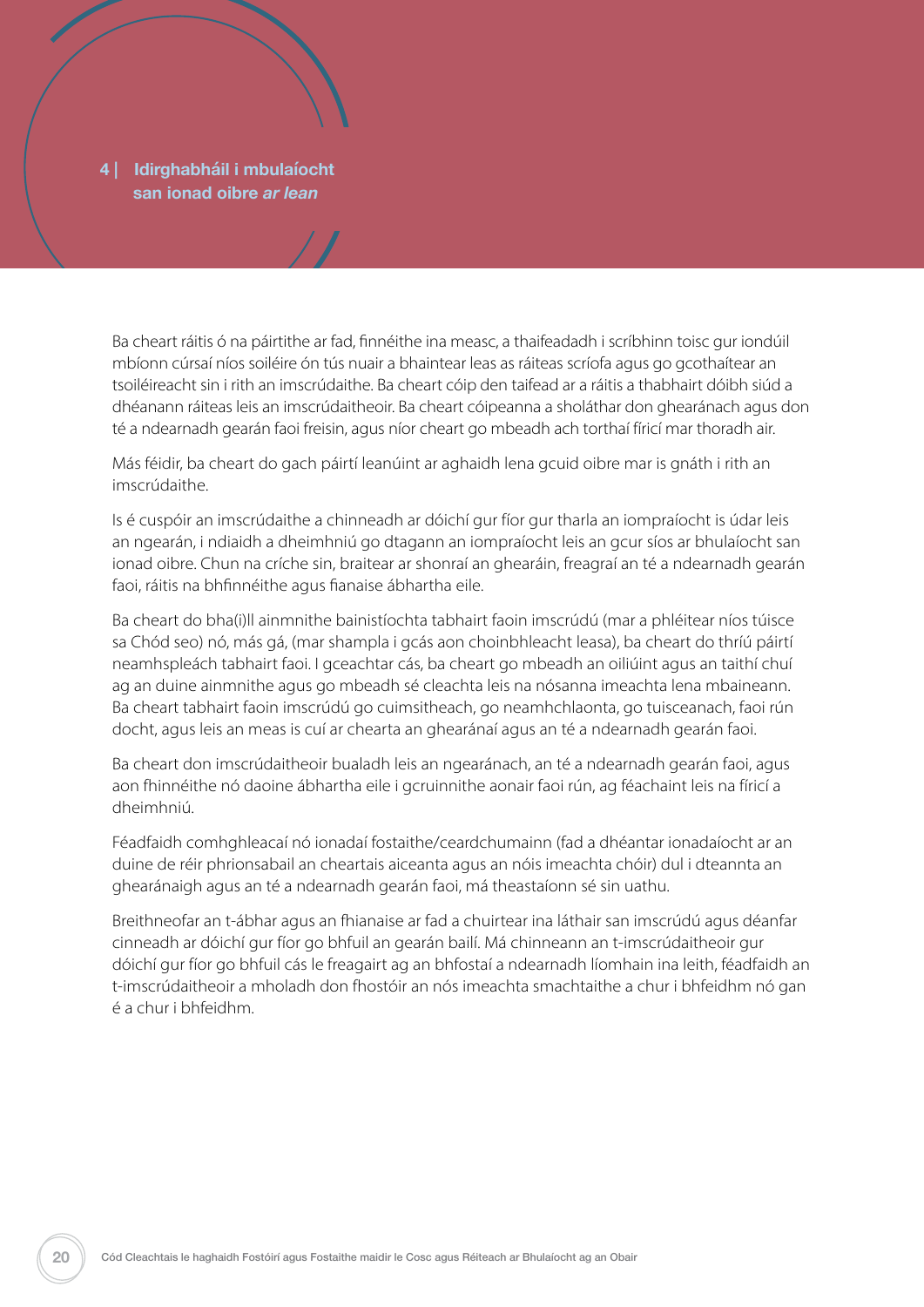## 4 | Idirghabháil i mbulaíocht san ionad oibre *ar lean*

Ba cheart ráitis ó na páirtithe ar fad, finnéithe ina measc, a thaifeadadh i scríbhinn toisc gur iondúil mbíonn cúrsaí níos soiléire ón tús nuair a bhaintear leas as ráiteas scríofa agus go gcothaítear an tsoiléireacht sin i rith an imscrúdaithe. Ba cheart cóip den taifead ar a ráitis a thabhairt dóibh siúd a dhéanann ráiteas leis an imscrúdaitheoir. Ba cheart cóipeanna a sholáthar don ghearánach agus don té a ndearnadh gearán faoi freisin, agus níor cheart go mbeadh ach torthaí fíricí mar thoradh air.

Más féidir, ba cheart do gach páirtí leanúint ar aghaidh lena gcuid oibre mar is gnáth i rith an imscrúdaithe.

Is é cuspóir an imscrúdaithe a chinneadh ar dóichí gur fíor gur tharla an iompraíocht is údar leis an ngearán, i ndiaidh a dheimhniú go dtagann an iompraíocht leis an gcur síos ar bhulaíocht san ionad oibre. Chun na críche sin, braitear ar shonraí an ghearáin, freagraí an té a ndearnadh gearán faoi, ráitis na bhfinnéithe agus fianaise ábhartha eile.

Ba cheart do bha(i)ll ainmnithe bainistíochta tabhairt faoin imscrúdú (mar a phléitear níos túisce sa Chód seo) nó, más gá, (mar shampla i gcás aon choinbhleacht leasa), ba cheart do thríú páirtí neamhspleách tabhairt faoi. I gceachtar cás, ba cheart go mbeadh an oiliúint agus an taithí chuí ag an duine ainmnithe agus go mbeadh sé cleachta leis na nósanna imeachta lena mbaineann. Ba cheart tabhairt faoin imscrúdú go cuimsitheach, go neamhchlaonta, go tuisceanach, faoi rún docht, agus leis an meas is cuí ar chearta an ghearánaí agus an té a ndearnadh gearán faoi.

Ba cheart don imscrúdaitheoir bualadh leis an ngearánach, an té a ndearnadh gearán faoi, agus aon fhinnéithe nó daoine ábhartha eile i gcruinnithe aonair faoi rún, ag féachaint leis na fíricí a dheimhniú.

Féadfaidh comhghleacaí nó ionadaí fostaithe/ceardchumainn (fad a dhéantar ionadaíocht ar an duine de réir phrionsabail an cheartais aiceanta agus an nóis imeachta chóir) dul i dteannta an ghearánaigh agus an té a ndearnadh gearán faoi, má theastaíonn sé sin uathu.

Breithneofar an t-ábhar agus an fhianaise ar fad a chuirtear ina láthair san imscrúdú agus déanfar cinneadh ar dóichí gur fíor go bhfuil an gearán bailí. Má chinneann an t-imscrúdaitheoir gur dóichí gur fíor go bhfuil cás le freagairt ag an bhfostaí a ndearnadh líomhain ina leith, féadfaidh an t-imscrúdaitheoir a mholadh don fhostóir an nós imeachta smachtaithe a chur i bhfeidhm nó gan é a chur i bhfeidhm.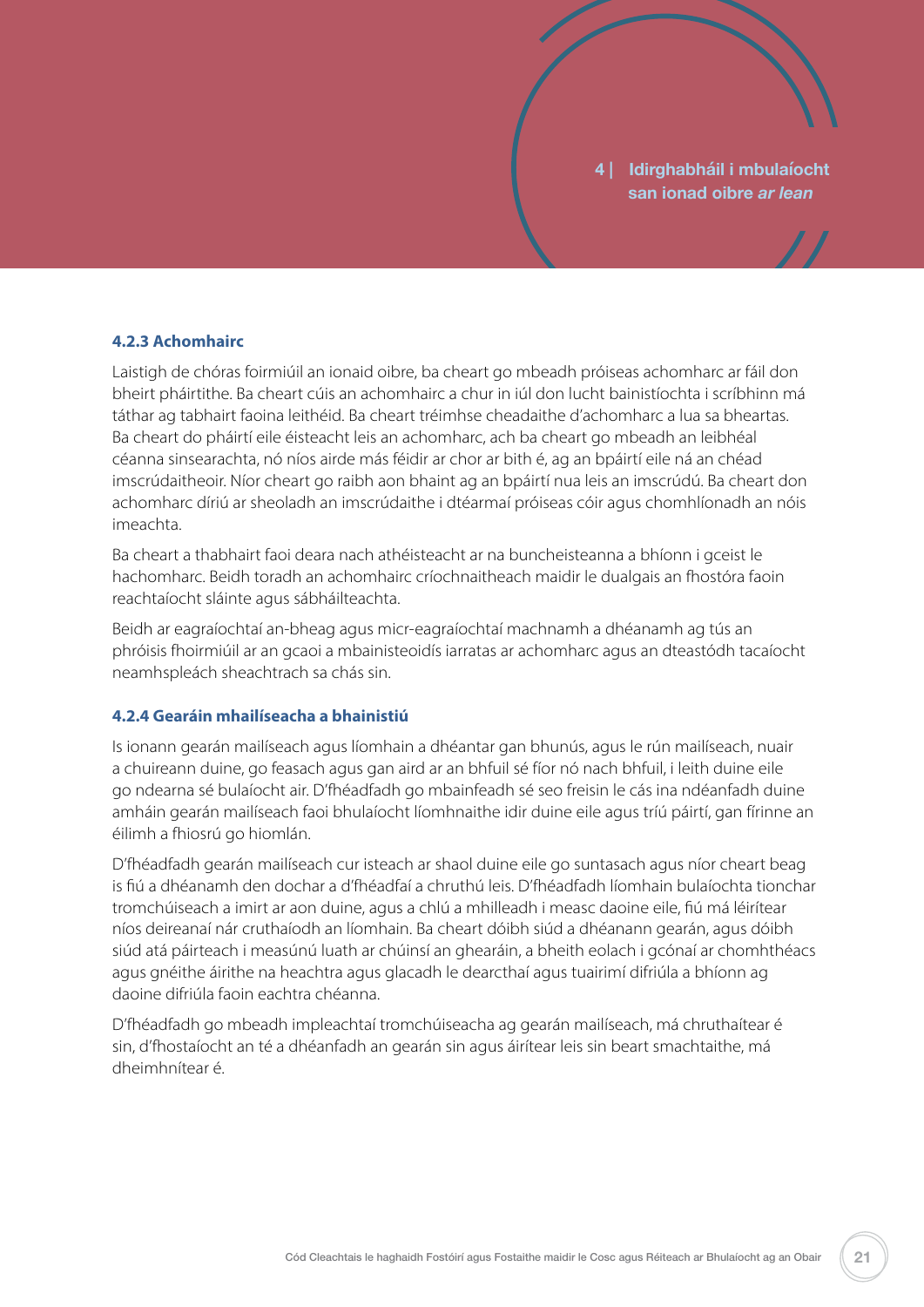### 4.2.3 Achomhairc

Laistigh de chóras foirmiúil an ionaid oibre, ba cheart go mbeadh próiseas achomharc ar fáil don bheirt pháirtithe. Ba cheart cúis an achomhairc a chur in iúl don lucht bainistíochta i scríbhinn má táthar ag tabhairt faoina leithéid. Ba cheart tréimhse cheadaithe d'achomharc a lua sa bheartas. Ba cheart do pháirtí eile éisteacht leis an achomharc, ach ba cheart go mbeadh an leibhéal céanna sinsearachta, nó níos airde más féidir ar chor ar bith é, ag an bpáirtí eile ná an chéad imscrúdaitheoir. Níor cheart go raibh aon bhaint ag an bpáirtí nua leis an imscrúdú. Ba cheart don achomharc díriú ar sheoladh an imscrúdaithe i dtéarmaí próiseas cóir agus chomhlíonadh an nóis imeachta.

Ba cheart a thabhairt faoi deara nach athéisteacht ar na buncheisteanna a bhíonn i gceist le hachomharc. Beidh toradh an achomhairc críochnaitheach maidir le dualgais an fhostóra faoin reachtaíocht sláinte agus sábháilteachta.

Beidh ar eagraíochtaí an-bheag agus micr-eagraíochtaí machnamh a dhéanamh ag tús an phróisis fhoirmiúil ar an gcaoi a mbainisteoidís iarratas ar achomharc agus an dteastódh tacaíocht neamhspleách sheachtrach sa chás sin.

### 4.2.4 Gearáin mhailíseacha a bhainistiú

Is ionann gearán mailíseach agus líomhain a dhéantar gan bhunús, agus le rún mailíseach, nuair a chuireann duine, go feasach agus gan aird ar an bhfuil sé fíor nó nach bhfuil, i leith duine eile go ndearna sé bulaíocht air. D'fhéadfadh go mbainfeadh sé seo freisin le cás ina ndéanfadh duine amháin gearán mailíseach faoi bhulaíocht líomhnaithe idir duine eile agus tríú páirtí, gan fírinne an éilimh a fhiosrú go hiomlán.

D'fhéadfadh gearán mailíseach cur isteach ar shaol duine eile go suntasach agus níor cheart beag is fiú a dhéanamh den dochar a d'fhéadfaí a chruthú leis. D'fhéadfadh líomhain bulaíochta tionchar tromchúiseach a imirt ar aon duine, agus a chlú a mhilleadh i measc daoine eile, fiú má léirítear níos deireanaí nár cruthaíodh an líomhain. Ba cheart dóibh siúd a dhéanann gearán, agus dóibh siúd atá páirteach i measúnú luath ar chúinsí an ghearáin, a bheith eolach i gcónaí ar chomhthéacs agus gnéithe áirithe na heachtra agus glacadh le dearcthaí agus tuairimí difriúla a bhíonn ag daoine difriúla faoin eachtra chéanna.

D'fhéadfadh go mbeadh impleachtaí tromchúiseacha ag gearán mailíseach, má chruthaítear é sin, d'fhostaíocht an té a dhéanfadh an gearán sin agus áirítear leis sin beart smachtaithe, má dheimhnítear é.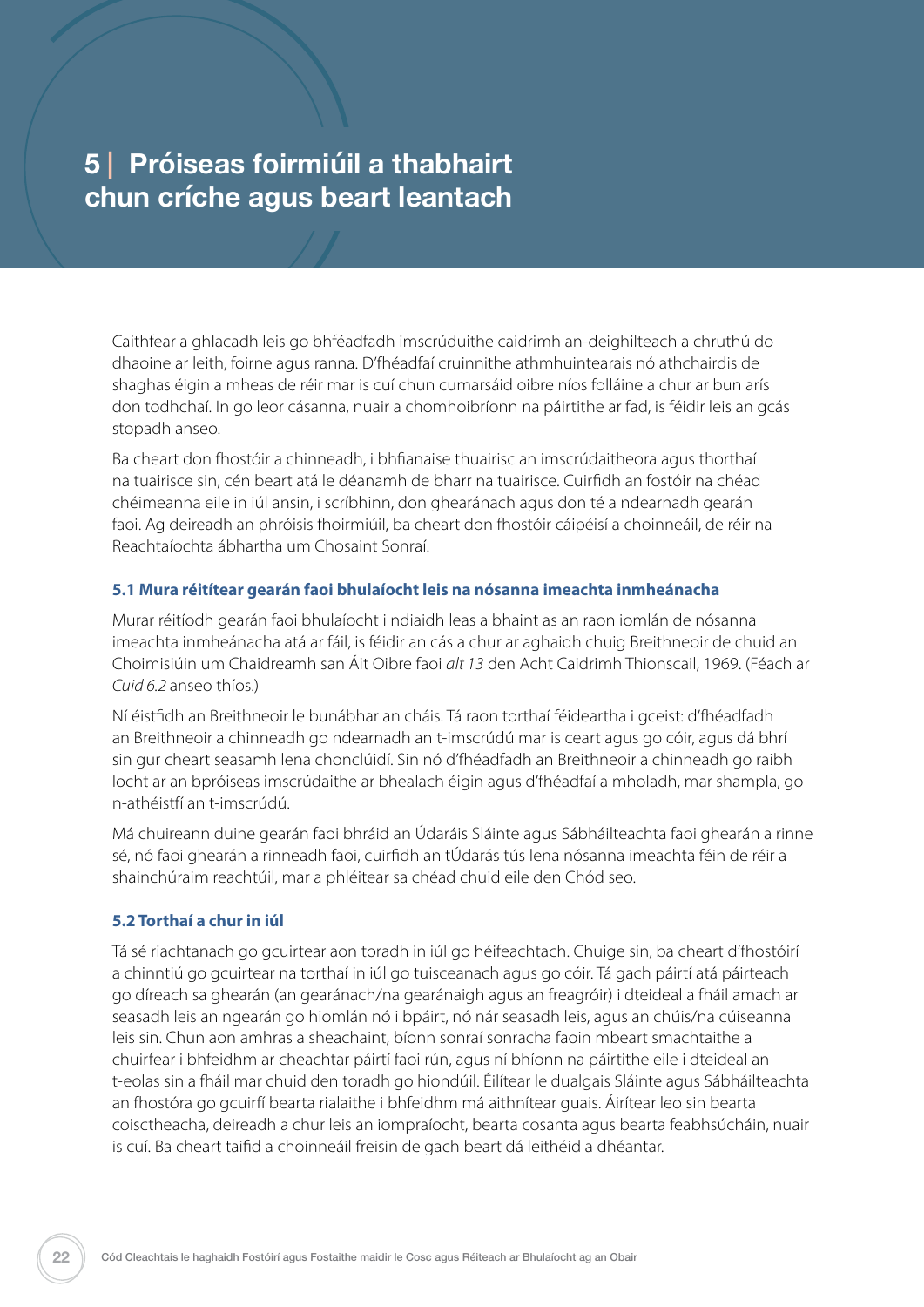# 5 | Próiseas foirmiúil a thabhairt chun críche agus beart leantach

Caithfear a ghlacadh leis go bhféadfadh imscrúduithe caidrimh an-deighilteach a chruthú do dhaoine ar leith, foirne agus ranna. D'fhéadfaí cruinnithe athmhuintearais nó athchairdis de shaghas éigin a mheas de réir mar is cuí chun cumarsáid oibre níos folláine a chur ar bun arís don todhchaí. In go leor cásanna, nuair a chomhoibríonn na páirtithe ar fad, is féidir leis an gcás stopadh anseo.

Ba cheart don fhostóir a chinneadh, i bhfianaise thuairisc an imscrúdaitheora agus thorthaí na tuairisce sin, cén beart atá le déanamh de bharr na tuairisce. Cuirfidh an fostóir na chéad chéimeanna eile in iúl ansin, i scríbhinn, don ghearánach agus don té a ndearnadh gearán faoi. Ag deireadh an phróisis fhoirmiúil, ba cheart don fhostóir cáipéisí a choinneáil, de réir na Reachtaíochta ábhartha um Chosaint Sonraí.

### 5.1 Mura réitítear gearán faoi bhulaíocht leis na nósanna imeachta inmheánacha

Murar réitíodh gearán faoi bhulaíocht i ndiaidh leas a bhaint as an raon iomlán de nósanna imeachta inmheánacha atá ar fáil, is féidir an cás a chur ar aghaidh chuig Breithneoir de chuid an Choimisiúin um Chaidreamh san Áit Oibre faoi *alt 13* den Acht Caidrimh Thionscail, 1969. (Féach ar *Cuid 6.2* anseo thíos.)

Ní éistfidh an Breithneoir le bunábhar an cháis. Tá raon torthaí féideartha i gceist: d'fhéadfadh an Breithneoir a chinneadh go ndearnadh an t-imscrúdú mar is ceart agus go cóir, agus dá bhrí sin gur cheart seasamh lena chonclúidí. Sin nó d'fhéadfadh an Breithneoir a chinneadh go raibh locht ar an bpróiseas imscrúdaithe ar bhealach éigin agus d'fhéadfaí a mholadh, mar shampla, go n-athéistfí an t-imscrúdú.

Má chuireann duine gearán faoi bhráid an Údaráis Sláinte agus Sábháilteachta faoi ghearán a rinne sé, nó faoi ghearán a rinneadh faoi, cuirfidh an tÚdarás tús lena nósanna imeachta féin de réir a shainchúraim reachtúil, mar a phléitear sa chéad chuid eile den Chód seo.

### 5.2 Torthaí a chur in iúl

Tá sé riachtanach go gcuirtear aon toradh in iúl go héifeachtach. Chuige sin, ba cheart d'fhostóirí a chinntiú go gcuirtear na torthaí in iúl go tuisceanach agus go cóir. Tá gach páirtí atá páirteach go díreach sa ghearán (an gearánach/na gearánaigh agus an freagróir) i dteideal a fháil amach ar seasadh leis an ngearán go hiomlán nó i bpáirt, nó nár seasadh leis, agus an chúis/na cúiseanna leis sin. Chun aon amhras a sheachaint, bíonn sonraí sonracha faoin mbeart smachtaithe a chuirfear i bhfeidhm ar cheachtar páirtí faoi rún, agus ní bhíonn na páirtithe eile i dteideal an t-eolas sin a fháil mar chuid den toradh go hiondúil. Éilítear le dualgais Sláinte agus Sábháilteachta an fhostóra go gcuirfí bearta rialaithe i bhfeidhm má aithnítear guais. Áirítear leo sin bearta coisctheacha, deireadh a chur leis an iompraíocht, bearta cosanta agus bearta feabhsúcháin, nuair is cuí. Ba cheart taifid a choinneáil freisin de gach beart dá leithéid a dhéantar.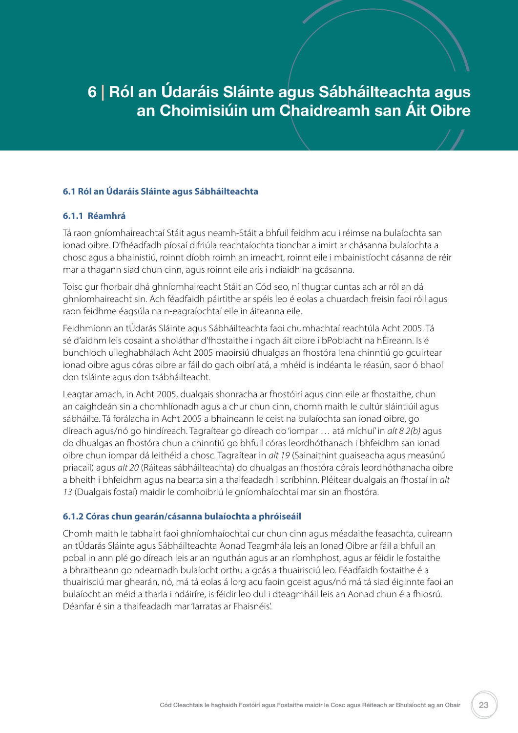# 6 | Ról an Údaráis Sláinte agus Sábháilteachta agus an Choimisiúin um Chaidreamh san Áit Oibre

## 6.1 Ról an Údaráis Sláinte agus Sábháilteachta

### 6.1.1 Réamhrá

Tá raon gníomhaireachtaí Stáit agus neamh-Stáit a bhfuil feidhm acu i réimse na bulaíochta san ionad oibre. D'fhéadfadh píosaí difriúla reachtaíochta tionchar a imirt ar chásanna bulaíochta a chosc agus a bhainistiú, roinnt díobh roimh an imeacht, roinnt eile i mbainistíocht cásanna de réir mar a thagann siad chun cinn, agus roinnt eile arís i ndiaidh na gcásanna.

Toisc gur fhorbair dhá ghníomhaireacht Stáit an Cód seo, ní thugtar cuntas ach ar ról an dá ghníomhaireacht sin. Ach féadfaidh páirtithe ar spéis leo é eolas a chuardach freisin faoi róil agus raon feidhme éagsúla na n-eagraíochtaí eile in áiteanna eile.

Feidhmíonn an tÚdarás Sláinte agus Sábháilteachta faoi chumhachtaí reachtúla Acht 2005. Tá sé d'aidhm leis cosaint a sholáthar d'fhostaithe i ngach áit oibre i bPoblacht na hÉireann. Is é bunchloch uileghabhálach Acht 2005 maoirsiú dhualgas an fhostóra lena chinntiú go gcuirtear ionad oibre agus córas oibre ar fáil do gach oibrí atá, a mhéid is indéanta le réasún, saor ó bhaol don tsláinte agus don tsábháilteacht.

Leagtar amach, in Acht 2005, dualgais shonracha ar fhostóirí agus cinn eile ar fhostaithe, chun an caighdeán sin a chomhlíonadh agus a chur chun cinn, chomh maith le cultúr sláintiúil agus sábháilte. Tá forálacha in Acht 2005 a bhaineann le ceist na bulaíochta san ionad oibre, go díreach agus/nó go hindíreach. Tagraítear go díreach do 'iompar … atá míchuí' in *alt 8 2(b)* agus do dhualgas an fhostóra chun a chinntiú go bhfuil córas leordhóthanach i bhfeidhm san ionad oibre chun iompar dá leithéid a chosc. Tagraítear in *alt 19* (Sainaithint guaiseacha agus measúnú priacail) agus *alt 20* (Ráiteas sábháilteachta) do dhualgas an fhostóra córais leordhóthanacha oibre a bheith i bhfeidhm agus na bearta sin a thaifeadadh i scríbhinn. Pléitear dualgais an fhostaí in *alt 13* (Dualgais fostaí) maidir le comhoibriú le gníomhaíochtaí mar sin an fhostóra.

### 6.1.2 Córas chun gearán/cásanna bulaíochta a phróiseáil

Chomh maith le tabhairt faoi ghníomhaíochtaí cur chun cinn agus méadaithe feasachta, cuireann an tÚdarás Sláinte agus Sábháilteachta Aonad Teagmhála leis an Ionad Oibre ar fáil a bhfuil an pobal in ann plé go díreach leis ar an nguthán agus ar an ríomhphost, agus ar féidir le fostaithe a bhraitheann go ndearnadh bulaíocht orthu a gcás a thuairisciú leo. Féadfaidh fostaithe é a thuairisciú mar ghearán, nó, má tá eolas á lorg acu faoin gceist agus/nó má tá siad éiginnte faoi an bulaíocht an méid a tharla i ndáiríre, is féidir leo dul i dteagmháil leis an Aonad chun é a fhiosrú. Déanfar é sin a thaifeadadh mar 'Iarratas ar Fhaisnéis'.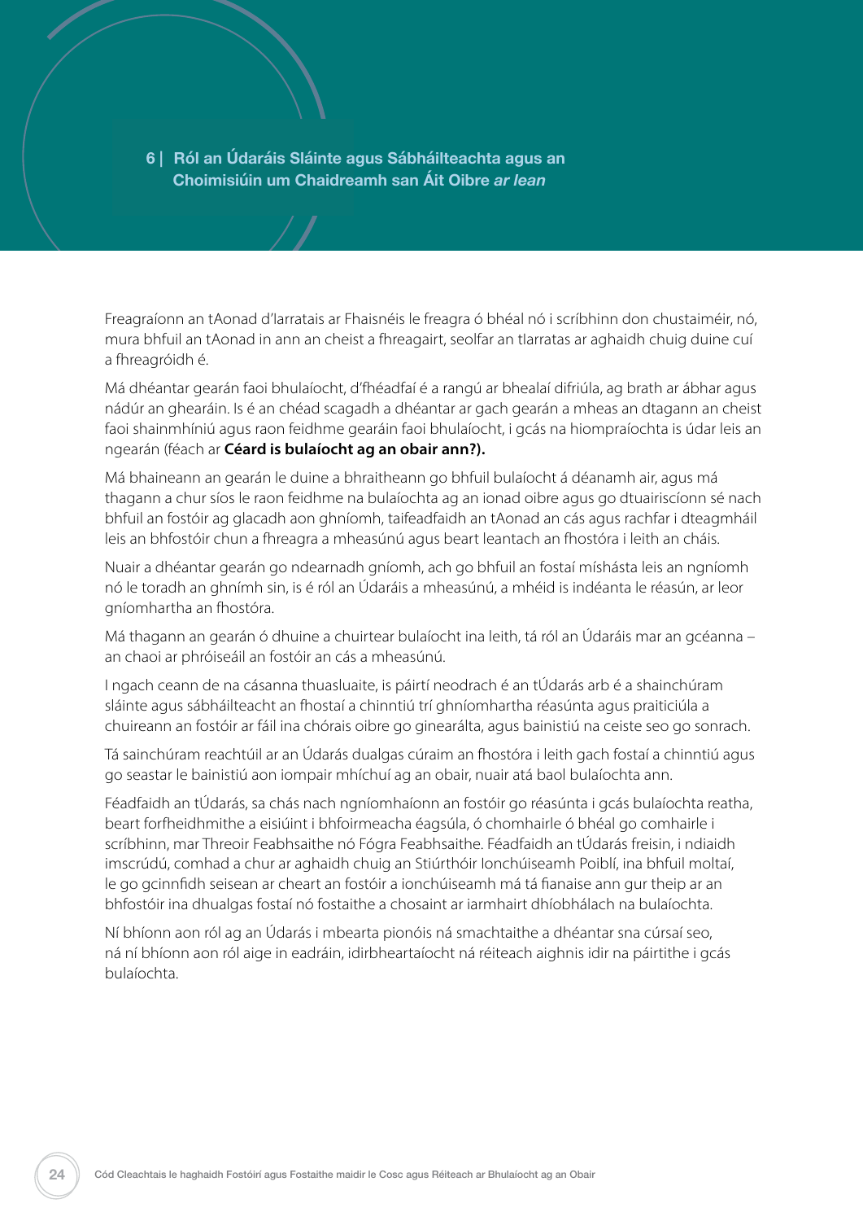## 6 | Ról an Údaráis Sláinte agus Sábháilteachta agus an Choimisiúin um Chaidreamh san Áit Oibre *ar lean*

Freagraíonn an tAonad d'Iarratais ar Fhaisnéis le freagra ó bhéal nó i scríbhinn don chustaiméir, nó, mura bhfuil an tAonad in ann an cheist a fhreagairt, seolfar an tIarratas ar aghaidh chuig duine cuí a fhreagróidh é.

Má dhéantar gearán faoi bhulaíocht, d'fhéadfaí é a rangú ar bhealaí difriúla, ag brath ar ábhar agus nádúr an ghearáin. Is é an chéad scagadh a dhéantar ar gach gearán a mheas an dtagann an cheist faoi shainmhíniú agus raon feidhme gearáin faoi bhulaíocht, i gcás na hiompraíochta is údar leis an ngearán (féach ar **Céard is bulaíocht ag an obair ann?).**

Má bhaineann an gearán le duine a bhraitheann go bhfuil bulaíocht á déanamh air, agus má thagann a chur síos le raon feidhme na bulaíochta ag an ionad oibre agus go dtuairiscíonn sé nach bhfuil an fostóir ag glacadh aon ghníomh, taifeadfaidh an tAonad an cás agus rachfar i dteagmháil leis an bhfostóir chun a fhreagra a mheasúnú agus beart leantach an fhostóra i leith an cháis.

Nuair a dhéantar gearán go ndearnadh gníomh, ach go bhfuil an fostaí míshásta leis an ngníomh nó le toradh an ghnímh sin, is é ról an Údaráis a mheasúnú, a mhéid is indéanta le réasún, ar leor gníomhartha an fhostóra.

Má thagann an gearán ó dhuine a chuirtear bulaíocht ina leith, tá ról an Údaráis mar an gcéanna – an chaoi ar phróiseáil an fostóir an cás a mheasúnú.

I ngach ceann de na cásanna thuasluaite, is páirtí neodrach é an tÚdarás arb é a shainchúram sláinte agus sábháilteacht an fhostaí a chinntiú trí ghníomhartha réasúnta agus praiticiúla a chuireann an fostóir ar fáil ina chórais oibre go ginearálta, agus bainistiú na ceiste seo go sonrach.

Tá sainchúram reachtúil ar an Údarás dualgas cúraim an fhostóra i leith gach fostaí a chinntiú agus go seastar le bainistiú aon iompair mhíchuí ag an obair, nuair atá baol bulaíochta ann.

Féadfaidh an tÚdarás, sa chás nach ngníomhaíonn an fostóir go réasúnta i gcás bulaíochta reatha, beart forfheidhmithe a eisiúint i bhfoirmeacha éagsúla, ó chomhairle ó bhéal go comhairle i scríbhinn, mar Threoir Feabhsaithe nó Fógra Feabhsaithe. Féadfaidh an tÚdarás freisin, i ndiaidh imscrúdú, comhad a chur ar aghaidh chuig an Stiúrthóir Ionchúiseamh Poiblí, ina bhfuil moltaí, le go gcinnfidh seisean ar cheart an fostóir a ionchúiseamh má tá fianaise ann gur theip ar an bhfostóir ina dhualgas fostaí nó fostaithe a chosaint ar iarmhairt dhíobhálach na bulaíochta.

Ní bhíonn aon ról ag an Údarás i mbearta pionóis ná smachtaithe a dhéantar sna cúrsaí seo, ná ní bhíonn aon ról aige in eadráin, idirbheartaíocht ná réiteach aighnis idir na páirtithe i gcás bulaíochta.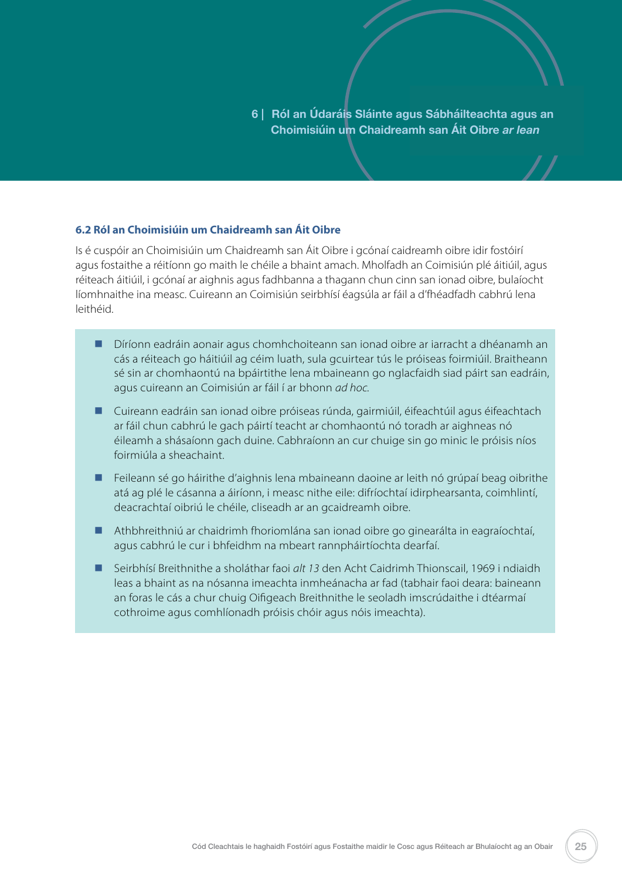## 6.2 Ról an Choimisiúin um Chaidreamh san Áit Oibre

Is é cuspóir an Choimisiúin um Chaidreamh san Áit Oibre i gcónaí caidreamh oibre idir fostóirí agus fostaithe a réitíonn go maith le chéile a bhaint amach. Mholfadh an Coimisiún plé áitiúil, agus réiteach áitiúil, i gcónaí ar aighnis agus fadhbanna a thagann chun cinn san ionad oibre, bulaíocht líomhnaithe ina measc. Cuireann an Coimisiún seirbhísí éagsúla ar fáil a d'fhéadfadh cabhrú lena leithéid.

- Díríonn eadráin aonair agus chomhchoiteann san ionad oibre ar iarracht a dhéanamh an cás a réiteach go háitiúil ag céim luath, sula gcuirtear tús le próiseas foirmiúil. Braitheann sé sin ar chomhaontú na bpáirtithe lena mbaineann go nglacfaidh siad páirt san eadráin, agus cuireann an Coimisiún ar fáil í ar bhonn *ad hoc*.
- Cuireann eadráin san ionad oibre próiseas rúnda, gairmiúil, éifeachtúil agus éifeachtach ar fáil chun cabhrú le gach páirtí teacht ar chomhaontú nó toradh ar aighneas nó éileamh a shásaíonn gach duine. Cabhraíonn an cur chuige sin go minic le próisis níos foirmiúla a sheachaint.
- Feileann sé go háirithe d'aighnis lena mbaineann daoine ar leith nó grúpaí beag oibrithe atá ag plé le cásanna a áiríonn, i measc nithe eile: difríochtaí idirphearsanta, coimhlintí, deacrachtaí oibriú le chéile, cliseadh ar an gcaidreamh oibre.
- Athbhreithniú ar chaidrimh fhoriomlána san ionad oibre go ginearálta in eagraíochtaí, agus cabhrú le cur i bhfeidhm na mbeart rannpháirtíochta dearfaí.
- Seirbhísí Breithnithe a sholáthar faoi *alt 13* den Acht Caidrimh Thionscail, 1969 i ndiaidh leas a bhaint as na nósanna imeachta inmheánacha ar fad (tabhair faoi deara: baineann an foras le cás a chur chuig Oifigeach Breithnithe le seoladh imscrúdaithe i dtéarmaí cothroime agus comhlíonadh próisis chóir agus nóis imeachta).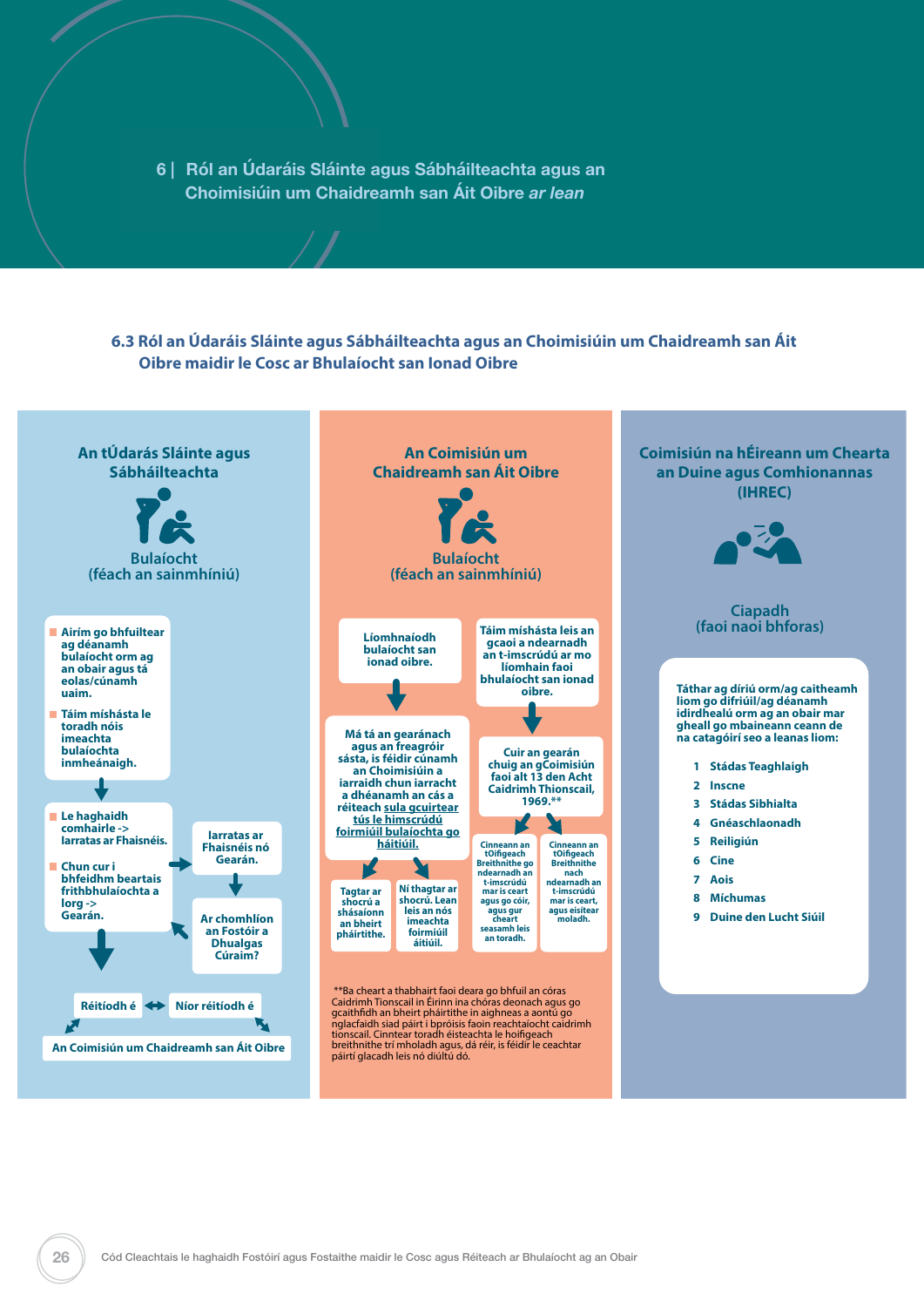## 6 | Ról an Údaráis Sláinte agus Sábháilteachta agus an Choimisiúin um Chaidreamh san Áit Oibre *ar lean*

### 6.3 Ról an Údaráis Sláinte agus Sábháilteachta agus an Choimisiúin um Chaidreamh san Áit Oibre maidir le Cosc ar Bhulaíocht san Ionad Oibre

#### An tÚdarás Sláinte agus Sábháilteachta

**Bulaíocht**
(féach an sainmhíniú)

- Airím go bhfuiltear ag déanamh bulaíocht orm ag an obair agus tá eolas/cúnamh uaim.
- Táim míshásta le toradh nóis imeachta bulaíochta inmheánaigh.

↓

- Le haghaidh comhairle -> Iarratas ar Fhaisnéis.
- Chun cur i bhfeidhm beartais frithbhulaíochta a lorg -> Gearán.

→ Iarratas ar Fhaisnéis nó Gearán.

↓

Ar chomhlíon an Fostóir a Dhualgas Cúraim?

Réitíodh é ↔ Níor réitíodh é

An Coimisiún um Chaidreamh san Áit Oibre

#### An Coimisiún um Chaidreamh san Áit Oibre

**Bulaíocht**
(féach an sainmhíniú)

Líomhnaíodh bulaíocht san ionad oibre.

↓

Má tá an gearánach agus an freagróir sásta, is féidir cúnamh an Choimisiúin a iarraidh chun iarracht a dhéanamh an cás a réiteach sula gcuirtear tús le himscrúdú foirmiúil bulaíochta go háitiúil.

- Tagtar ar shocrú a shásaíonn an bheirt pháirtithe.
- Ní thagtar ar shocrú. Lean leis an nós imeachta foirmiúil áitiúil.

Táim míshásta leis an gcaoi a ndearnadh an t-imscrúdú ar mo líomhain faoi bhulaíocht san ionad oibre.

↓

Cuir an gearán chuig an gCoimisiún faoi alt 13 den Acht Caidrimh Thionscail, 1969.**

- Cinneann an tOifigeach Breithnithe go ndearnadh an t-imscrúdú mar is ceart agus go cóir, agus gur cheart seasamh leis an toradh.
- Cinneann an tOifigeach Breithnithe nach ndearnadh an t-imscrúdú mar is ceart, agus eisítear moladh.

**Ba cheart a thabhairt faoi deara go bhfuil an córas Caidrimh Tionscail in Éirinn ina chóras deonach agus go gcaithfidh an bheirt pháirtithe in aighneas a aontú go nglacfaidh siad páirt i bpróisis faoin reachtaíocht caidrimh tionscail. Cinntear toradh éisteachta le hoifigeach breithnithe trí mholadh agus, dá réir, is féidir le ceachtar páirtí glacadh leis nó diúltú dó.

#### Coimisiún na hÉireann um Chearta an Duine agus Comhionannas (IHREC)

**Ciapadh**
(faoi naoi bhforas)

Táthar ag díriú orm/ag caitheamh liom go difriúil/ag déanamh idirdhealú orm ag an obair mar gheall go mbaineann ceann de na catagóirí seo a leanas liom:

1. Stádas Teaghlaigh
2. Inscne
3. Stádas Sibhialta
4. Gnéaschlaonadh
5. Reiligiún
6. Cine
7. Aois
8. Míchumas
9. Duine den Lucht Siúil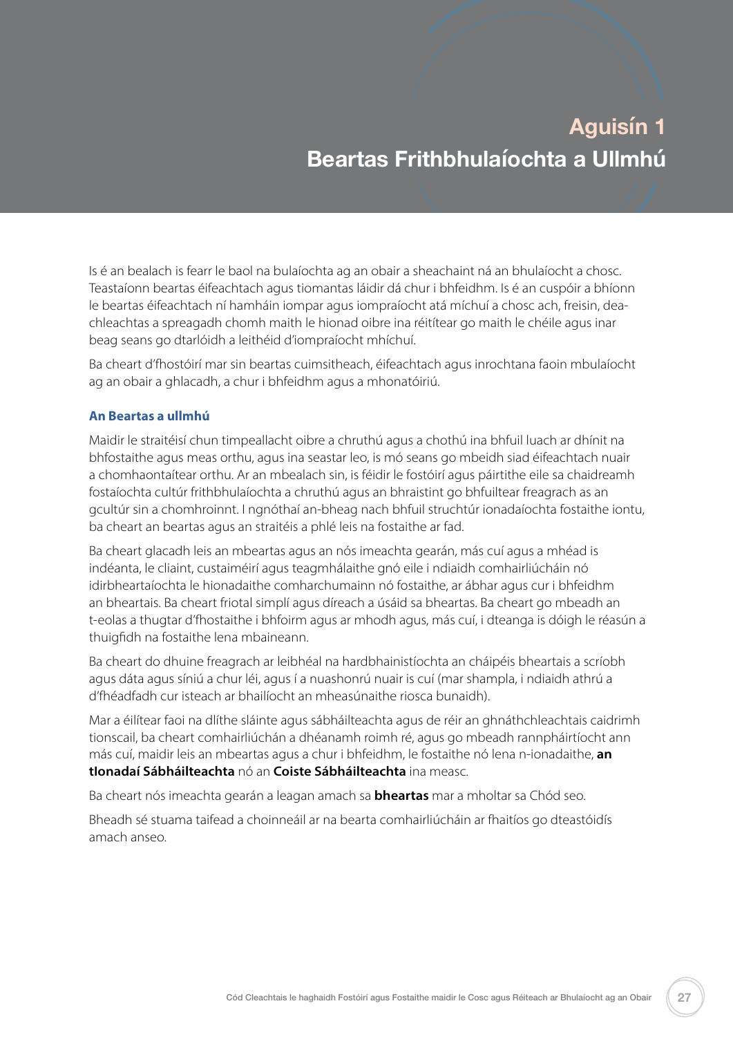# Aguisín 1
# Beartas Frithbhulaíochta a Ullmhú

Is é an bealach is fearr le baol na bulaíochta ag an obair a sheachaint ná an bhulaíocht a chosc. Teastaíonn beartas éifeachtach agus tiomantas láidir dá chur i bhfeidhm. Is é an cuspóir a bhíonn le beartas éifeachtach ní hamháin iompar agus iompraíocht atá míchuí a chosc ach, freisin, dea-chleachtas a spreagadh chomh maith le hionad oibre ina réitítear go maith le chéile agus inar beag seans go dtarlóidh a leithéid d'iompraíocht mhíchuí.

Ba cheart d'fhostóirí mar sin beartas cuimsitheach, éifeachtach agus inrochtana faoin mbulaíocht ag an obair a ghlacadh, a chur i bhfeidhm agus a mhonatóiriú.

### An Beartas a ullmhú

Maidir le straitéisí chun timpeallacht oibre a chruthú agus a chothú ina bhfuil luach ar dhínit na bhfostaithe agus meas orthu, agus ina seastar leo, is mó seans go mbeidh siad éifeachtach nuair a chomhaontaítear orthu. Ar an mbealach sin, is féidir le fostóirí agus páirtithe eile sa chaidreamh fostaíochta cultúr frithbhulaíochta a chruthú agus an bhraistint go bhfuiltear freagrach as an gcultúr sin a chomhroinnt. I ngnóthaí an-bheag nach bhfuil struchtúr ionadaíochta fostaithe iontu, ba cheart an beartas agus an straitéis a phlé leis na fostaithe ar fad.

Ba cheart glacadh leis an mbeartas agus an nós imeachta gearán, más cuí agus a mhéad is indéanta, le cliaint, custaiméirí agus teagmhálaithe gnó eile i ndiaidh comhairliúcháin nó idirbheartaíochta le hionadaithe comharchumainn nó fostaithe, ar ábhar agus cur i bhfeidhm an bheartais. Ba cheart friotal simplí agus díreach a úsáid sa bheartas. Ba cheart go mbeadh an t-eolas a thugtar d'fhostaithe i bhfoirm agus ar mhodh agus, más cuí, i dteanga is dóigh le réasún a thuigfidh na fostaithe lena mbaineann.

Ba cheart do dhuine freagrach ar leibhéal na hardbhainistíochta an cháipéis bheartais a scríobh agus dáta agus síniú a chur léi, agus í a nuashonrú nuair is cuí (mar shampla, i ndiaidh athrú a d'fhéadfadh cur isteach ar bhailíocht an mheasúnaithe riosca bunaidh).

Mar a éilítear faoi na dlíthe sláinte agus sábháilteachta agus de réir an ghnáthchleachtais caidrimh tionscail, ba cheart comhairliúchán a dhéanamh roimh ré, agus go mbeadh rannpháirtíocht ann más cuí, maidir leis an mbeartas agus a chur i bhfeidhm, le fostaithe nó lena n-ionadaithe, **an tIonadaí Sábháilteachta** nó an **Coiste Sábháilteachta** ina measc.

Ba cheart nós imeachta gearán a leagan amach sa **bheartas** mar a mholtar sa Chód seo.

Bheadh sé stuama taifead a choinneáil ar na bearta comhairliúcháin ar fhaitíos go dteastóidís amach anseo.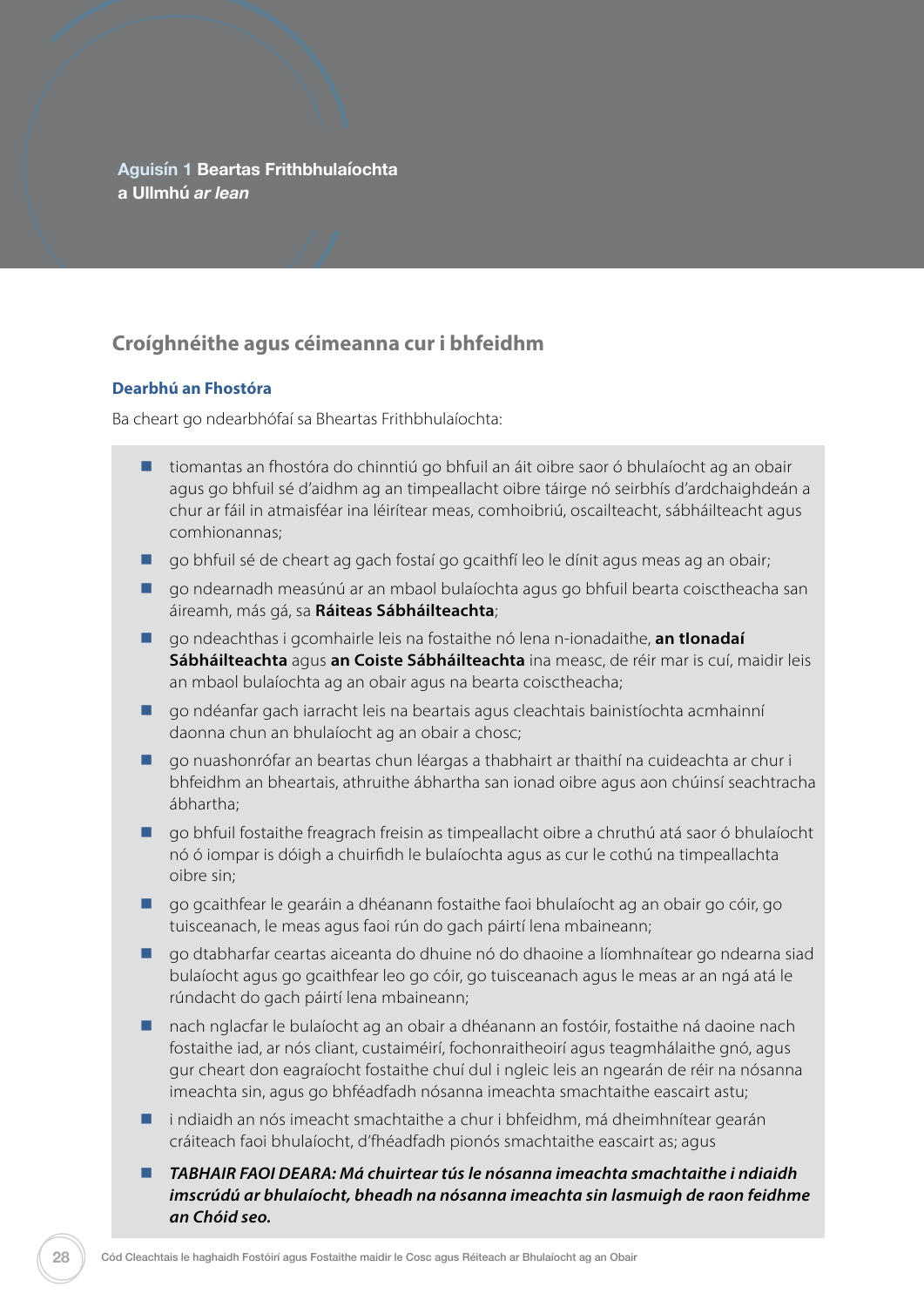**Aguisín 1 Beartas Frithbhulaíochta a Ullmhú *ar lean***

## Croíghnéithe agus céimeanna cur i bhfeidhm

### Dearbhú an Fhostóra

Ba cheart go ndearbhófaí sa Bheartas Frithbhulaíochta:

- tiomantas an fhostóra do chinntiú go bhfuil an áit oibre saor ó bhulaíocht ag an obair agus go bhfuil sé d'aidhm ag an timpeallacht oibre táirge nó seirbhís d'ardchaighdeán a chur ar fáil in atmaisféar ina léirítear meas, comhoibriú, oscailteacht, sábháilteacht agus comhionannas;
- go bhfuil sé de cheart ag gach fostaí go gcaithfí leo le dínit agus meas ag an obair;
- go ndearnadh measúnú ar an mbaol bulaíochta agus go bhfuil bearta coisctheacha san áireamh, más gá, sa **Ráiteas Sábháilteachta**;
- go ndeachthas i gcomhairle leis na fostaithe nó lena n-ionadaithe, **an tIonadaí Sábháilteachta** agus **an Coiste Sábháilteachta** ina measc, de réir mar is cuí, maidir leis an mbaol bulaíochta ag an obair agus na bearta coisctheacha;
- go ndéanfar gach iarracht leis na beartais agus cleachtais bainistíochta acmhainní daonna chun an bhulaíocht ag an obair a chosc;
- go nuashonrófar an beartas chun léargas a thabhairt ar thaithí na cuideachta ar chur i bhfeidhm an bheartais, athruithe ábhartha san ionad oibre agus aon chúinsí seachtracha ábhartha;
- go bhfuil fostaithe freagrach freisin as timpeallacht oibre a chruthú atá saor ó bhulaíocht nó ó iompar is dóigh a chuirfidh le bulaíochta agus as cur le cothú na timpeallachta oibre sin;
- go gcaithfear le gearáin a dhéanann fostaithe faoi bhulaíocht ag an obair go cóir, go tuisceanach, le meas agus faoi rún do gach páirtí lena mbaineann;
- go dtabharfar ceartas aiceanta do dhuine nó do dhaoine a líomhnaítear go ndearna siad bulaíocht agus go gcaithfear leo go cóir, go tuisceanach agus le meas ar an ngá atá le rúndacht do gach páirtí lena mbaineann;
- nach nglacfar le bulaíocht ag an obair a dhéanann an fostóir, fostaithe ná daoine nach fostaithe iad, ar nós cliant, custaiméirí, fochonraitheoirí agus teagmhálaithe gnó, agus gur cheart don eagraíocht fostaithe chuí dul i ngleic leis an ngearán de réir na nósanna imeachta sin, agus go bhféadfadh nósanna imeachta smachtaithe eascairt astu;
- i ndiaidh an nós imeacht smachtaithe a chur i bhfeidhm, má dheimhnítear gearán cráiteach faoi bhulaíocht, d'fhéadfadh pionós smachtaithe eascairt as; agus
- ***TABHAIR FAOI DEARA: Má chuirtear tús le nósanna imeachta smachtaithe i ndiaidh imscrúdú ar bhulaíocht, bheadh na nósanna imeachta sin lasmuigh de raon feidhme an Chóid seo.***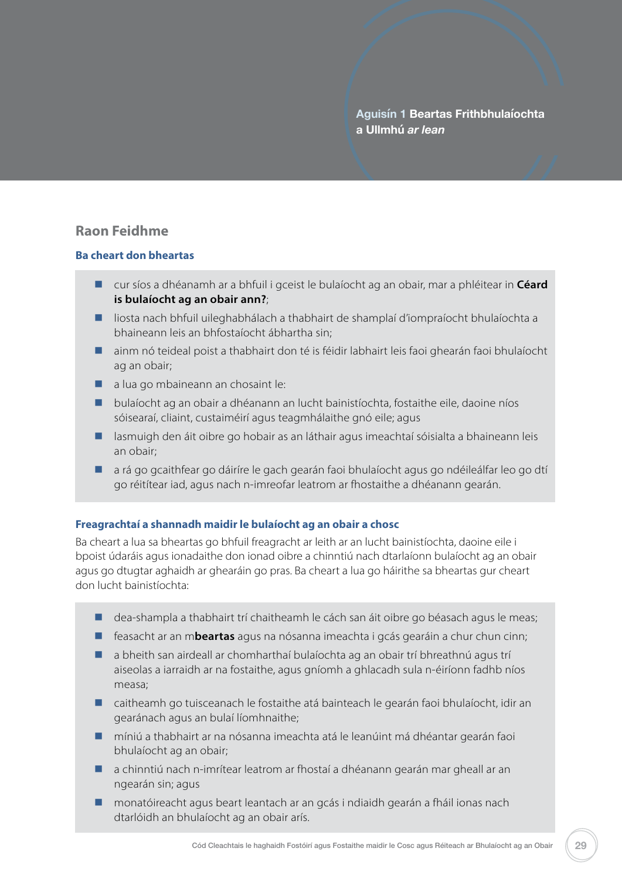Aguisín 1 **Beartas Frithbhulaíochta a Ullmhú** *ar lean*

## Raon Feidhme

### Ba cheart don bheartas

- cur síos a dhéanamh ar a bhfuil i gceist le bulaíocht ag an obair, mar a phléitear in **Céard is bulaíocht ag an obair ann?**;
- liosta nach bhfuil uileghabhálach a thabhairt de shamplaí d'iompraíocht bhulaíochta a bhaineann leis an bhfostaíocht ábhartha sin;
- ainm nó teideal poist a thabhairt don té is féidir labhairt leis faoi ghearán faoi bhulaíocht ag an obair;
- a lua go mbaineann an chosaint le:
- bulaíocht ag an obair a dhéanann an lucht bainistíochta, fostaithe eile, daoine níos sóisearaí, cliaint, custaiméirí agus teagmhálaithe gnó eile; agus
- lasmuigh den áit oibre go hobair as an láthair agus imeachtaí sóisialta a bhaineann leis an obair;
- a rá go gcaithfear go dáiríre le gach gearán faoi bhulaíocht agus go ndéileálfar leo go dtí go réitítear iad, agus nach n-imreofar leatrom ar fhostaithe a dhéanann gearán.

### Freagrachtaí a shannadh maidir le bulaíocht ag an obair a chosc

Ba cheart a lua sa bheartas go bhfuil freagracht ar leith ar an lucht bainistíochta, daoine eile i bpoist údaráis agus ionadaithe don ionad oibre a chinntiú nach dtarlaíonn bulaíocht ag an obair agus go dtugtar aghaidh ar ghearáin go pras. Ba cheart a lua go háirithe sa bheartas gur cheart don lucht bainistíochta:

- dea-shampla a thabhairt trí chaitheamh le cách san áit oibre go béasach agus le meas;
- feasacht ar an m**beartas** agus na nósanna imeachta i gcás gearáin a chur chun cinn;
- a bheith san airdeall ar chomharthaí bulaíochta ag an obair trí bhreathnú agus trí aiseolas a iarraidh ar na fostaithe, agus gníomh a ghlacadh sula n-éiríonn fadhb níos measa;
- caitheamh go tuisceanach le fostaithe atá bainteach le gearán faoi bhulaíocht, idir an gearánach agus an bulaí líomhnaithe;
- míniú a thabhairt ar na nósanna imeachta atá le leanúint má dhéantar gearán faoi bhulaíocht ag an obair;
- a chinntiú nach n-imrítear leatrom ar fhostaí a dhéanann gearán mar gheall ar an ngearán sin; agus
- monatóireacht agus beart leantach ar an gcás i ndiaidh gearán a fháil ionas nach dtarlóidh an bhulaíocht ag an obair arís.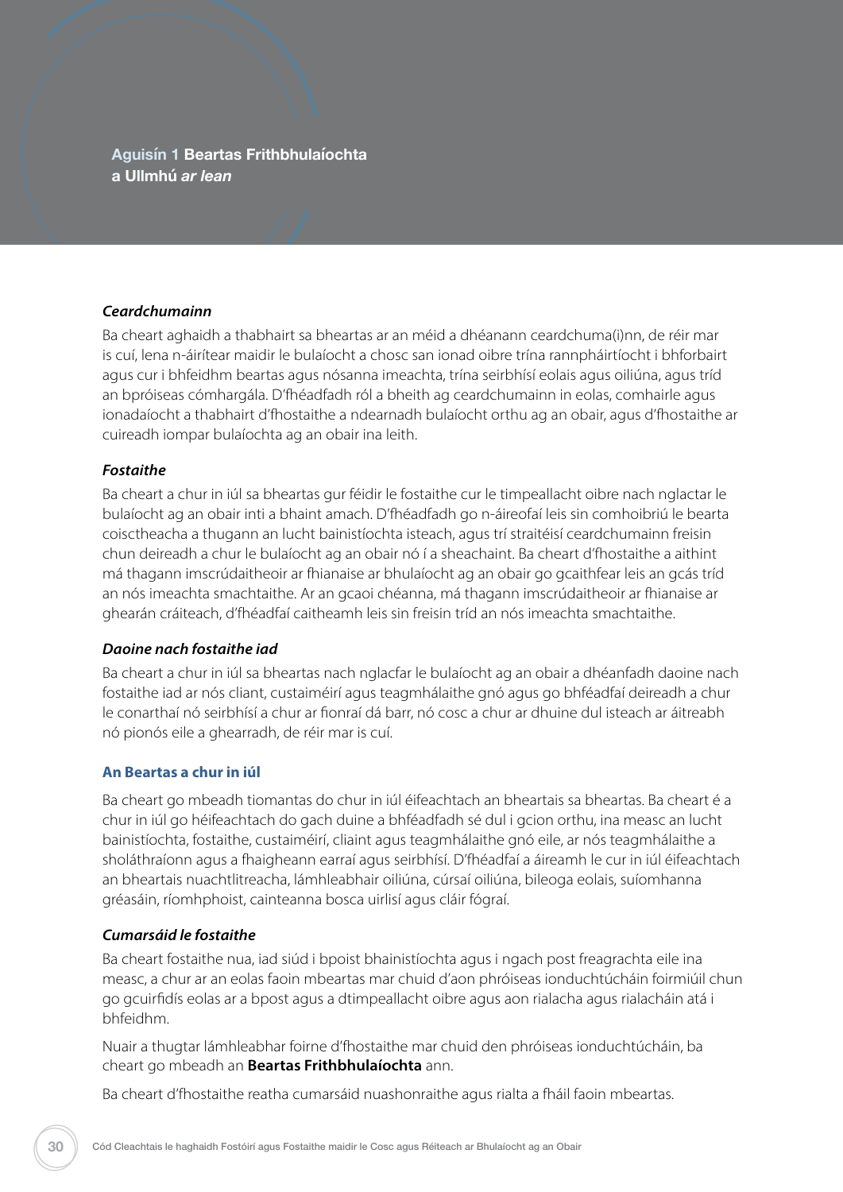## Aguisín 1 Beartas Frithbhulaíochta a Ullmhú *ar lean*

***Ceardchumainn***

Ba cheart aghaidh a thabhairt sa bheartas ar an méid a dhéanann ceardchuma(i)nn, de réir mar is cuí, lena n-áirítear maidir le bulaíocht a chosc san ionad oibre trína rannpháirtíocht i bhforbairt agus cur i bhfeidhm beartas agus nósanna imeachta, trína seirbhísí eolais agus oiliúna, agus tríd an bpróiseas cómhargála. D'fhéadfadh ról a bheith ag ceardchumainn in eolas, comhairle agus ionadaíocht a thabhairt d'fhostaithe a ndearnadh bulaíocht orthu ag an obair, agus d'fhostaithe ar cuireadh iompar bulaíochta ag an obair ina leith.

***Fostaithe***

Ba cheart a chur in iúl sa bheartas gur féidir le fostaithe cur le timpeallacht oibre nach nglactar le bulaíocht ag an obair inti a bhaint amach. D'fhéadfadh go n-áireofaí leis sin comhoibriú le bearta coisctheacha a thugann an lucht bainistíochta isteach, agus trí straitéisí ceardchumainn freisin chun deireadh a chur le bulaíocht ag an obair nó í a sheachaint. Ba cheart d'fhostaithe a aithint má thagann imscrúdaitheoir ar fhianaise ar bhulaíocht ag an obair go gcaithfear leis an gcás tríd an nós imeachta smachtaithe. Ar an gcaoi chéanna, má thagann imscrúdaitheoir ar fhianaise ar ghearán cráiteach, d'fhéadfaí caitheamh leis sin freisin tríd an nós imeachta smachtaithe.

***Daoine nach fostaithe iad***

Ba cheart a chur in iúl sa bheartas nach nglacfar le bulaíocht ag an obair a dhéanfadh daoine nach fostaithe iad ar nós cliant, custaiméirí agus teagmhálaithe gnó agus go bhféadfaí deireadh a chur le conarthaí nó seirbhísí a chur ar fionraí dá barr, nó cosc a chur ar dhuine dul isteach ar áitreabh nó pionós eile a ghearradh, de réir mar is cuí.

### An Beartas a chur in iúl

Ba cheart go mbeadh tiomantas do chur in iúl éifeachtach an bheartais sa bheartas. Ba cheart é a chur in iúl go héifeachtach do gach duine a bhféadfadh sé dul i gcion orthu, ina measc an lucht bainistíochta, fostaithe, custaiméirí, cliaint agus teagmhálaithe gnó eile, ar nós teagmhálaithe a sholáthraíonn agus a fhaigheann earraí agus seirbhísí. D'fhéadfaí a áireamh le cur in iúl éifeachtach an bheartais nuachtlitreacha, lámhleabhair oiliúna, cúrsaí oiliúna, bileoga eolais, suíomhanna gréasáin, ríomhphoist, cainteanna bosca uirlisí agus cláir fógraí.

***Cumarsáid le fostaithe***

Ba cheart fostaithe nua, iad siúd i bpoist bhainistíochta agus i ngach post freagrachta eile ina measc, a chur ar an eolas faoin mbeartas mar chuid d'aon phróiseas ionduchtúcháin foirmiúil chun go gcuirfidís eolas ar a bpost agus a dtimpeallacht oibre agus aon rialacha agus rialacháin atá i bhfeidhm.

Nuair a thugtar lámhleabhar foirne d'fhostaithe mar chuid den phróiseas ionduchtúcháin, ba cheart go mbeadh an **Beartas Frithbhulaíochta** ann.

Ba cheart d'fhostaithe reatha cumarsáid nuashonraithe agus rialta a fháil faoin mbeartas.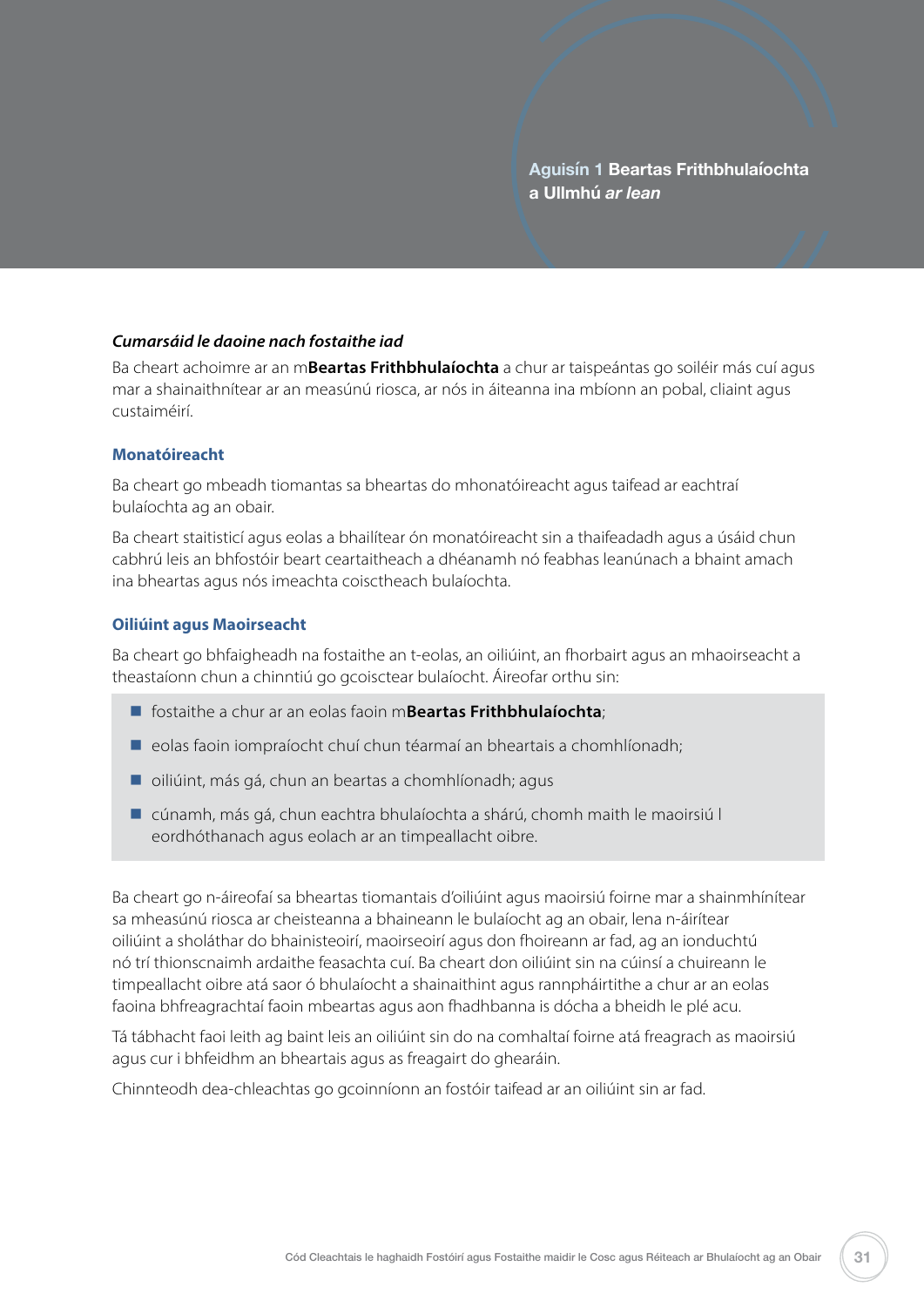### *Cumarsáid le daoine nach fostaithe iad*

Ba cheart achoimre ar an m**Beartas Frithbhulaíochta** a chur ar taispeántas go soiléir más cuí agus mar a shainaithnítear ar an measúnú riosca, ar nós in áiteanna ina mbíonn an pobal, cliaint agus custaiméirí.

### Monatóireacht

Ba cheart go mbeadh tiomantas sa bheartas do mhonatóireacht agus taifead ar eachtraí bulaíochta ag an obair.

Ba cheart staitisticí agus eolas a bhailítear ón monatóireacht sin a thaifeadadh agus a úsáid chun cabhrú leis an bhfostóir beart ceartaitheach a dhéanamh nó feabhas leanúnach a bhaint amach ina bheartas agus nós imeachta coisctheach bulaíochta.

### Oiliúint agus Maoirseacht

Ba cheart go bhfaigheadh na fostaithe an t-eolas, an oiliúint, an fhorbairt agus an mhaoirseacht a theastaíonn chun a chinntiú go gcoisctear bulaíocht. Áireofar orthu sin:

- fostaithe a chur ar an eolas faoin m**Beartas Frithbhulaíochta**;
- eolas faoin iompraíocht chuí chun téarmaí an bheartais a chomhlíonadh;
- oiliúint, más gá, chun an beartas a chomhlíonadh; agus
- cúnamh, más gá, chun eachtra bhulaíochta a shárú, chomh maith le maoirsiú l eordhóthanach agus eolach ar an timpeallacht oibre.

Ba cheart go n-áireofaí sa bheartas tiomantais d'oiliúint agus maoirsiú foirne mar a shainmhínítear sa mheasúnú riosca ar cheisteanna a bhaineann le bulaíocht ag an obair, lena n-áirítear oiliúint a sholáthar do bhainisteoirí, maoirseoirí agus don fhoireann ar fad, ag an ionduchtú nó trí thionscnaimh ardaithe feasachta cuí. Ba cheart don oiliúint sin na cúinsí a chuireann le timpeallacht oibre atá saor ó bhulaíocht a shainaithint agus rannpháirtithe a chur ar an eolas faoina bhfreagrachtaí faoin mbeartas agus aon fhadhbanna is dócha a bheidh le plé acu.

Tá tábhacht faoi leith ag baint leis an oiliúint sin do na comhaltaí foirne atá freagrach as maoirsiú agus cur i bhfeidhm an bheartais agus as freagairt do ghearáin.

Chinnteodh dea-chleachtas go gcoinníonn an fostóir taifead ar an oiliúint sin ar fad.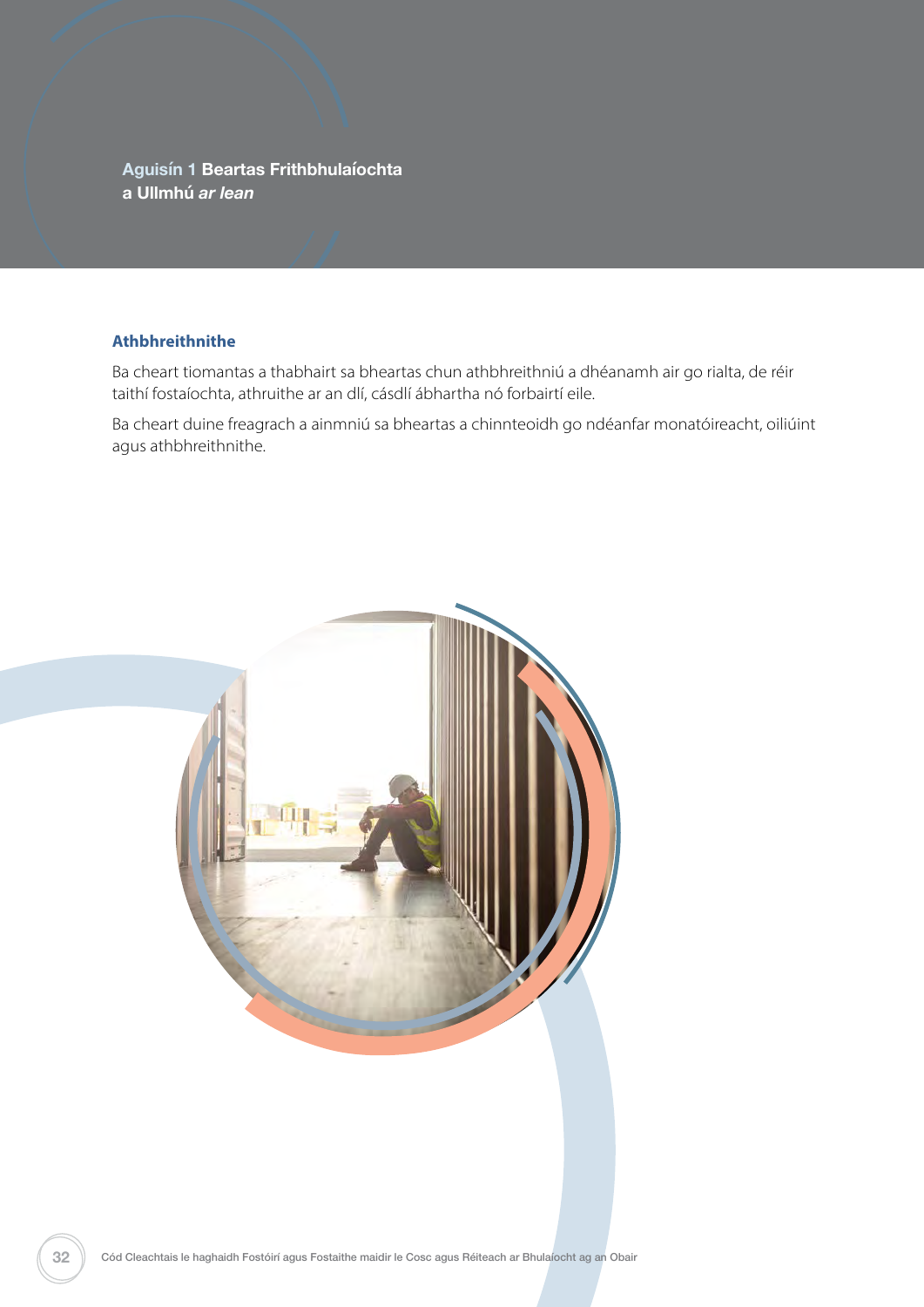Aguisín 1 **Beartas Frithbhulaíochta a Ullmhú** ***ar lean***

### Athbhreithnithe

Ba cheart tiomantas a thabhairt sa bheartas chun athbhreithniú a dhéanamh air go rialta, de réir taithí fostaíochta, athruithe ar an dlí, cásdlí ábhartha nó forbairtí eile.

Ba cheart duine freagrach a ainmniú sa bheartas a chinnteoidh go ndéanfar monatóireacht, oiliúint agus athbhreithnithe.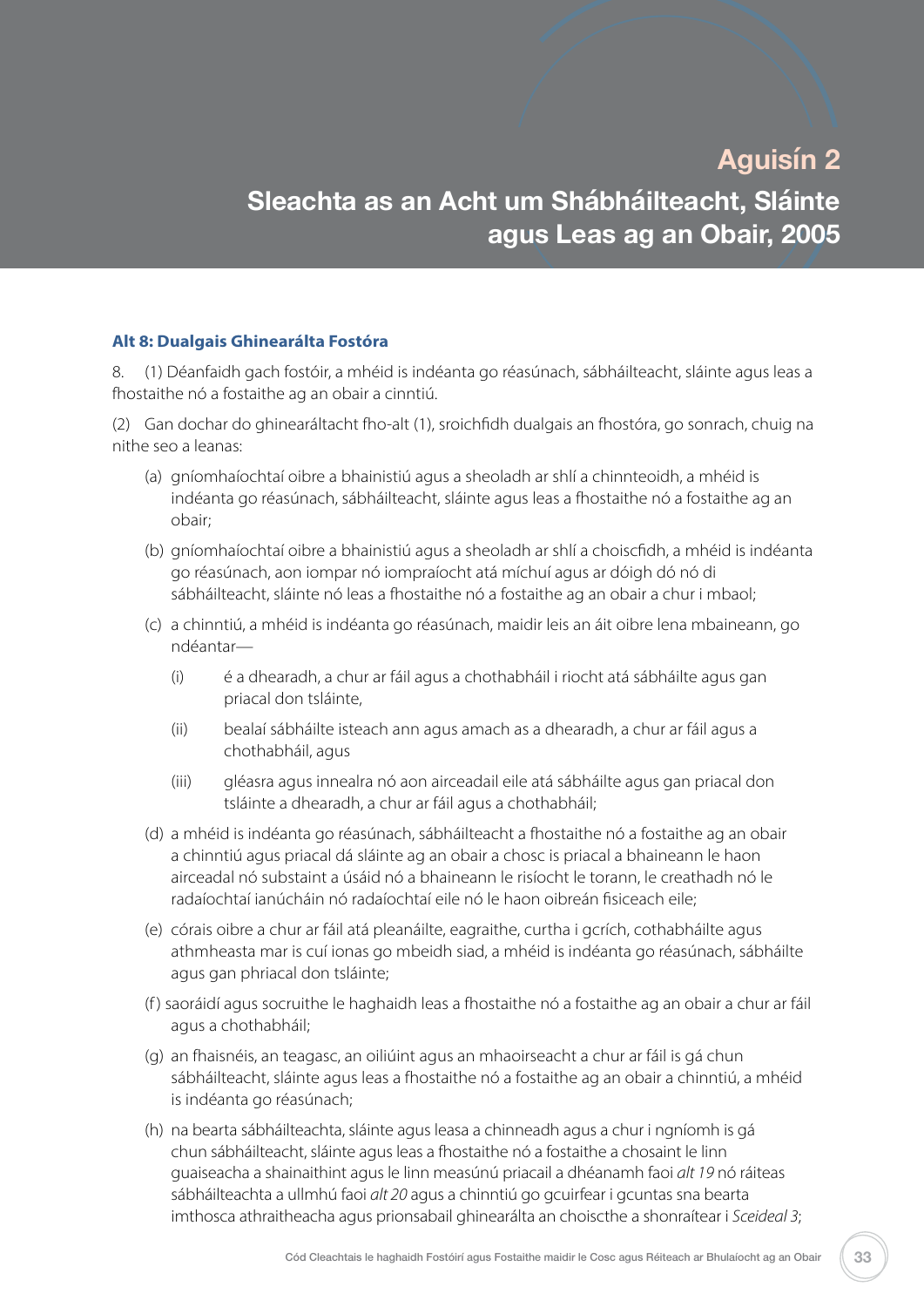# Aguisín 2

## Sleachta as an Acht um Shábháilteacht, Sláinte agus Leas ag an Obair, 2005

### Alt 8: Dualgais Ghinearálta Fostóra

8. (1) Déanfaidh gach fostóir, a mhéid is indéanta go réasúnach, sábháilteacht, sláinte agus leas a fhostaithe nó a fostaithe ag an obair a cinntiú.

(2) Gan dochar do ghinearáltacht fho-alt (1), sroichfidh dualgais an fhostóra, go sonrach, chuig na nithe seo a leanas:

- (a) gníomhaíochtaí oibre a bhainistiú agus a sheoladh ar shlí a chinnteoidh, a mhéid is indéanta go réasúnach, sábháilteacht, sláinte agus leas a fhostaithe nó a fostaithe ag an obair;
- (b) gníomhaíochtaí oibre a bhainistiú agus a sheoladh ar shlí a choiscfidh, a mhéid is indéanta go réasúnach, aon iompar nó iompraíocht atá míchuí agus ar dóigh dó nó di sábháilteacht, sláinte nó leas a fhostaithe nó a fostaithe ag an obair a chur i mbaol;
- (c) a chinntiú, a mhéid is indéanta go réasúnach, maidir leis an áit oibre lena mbaineann, go ndéantar—
  - (i) é a dhearadh, a chur ar fáil agus a chothabháil i riocht atá sábháilte agus gan priacal don tsláinte,
  - (ii) bealaí sábháilte isteach ann agus amach as a dhearadh, a chur ar fáil agus a chothabháil, agus
  - (iii) gléasra agus innealra nó aon airceadail eile atá sábháilte agus gan priacal don tsláinte a dhearadh, a chur ar fáil agus a chothabháil;
- (d) a mhéid is indéanta go réasúnach, sábháilteacht a fhostaithe nó a fostaithe ag an obair a chinntiú agus priacal dá sláinte ag an obair a chosc is priacal a bhaineann le haon airceadal nó substaint a úsáid nó a bhaineann le risíocht le torann, le creathadh nó le radaíochtaí ianúcháin nó radaíochtaí eile nó le haon oibreán fisiceach eile;
- (e) córais oibre a chur ar fáil atá pleanáilte, eagraithe, curtha i gcrích, cothabháilte agus athmheasta mar is cuí ionas go mbeidh siad, a mhéid is indéanta go réasúnach, sábháilte agus gan phriacal don tsláinte;
- (f) saoráidí agus socruithe le haghaidh leas a fhostaithe nó a fostaithe ag an obair a chur ar fáil agus a chothabháil;
- (g) an fhaisnéis, an teagasc, an oiliúint agus an mhaoirseacht a chur ar fáil is gá chun sábháilteacht, sláinte agus leas a fhostaithe nó a fostaithe ag an obair a chinntiú, a mhéid is indéanta go réasúnach;
- (h) na bearta sábháilteachta, sláinte agus leasa a chinneadh agus a chur i ngníomh is gá chun sábháilteacht, sláinte agus leas a fhostaithe nó a fostaithe a chosaint le linn guaiseacha a shainaithint agus le linn measúnú priacail a dhéanamh faoi *alt 19* nó ráiteas sábháilteachta a ullmhú faoi *alt 20* agus a chinntiú go gcuirfear i gcuntas sna bearta imthosca athraitheacha agus prionsabail ghinearálta an choiscthe a shonraítear i *Sceideal 3*;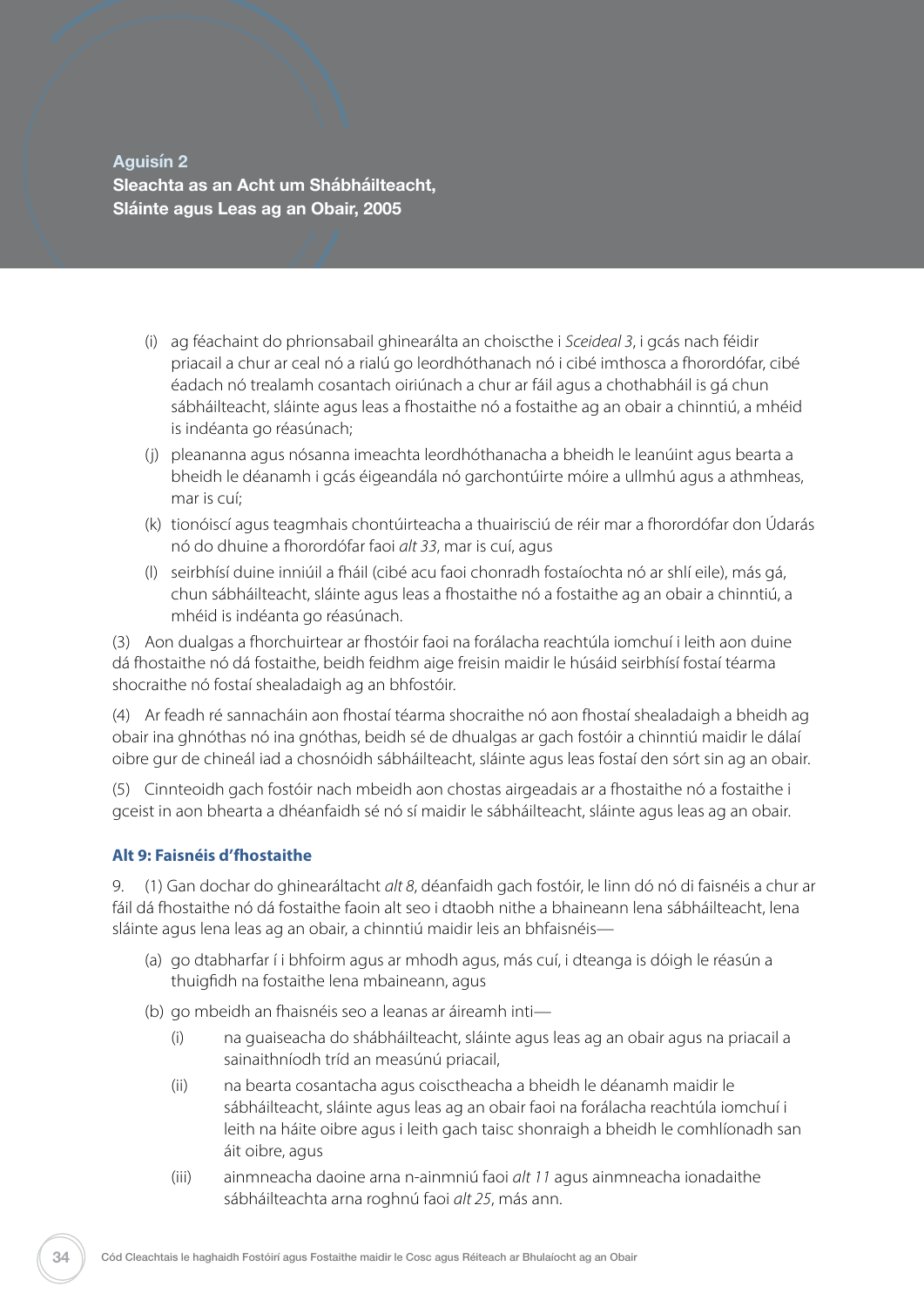## Aguisín 2
## Sleachta as an Acht um Shábháilteacht, Sláinte agus Leas ag an Obair, 2005

(i) ag féachaint do phrionsabail ghinearálta an choisctthe i *Sceideal 3*, i gcás nach féidir priacail a chur ar ceal nó a rialú go leordhóthanach nó i cibé imthosca a fhorordófar, cibé éadach nó trealamh cosantach oiriúnach a chur ar fáil agus a chothabháil is gá chun sábháilteacht, sláinte agus leas a fhostaithe nó a fostaithe ag an obair a chinntiú, a mhéid is indéanta go réasúnach;

(j) pleananna agus nósanna imeachta leordhóthanacha a bheidh le leanúint agus bearta a bheidh le déanamh i gcás éigeandála nó garchontúirte móire a ullmhú agus a athmheas, mar is cuí;

(k) tionóiscí agus teagmhais chontúirteacha a thuairisciú de réir mar a fhorordófar don Údarás nó do dhuine a fhorordófar faoi *alt 33*, mar is cuí, agus

(l) seirbhísí duine inniúil a fháil (cibé acu faoi chonradh fostaíochta nó ar shlí eile), más gá, chun sábháilteacht, sláinte agus leas a fhostaithe nó a fostaithe ag an obair a chinntiú, a mhéid is indéanta go réasúnach.

(3) Aon dualgas a fhorchuirtear ar fhostóir faoi na forálacha reachtúla iomchuí i leith aon duine dá fhostaithe nó dá fostaithe, beidh feidhm aige freisin maidir le húsáid seirbhísí fostaí téarma shocraithe nó fostaí shealadaigh ag an bhfostóir.

(4) Ar feadh ré sannacháin aon fhostaí téarma shocraithe nó aon fhostaí shealadaigh a bheidh ag obair ina ghnóthas nó ina gnóthas, beidh sé de dhualgas ar gach fostóir a chinntiú maidir le dálaí oibre gur de chineál iad a chosnóidh sábháilteacht, sláinte agus leas fostaí den sórt sin ag an obair.

(5) Cinnteoidh gach fostóir nach mbeidh aon chostas airgeadais ar a fhostaithe nó a fostaithe i gceist in aon bhearta a dhéanfaidh sé nó sí maidir le sábháilteacht, sláinte agus leas ag an obair.

### Alt 9: Faisnéis d'fhostaithe

9. (1) Gan dochar do ghinearáltacht *alt 8*, déanfaidh gach fostóir, le linn dó nó di faisnéis a chur ar fáil dá fhostaithe nó dá fostaithe faoin alt seo i dtaobh nithe a bhaineann lena sábháilteacht, lena sláinte agus lena leas ag an obair, a chinntiú maidir leis an bhfaisnéis—

(a) go dtabharfar í i bhfoirm agus ar mhodh agus, más cuí, i dteanga is dóigh le réasún a thuigfidh na fostaithe lena mbaineann, agus

(b) go mbeidh an fhaisnéis seo a leanas ar áireamh inti—

(i) na guaiseacha do shábháilteacht, sláinte agus leas ag an obair agus na priacail a sainaithníodh tríd an measúnú priacail,

(ii) na bearta cosantacha agus coisctheacha a bheidh le déanamh maidir le sábháilteacht, sláinte agus leas ag an obair faoi na forálacha reachtúla iomchuí i leith na háite oibre agus i leith gach taisc shonraigh a bheidh le comhlíonadh san áit oibre, agus

(iii) ainmneacha daoine arna n-ainmniú faoi *alt 11* agus ainmneacha ionadaithe sábháilteachta arna roghnú faoi *alt 25*, más ann.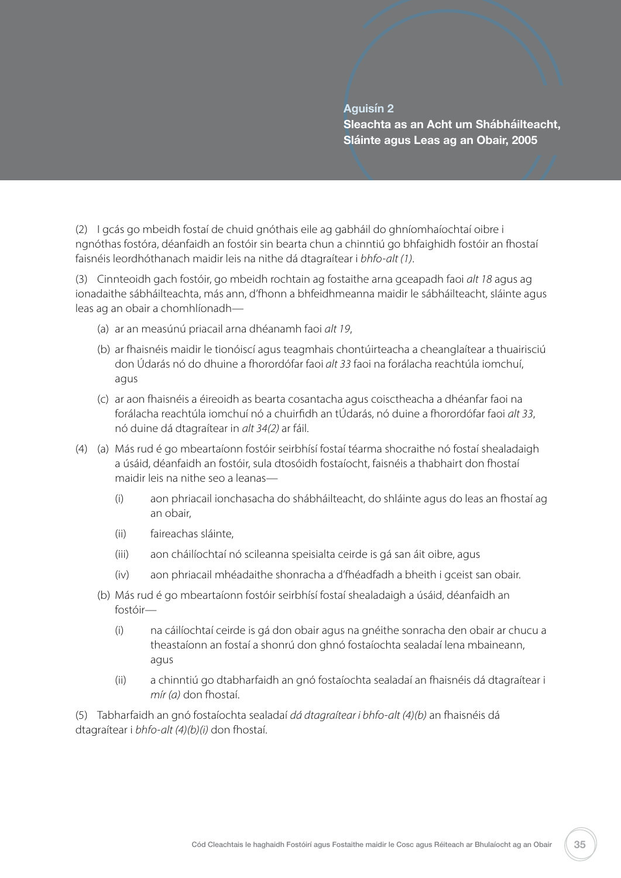## Aguisín 2
## Sleachta as an Acht um Shábháilteacht, Sláinte agus Leas ag an Obair, 2005

(2) I gcás go mbeidh fostaí de chuid gnóthais eile ag gabháil do ghníomhaíochtaí oibre i ngnóthas fostóra, déanfaidh an fostóir sin bearta chun a chinntiú go bhfaighidh fostóir an fhostaí faisnéis leordhóthanach maidir leis na nithe dá dtagraítear i *bhfo-alt (1)*.

(3) Cinnteoidh gach fostóir, go mbeidh rochtain ag fostaithe arna gceapadh faoi *alt 18* agus ag ionadaithe sábháilteachta, más ann, d'fhonn a bhfeidhmeanna maidir le sábháilteacht, sláinte agus leas ag an obair a chomhlíonadh—

- (a) ar an measúnú priacail arna dhéanamh faoi *alt 19*,
- (b) ar fhaisnéis maidir le tionóiscí agus teagmhais chontúirteacha a cheanglaítear a thuairisciú don Údarás nó do dhuine a fhorordófar faoi *alt 33* faoi na forálacha reachtúla iomchuí, agus
- (c) ar aon fhaisnéis a éireoidh as bearta cosantacha agus coisctheacha a dhéanfar faoi na forálacha reachtúla iomchuí nó a chuirfidh an tÚdarás, nó duine a fhorordófar faoi *alt 33*, nó duine dá dtagraítear in *alt 34(2)* ar fáil.

(4) (a) Más rud é go mbeartaíonn fostóir seirbhísí fostaí téarma shocraithe nó fostaí shealadaigh a úsáid, déanfaidh an fostóir, sula dtosóidh fostaíocht, faisnéis a thabhairt don fhostaí maidir leis na nithe seo a leanas—

- (i) aon phriacail ionchasacha do shábháilteacht, do shláinte agus do leas an fhostaí ag an obair,
- (ii) faireachas sláinte,
- (iii) aon cháilíochtaí nó scileanna speisialta ceirde is gá san áit oibre, agus
- (iv) aon phriacail mhéadaithe shonracha a d'fhéadfadh a bheith i gceist san obair.

(b) Más rud é go mbeartaíonn fostóir seirbhísí fostaí shealadaigh a úsáid, déanfaidh an fostóir—

- (i) na cáilíochtaí ceirde is gá don obair agus na gnéithe sonracha den obair ar chucu a theastaíonn an fostaí a shonrú don ghnó fostaíochta sealadaí lena mbaineann, agus
- (ii) a chinntiú go dtabharfaidh an gnó fostaíochta sealadaí an fhaisnéis dá dtagraítear i *mír (a)* don fhostaí.

(5) Tabharfaidh an gnó fostaíochta sealadaí *dá dtagraítear i bhfo-alt (4)(b)* an fhaisnéis dá dtagraítear i *bhfo-alt (4)(b)(i)* don fhostaí.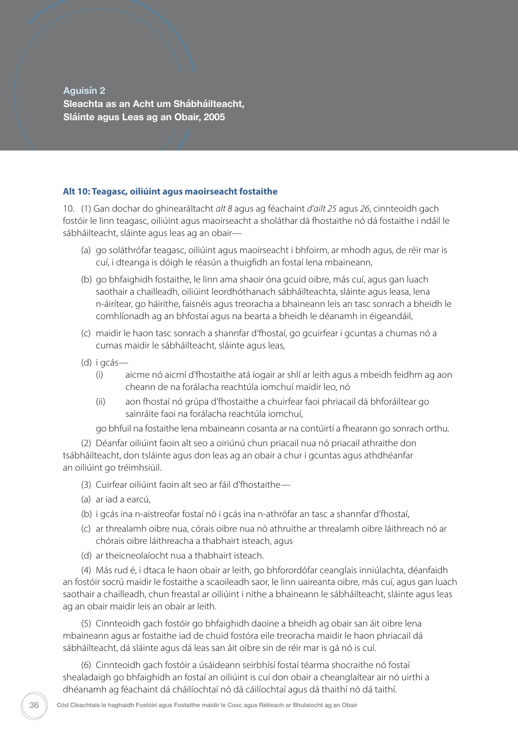## Aguisín 2
## Sleachta as an Acht um Shábháilteacht, Sláinte agus Leas ag an Obair, 2005

### Alt 10: Teagasc, oiliúint agus maoirseacht fostaithe

10. (1) Gan dochar do ghinearáltacht *alt 8* agus ag féachaint *d'ailt 25* agus *26*, cinnteoidh gach fostóir le linn teagasc, oiliúint agus maoirseacht a sholáthar dá fhostaithe nó dá fostaithe i ndáil le sábháilteacht, sláinte agus leas ag an obair—

(a) go soláthrófar teagasc, oiliúint agus maoirseacht i bhfoirm, ar mhodh agus, de réir mar is cuí, i dteanga is dóigh le réasún a thuigfidh an fostaí lena mbaineann,

(b) go bhfaighidh fostaithe, le linn ama shaoir óna gcuid oibre, más cuí, agus gan luach saothair a chailleadh, oiliúint leordhóthanach sábháilteachta, sláinte agus leasa, lena n-áirítear, go háirithe, faisnéis agus treoracha a bhaineann leis an tasc sonrach a bheidh le comhlíonadh ag an bhfostaí agus na bearta a bheidh le déanamh in éigeandáil,

(c) maidir le haon tasc sonrach a shannfar d'fhostaí, go gcuirfear i gcuntas a chumas nó a cumas maidir le sábháilteacht, sláinte agus leas,

(d) i gcás—

(i) aicme nó aicmí d'fhostaithe atá íogair ar shlí ar leith agus a mbeidh feidhm ag aon cheann de na forálacha reachtúla iomchuí maidir leo, nó

(ii) aon fhostaí nó grúpa d'fhostaithe a chuirfear faoi phriacail dá bhforáiltear go sainráite faoi na forálacha reachtúla iomchuí,

go bhfuil na fostaithe lena mbaineann cosanta ar na contúirtí a fhearann go sonrach orthu.

(2) Déanfar oiliúint faoin alt seo a oiriúnú chun priacail nua nó priacail athraithe don tsábháilteacht, don tsláinte agus don leas ag an obair a chur i gcuntas agus athdhéanfar an oiliúint go tréimhsiúil.

(3) Cuirfear oiliúint faoin alt seo ar fáil d'fhostaithe—

(a) ar iad a earcú,

(b) i gcás ina n-aistreofar fostaí nó i gcás ina n-athrófar an tasc a shannfar d'fhostaí,

(c) ar threalamh oibre nua, córais oibre nua nó athruithe ar threalamh oibre láithreach nó ar chórais oibre láithreacha a thabhairt isteach, agus

(d) ar theicneolaíocht nua a thabhairt isteach.

(4) Más rud é, i dtaca le haon obair ar leith, go bhforordófar ceanglais inniúlachta, déanfaidh an fostóir socrú maidir le fostaithe a scaoileadh saor, le linn uaireanta oibre, más cuí, agus gan luach saothair a chailleadh, chun freastal ar oiliúint i nithe a bhaineann le sábháilteacht, sláinte agus leas ag an obair maidir leis an obair ar leith.

(5) Cinnteoidh gach fostóir go bhfaighidh daoine a bheidh ag obair san áit oibre lena mbaineann agus ar fostaithe iad de chuid fostóra eile treoracha maidir le haon phriacail dá sábháilteacht, dá sláinte agus dá leas san áit oibre sin de réir mar is gá nó is cuí.

(6) Cinnteoidh gach fostóir a úsáideann seirbhísí fostaí téarma shocraithe nó fostaí shealadaigh go bhfaighidh an fostaí an oiliúint is cuí don obair a cheanglaítear air nó uirthi a dhéanamh ag féachaint dá cháilíochtaí nó dá cáilíochtaí agus dá thaithí nó dá taithí.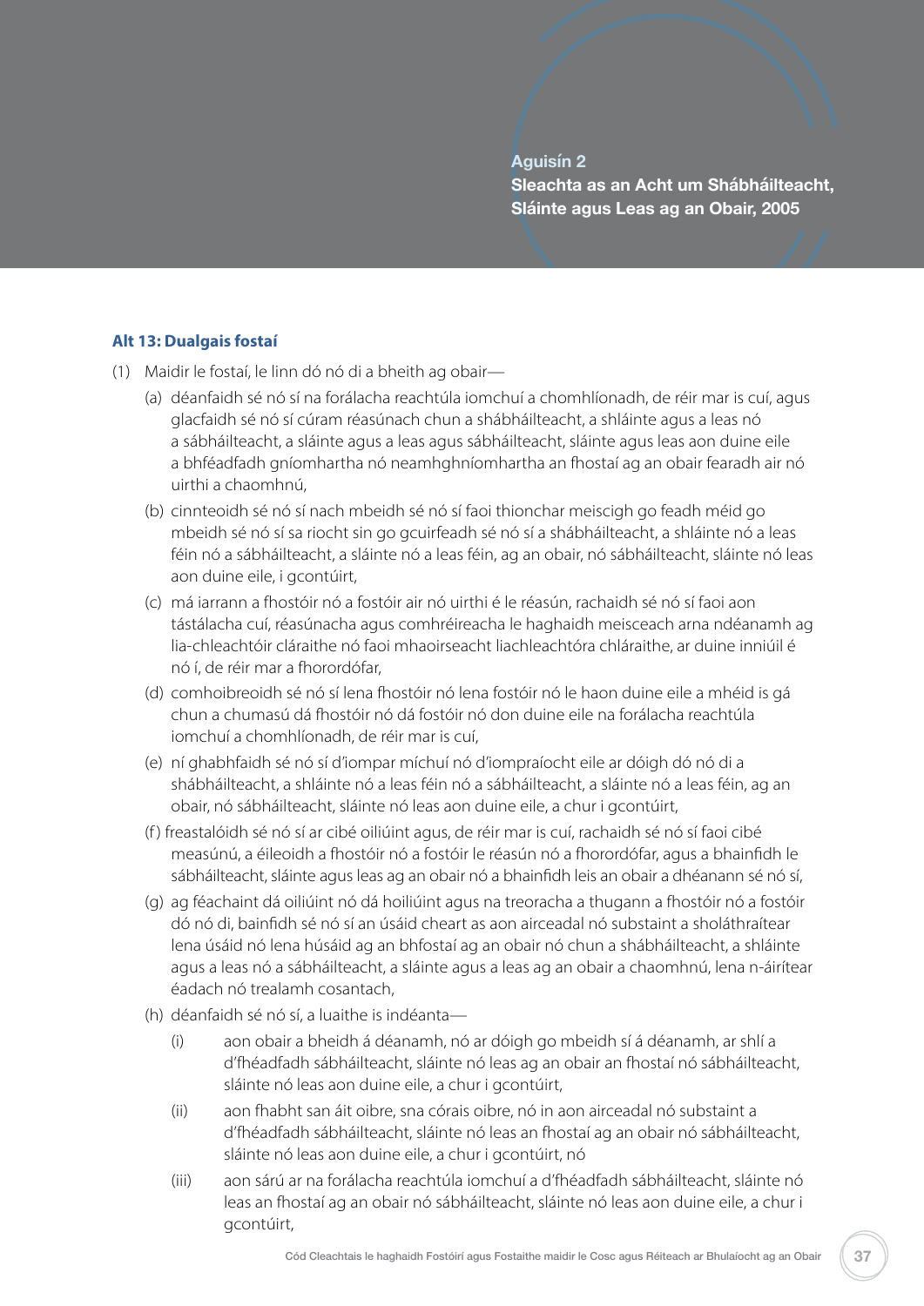# Aguisín 2
## Sleachta as an Acht um Shábháilteacht, Sláinte agus Leas ag an Obair, 2005

### Alt 13: Dualgais fostaí

(1) Maidir le fostaí, le linn dó nó di a bheith ag obair—

- (a) déanfaidh sé nó sí na forálacha reachtúla iomchuí a chomhlíonadh, de réir mar is cuí, agus glacfaidh sé nó sí cúram réasúnach chun a shábháilteacht, a shláinte agus a leas nó a sábháilteacht, a sláinte agus a leas agus sábháilteacht, sláinte agus leas aon duine eile a bhféadfadh gníomhartha nó neamhghníomhartha an fhostaí ag an obair fearadh air nó uirthi a chaomhnú,
- (b) cinnteoidh sé nó sí nach mbeidh sé nó sí faoi thionchar meiscigh go feadh méid go mbeidh sé nó sí sa riocht sin go gcuirfeadh sé nó sí a shábháilteacht, a shláinte nó a leas féin nó a sábháilteacht, a sláinte nó a leas féin, ag an obair, nó sábháilteacht, sláinte nó leas aon duine eile, i gcontúirt,
- (c) má iarrann a fhostóir nó a fostóir air nó uirthi é le réasún, rachaidh sé nó sí faoi aon tástálacha cuí, réasúnacha agus comhréireacha le haghaidh meisceach arna ndéanamh ag lia-chleachtóir cláraithe nó faoi mhaoirseacht liachleachtóra chláraithe, ar duine inniúil é nó í, de réir mar a fhorordófar,
- (d) comhoibreoidh sé nó sí lena fhostóir nó lena fostóir nó le haon duine eile a mhéid is gá chun a chumasú dá fhostóir nó dá fostóir nó don duine eile na forálacha reachtúla iomchuí a chomhlíonadh, de réir mar is cuí,
- (e) ní ghabhfaidh sé nó sí d'iompar míchuí nó d'iompraíocht eile ar dóigh dó nó di a shábháilteacht, a shláinte nó a leas féin nó a sábháilteacht, a sláinte nó a leas féin, ag an obair, nó sábháilteacht, sláinte nó leas aon duine eile, a chur i gcontúirt,
- (f) freastalóidh sé nó sí ar cibé oiliúint agus, de réir mar is cuí, rachaidh sé nó sí faoi cibé measúnú, a éileoidh a fhostóir nó a fostóir le réasún nó a fhorordófar, agus a bhainfidh le sábháilteacht, sláinte agus leas ag an obair nó a bhainfidh leis an obair a dhéanann sé nó sí,
- (g) ag féachaint dá oiliúint nó dá hoiliúint agus na treoracha a thugann a fhostóir nó a fostóir dó nó di, bainfidh sé nó sí an úsáid cheart as aon airceadal nó substaint a sholáthraítear lena úsáid nó lena húsáid ag an bhfostaí ag an obair nó chun a shábháilteacht, a shláinte agus a leas nó a sábháilteacht, a sláinte agus a leas ag an obair a chaomhnú, lena n-áirítear éadach nó trealamh cosantach,
- (h) déanfaidh sé nó sí, a luaithe is indéanta—
  - (i) aon obair a bheidh á déanamh, nó ar dóigh go mbeidh sí á déanamh, ar shlí a d'fhéadfadh sábháilteacht, sláinte nó leas ag an obair an fhostaí nó sábháilteacht, sláinte nó leas aon duine eile, a chur i gcontúirt,
  - (ii) aon fhabht san áit oibre, sna córais oibre, nó in aon airceadal nó substaint a d'fhéadfadh sábháilteacht, sláinte nó leas an fhostaí ag an obair nó sábháilteacht, sláinte nó leas aon duine eile, a chur i gcontúirt, nó
  - (iii) aon sárú ar na forálacha reachtúla iomchuí a d'fhéadfadh sábháilteacht, sláinte nó leas an fhostaí ag an obair nó sábháilteacht, sláinte nó leas aon duine eile, a chur i gcontúirt,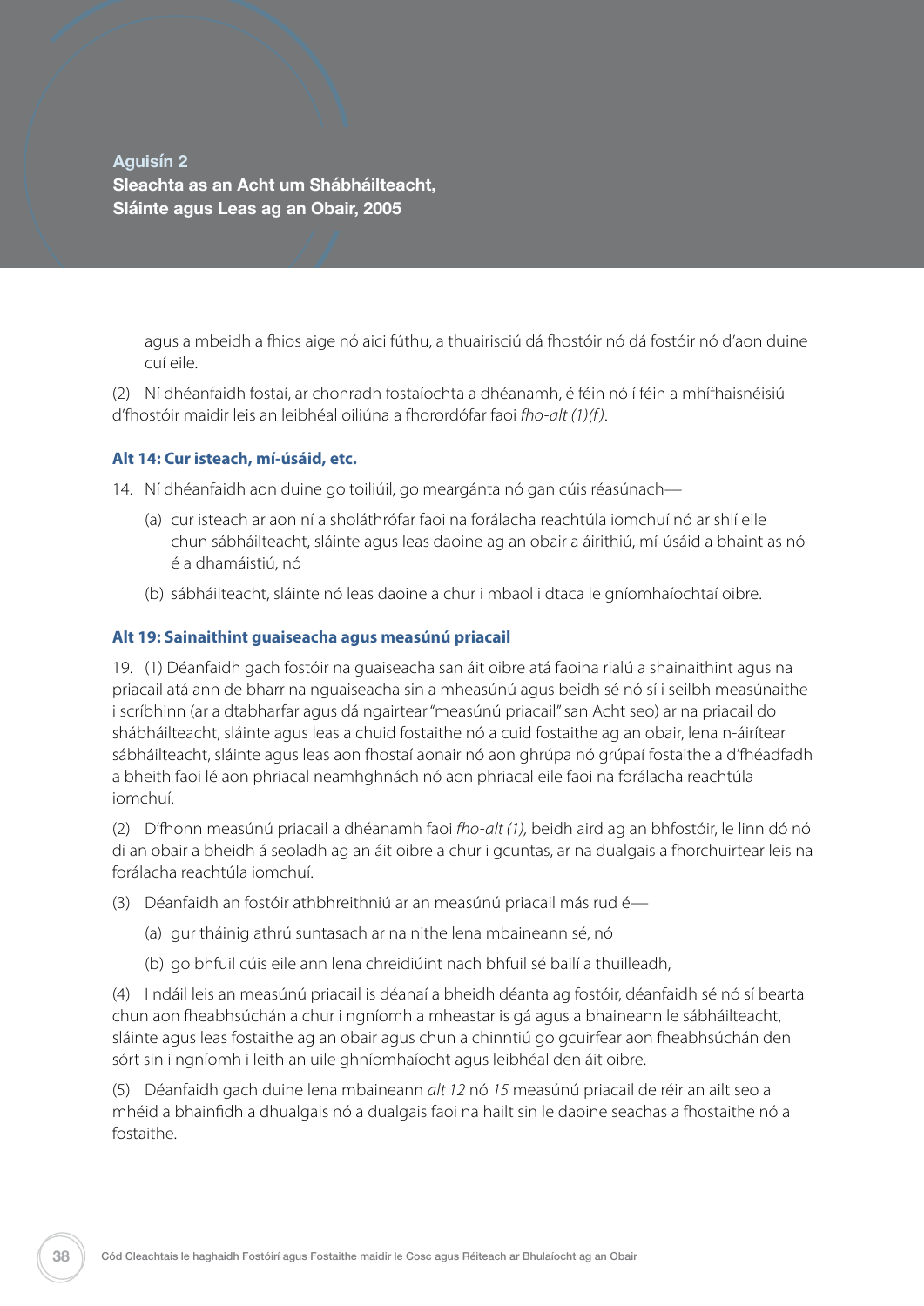## Aguisín 2
## Sleachta as an Acht um Shábháilteacht, Sláinte agus Leas ag an Obair, 2005

agus a mbeidh a fhios aige nó aici fúthu, a thuairisciú dá fhostóir nó dá fostóir nó d'aon duine cuí eile.

(2) Ní dhéanfaidh fostaí, ar chonradh fostaíochta a dhéanamh, é féin nó í féin a mhífhaisnéisiú d'fhostóir maidir leis an leibhéal oiliúna a fhorordófar faoi *fho-alt (1)(f)*.

### Alt 14: Cur isteach, mí-úsáid, etc.

14. Ní dhéanfaidh aon duine go toiliúil, go meargánta nó gan cúis réasúnach—

(a) cur isteach ar aon ní a sholáthrófar faoi na forálacha reachtúla iomchuí nó ar shlí eile chun sábháilteacht, sláinte agus leas daoine ag an obair a áirithiú, mí-úsáid a bhaint as nó é a dhamáistiú, nó

(b) sábháilteacht, sláinte nó leas daoine a chur i mbaol i dtaca le gníomhaíochtaí oibre.

### Alt 19: Sainaithint guaiseacha agus measúnú priacail

19. (1) Déanfaidh gach fostóir na guaiseacha san áit oibre atá faoina rialú a shainaithint agus na priacail atá ann de bharr na nguaiseacha sin a mheasúnú agus beidh sé nó sí i seilbh measúnaithe i scríbhinn (ar a dtabharfar agus dá ngairtear "measúnú priacail" san Acht seo) ar na priacail do shábháilteacht, sláinte agus leas a chuid fostaithe nó a cuid fostaithe ag an obair, lena n-áirítear sábháilteacht, sláinte agus leas aon fhostaí aonair nó aon ghrúpa nó grúpaí fostaithe a d'fhéadfadh a bheith faoi lé aon phriacal neamhghnách nó aon phriacal eile faoi na forálacha reachtúla iomchuí.

(2) D'fhonn measúnú priacail a dhéanamh faoi *fho-alt (1),* beidh aird ag an bhfostóir, le linn dó nó di an obair a bheidh á seoladh ag an áit oibre a chur i gcuntas, ar na dualgais a fhorchuirtear leis na forálacha reachtúla iomchuí.

(3) Déanfaidh an fostóir athbhreithniú ar an measúnú priacail más rud é—

(a) gur tháinig athrú suntasach ar na nithe lena mbaineann sé, nó

(b) go bhfuil cúis eile ann lena chreidiúint nach bhfuil sé bailí a thuilleadh,

(4) I ndáil leis an measúnú priacail is déanaí a bheidh déanta ag fostóir, déanfaidh sé nó sí bearta chun aon fheabhsúchán a chur i ngníomh a mheastar is gá agus a bhaineann le sábháilteacht, sláinte agus leas fostaithe ag an obair agus chun a chinntiú go gcuirfear aon fheabhsúchán den sórt sin i ngníomh i leith an uile ghníomhaíocht agus leibhéal den áit oibre.

(5) Déanfaidh gach duine lena mbaineann *alt 12* nó *15* measúnú priacail de réir an ailt seo a mhéid a bhainfidh a dhualgais nó a dualgais faoi na hailt sin le daoine seachas a fhostaithe nó a fostaithe.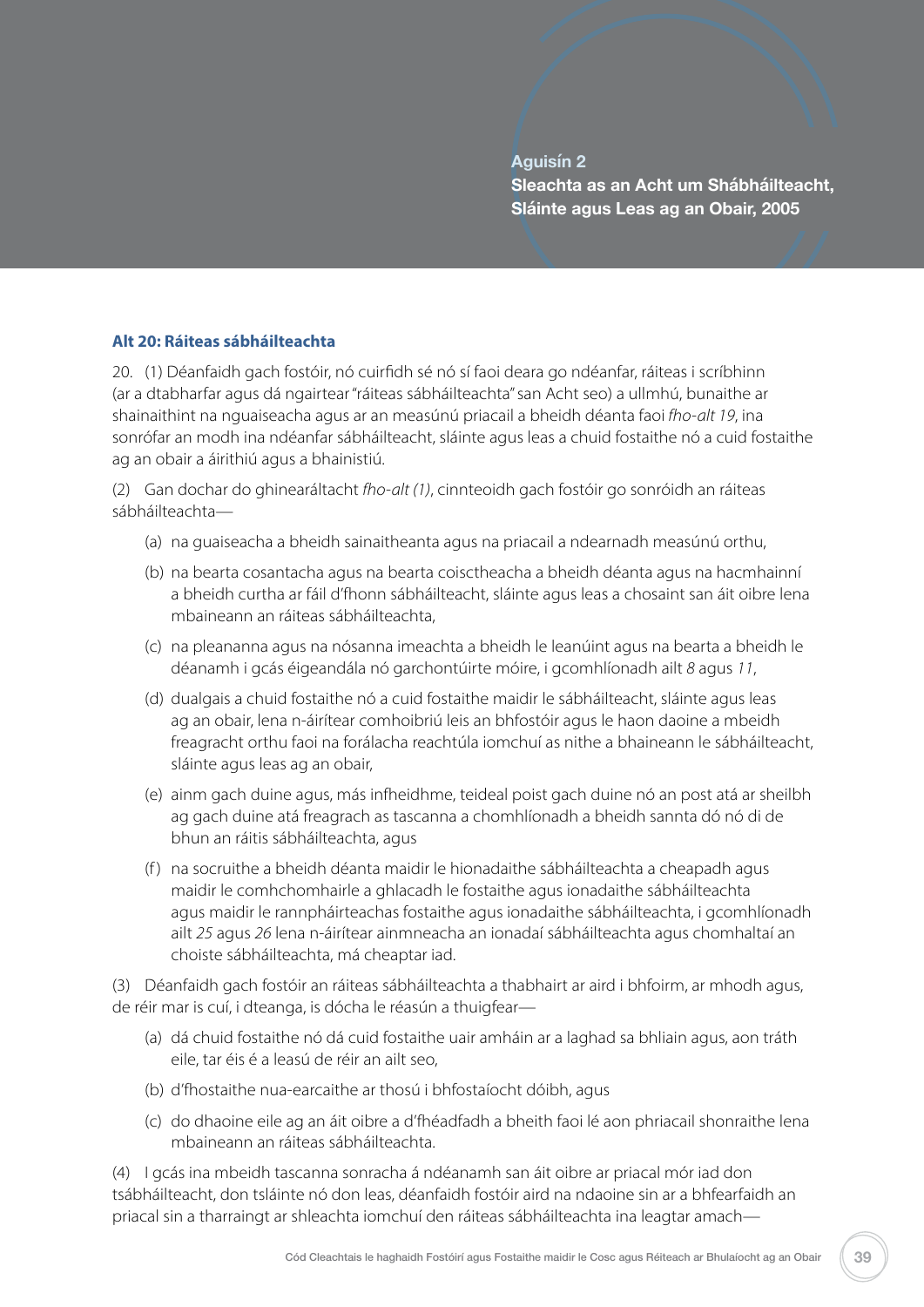## Aguisín 2
## Sleachta as an Acht um Shábháilteacht, Sláinte agus Leas ag an Obair, 2005

### Alt 20: Ráiteas sábháilteachta

20. (1) Déanfaidh gach fostóir, nó cuirfidh sé nó sí faoi deara go ndéanfar, ráiteas i scríbhinn (ar a dtabharfar agus dá ngairtear "ráiteas sábháilteachta" san Acht seo) a ullmhú, bunaithe ar shainaithint na nguaiseacha agus ar an measúnú priacail a bheidh déanta faoi *fho-alt 19*, ina sonrófar an modh ina ndéanfar sábháilteacht, sláinte agus leas a chuid fostaithe nó a cuid fostaithe ag an obair a áirithiú agus a bhainistiú.

(2) Gan dochar do ghinearáltacht *fho-alt (1)*, cinnteoidh gach fostóir go sonróidh an ráiteas sábháilteachta—

(a) na guaiseacha a bheidh sainaitheanta agus na priacail a ndearnadh measúnú orthu,

(b) na bearta cosantacha agus na bearta coisctheacha a bheidh déanta agus na hacmhainní a bheidh curtha ar fáil d'fhonn sábháilteacht, sláinte agus leas a chosaint san áit oibre lena mbaineann an ráiteas sábháilteachta,

(c) na pleananna agus na nósanna imeachta a bheidh le leanúint agus na bearta a bheidh le déanamh i gcás éigeandála nó garchontúirte móire, i gcomhlíonadh ailt *8* agus *11*,

(d) dualgais a chuid fostaithe nó a cuid fostaithe maidir le sábháilteacht, sláinte agus leas ag an obair, lena n-áirítear comhoibriú leis an bhfostóir agus le haon daoine a mbeidh freagracht orthu faoi na forálacha reachtúla iomchuí as nithe a bhaineann le sábháilteacht, sláinte agus leas ag an obair,

(e) ainm gach duine agus, más infheidhme, teideal poist gach duine nó an post atá ar sheilbh ag gach duine atá freagrach as tascanna a chomhlíonadh a bheidh sannta dó nó di de bhun an ráitis sábháilteachta, agus

(f) na socruithe a bheidh déanta maidir le hionadaithe sábháilteachta a cheapadh agus maidir le comhchomhairle a ghlacadh le fostaithe agus ionadaithe sábháilteachta agus maidir le rannpháirteachas fostaithe agus ionadaithe sábháilteachta, i gcomhlíonadh ailt *25* agus *26* lena n-áirítear ainmneacha an ionadaí sábháilteachta agus chomhaltaí an choiste sábháilteachta, má cheaptar iad.

(3) Déanfaidh gach fostóir an ráiteas sábháilteachta a thabhairt ar aird i bhfoirm, ar mhodh agus, de réir mar is cuí, i dteanga, is dócha le réasún a thuigfear—

(a) dá chuid fostaithe nó dá cuid fostaithe uair amháin ar a laghad sa bhliain agus, aon tráth eile, tar éis é a leasú de réir an ailt seo,

(b) d'fhostaithe nua-earcaithe ar thosú i bhfostaíocht dóibh, agus

(c) do dhaoine eile ag an áit oibre a d'fhéadfadh a bheith faoi lé aon phriacail shonraithe lena mbaineann an ráiteas sábháilteachta.

(4) I gcás ina mbeidh tascanna sonracha á ndéanamh san áit oibre ar priacal mór iad don tsábháilteacht, don tsláinte nó don leas, déanfaidh fostóir aird na ndaoine sin ar a bhfearfaidh an priacal sin a tharraingt ar shleachta iomchuí den ráiteas sábháilteachta ina leagtar amach—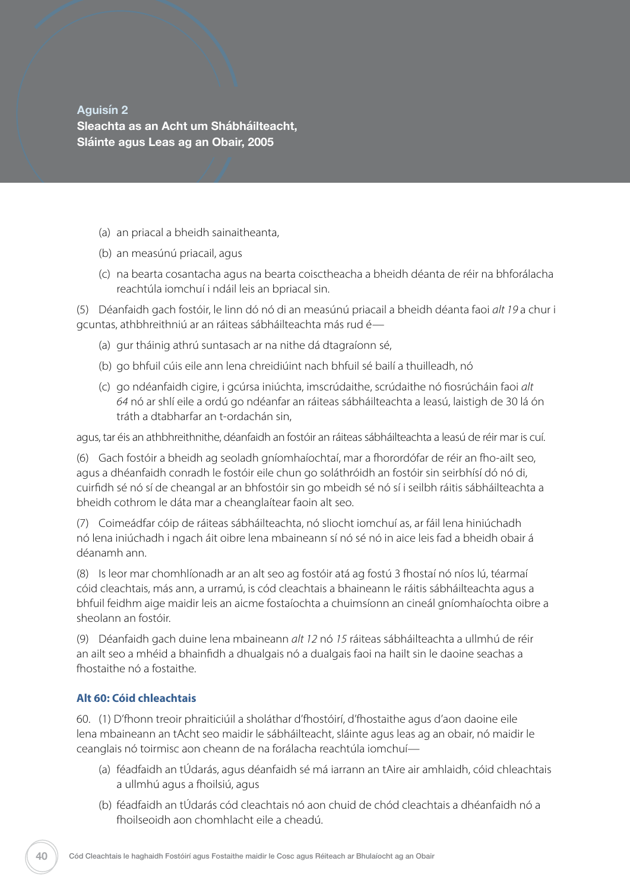## Aguisín 2
## Sleachta as an Acht um Shábháilteacht, Sláinte agus Leas ag an Obair, 2005

(a) an priacal a bheidh sainaitheanta,

(b) an measúnú priacail, agus

(c) na bearta cosantacha agus na bearta coisctheacha a bheidh déanta de réir na bhforálacha reachtúla iomchuí i ndáil leis an bpriacal sin.

(5) Déanfaidh gach fostóir, le linn dó nó di an measúnú priacail a bheidh déanta faoi *alt 19* a chur i gcuntas, athbhreithniú ar an ráiteas sábháilteachta más rud é—

(a) gur tháinig athrú suntasach ar na nithe dá dtagraíonn sé,

(b) go bhfuil cúis eile ann lena chreidiúint nach bhfuil sé bailí a thuilleadh, nó

(c) go ndéanfaidh cigire, i gcúrsa iniúchta, imscrúdaithe, scrúdaithe nó fiosrúcháin faoi *alt 64* nó ar shlí eile a ordú go ndéanfar an ráiteas sábháilteachta a leasú, laistigh de 30 lá ón tráth a dtabharfar an t-ordachán sin,

agus, tar éis an athbhreithnithe, déanfaidh an fostóir an ráiteas sábháilteachta a leasú de réir mar is cuí.

(6) Gach fostóir a bheidh ag seoladh gníomhaíochtaí, mar a fhorordófar de réir an fho-ailt seo, agus a dhéanfaidh conradh le fostóir eile chun go soláthróidh an fostóir sin seirbhísí dó nó di, cuirfidh sé nó sí de cheangal ar an bhfostóir sin go mbeidh sé nó sí i seilbh ráitis sábháilteachta a bheidh cothrom le dáta mar a cheanglaítear faoin alt seo.

(7) Coimeádfar cóip de ráiteas sábháilteachta, nó sliocht iomchuí as, ar fáil lena hiniúchadh nó lena iniúchadh i ngach áit oibre lena mbaineann sí nó sé nó in aice leis fad a bheidh obair á déanamh ann.

(8) Is leor mar chomhlíonadh ar an alt seo ag fostóir atá ag fostú 3 fhostaí nó níos lú, téarmaí cóid cleachtais, más ann, a urramú, is cód cleachtais a bhaineann le ráitis sábháilteachta agus a bhfuil feidhm aige maidir leis an aicme fostaíochta a chuimsíonn an cineál gníomhaíochta oibre a sheolann an fostóir.

(9) Déanfaidh gach duine lena mbaineann *alt 12* nó *15* ráiteas sábháilteachta a ullmhú de réir an ailt seo a mhéid a bhainfidh a dhualgais nó a dualgais faoi na hailt sin le daoine seachas a fhostaithe nó a fostaithe.

### Alt 60: Cóid chleachtais

60. (1) D'fhonn treoir phraiticiúil a sholáthar d'fhostóirí, d'fhostaithe agus d'aon daoine eile lena mbaineann an tAcht seo maidir le sábháilteacht, sláinte agus leas ag an obair, nó maidir le ceanglais nó toirmisc aon cheann de na forálacha reachtúla iomchuí—

(a) féadfaidh an tÚdarás, agus déanfaidh sé má iarrann an tAire air amhlaidh, cóid chleachtais a ullmhú agus a fhoilsiú, agus

(b) féadfaidh an tÚdarás cód cleachtais nó aon chuid de chód cleachtais a dhéanfaidh nó a fhoilseoidh aon chomhlacht eile a cheadú.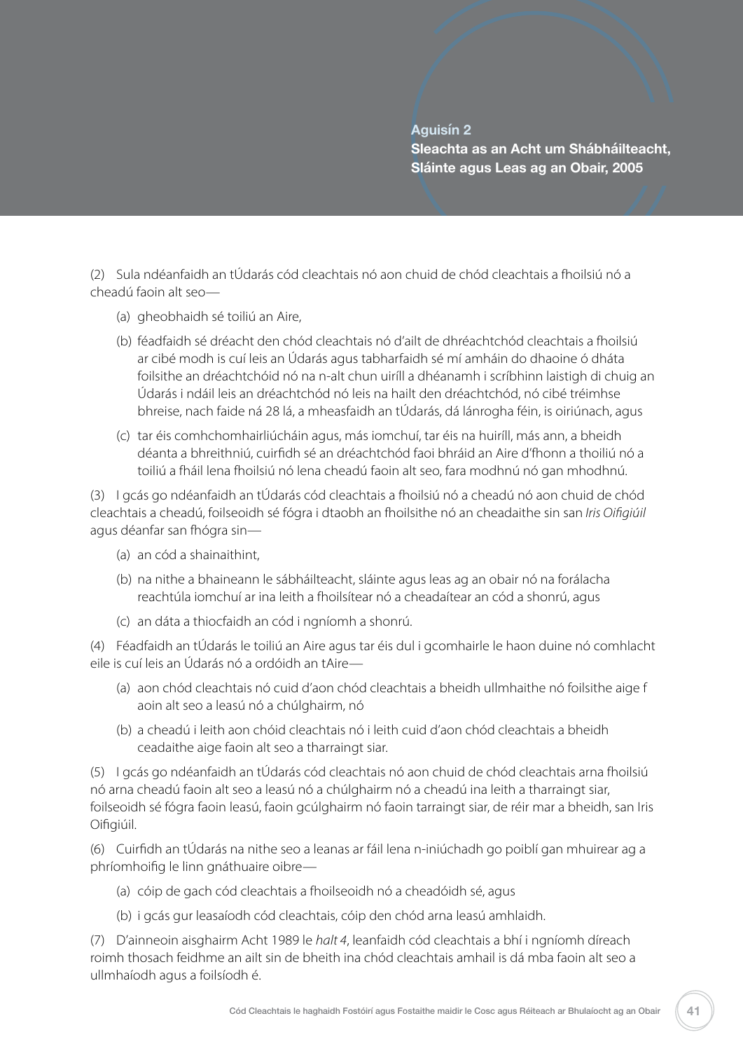## Aguisín 2
## Sleachta as an Acht um Shábháilteacht, Sláinte agus Leas ag an Obair, 2005

(2) Sula ndéanfaidh an tÚdarás cód cleachtais nó aon chuid de chód cleachtais a fhoilsiú nó a cheadú faoin alt seo—

- (a) gheobhaidh sé toiliú an Aire,
- (b) féadfaidh sé dréacht den chód cleachtais nó d'ailt de dhréachtchód cleachtais a fhoilsiú ar cibé modh is cuí leis an Údarás agus tabharfaidh sé mí amháin do dhaoine ó dháta foilsithe an dréachtchóid nó na n-alt chun uiríll a dhéanamh i scríbhinn laistigh di chuig an Údarás i ndáil leis an dréachtchód nó leis na hailt den dréachtchód, nó cibé tréimhse bhreise, nach faide ná 28 lá, a mheasfaidh an tÚdarás, dá lánrogha féin, is oiriúnach, agus
- (c) tar éis comhchomhairliúcháin agus, más iomchuí, tar éis na huiríll, más ann, a bheidh déanta a bhreithniú, cuirfidh sé an dréachtchód faoi bhráid an Aire d'fhonn a thoiliú nó a toiliú a fháil lena fhoilsiú nó lena cheadú faoin alt seo, fara modhnú nó gan mhodhnú.

(3) I gcás go ndéanfaidh an tÚdarás cód cleachtais a fhoilsiú nó a cheadú nó aon chuid de chód cleachtais a cheadú, foilseoidh sé fógra i dtaobh an fhoilsithe nó an cheadaithe sin san *Iris Oifigiúil* agus déanfar san fhógra sin—

- (a) an cód a shainaithint,
- (b) na nithe a bhaineann le sábháilteacht, sláinte agus leas ag an obair nó na forálacha reachtúla iomchuí ar ina leith a fhoilsítear nó a cheadaítear an cód a shonrú, agus
- (c) an dáta a thiocfaidh an cód i ngníomh a shonrú.

(4) Féadfaidh an tÚdarás le toiliú an Aire agus tar éis dul i gcomhairle le haon duine nó comhlacht eile is cuí leis an Údarás nó a ordóidh an tAire—

- (a) aon chód cleachtais nó cuid d'aon chód cleachtais a bheidh ullmhaithe nó foilsithe aige f aoin alt seo a leasú nó a chúlghairm, nó
- (b) a cheadú i leith aon chóid cleachtais nó i leith cuid d'aon chód cleachtais a bheidh ceadaithe aige faoin alt seo a tharraingt siar.

(5) I gcás go ndéanfaidh an tÚdarás cód cleachtais nó aon chuid de chód cleachtais arna fhoilsiú nó arna cheadú faoin alt seo a leasú nó a chúlghairm nó a cheadú ina leith a tharraingt siar, foilseoidh sé fógra faoin leasú, faoin gcúlghairm nó faoin tarraingt siar, de réir mar a bheidh, san Iris Oifigiúil.

(6) Cuirfidh an tÚdarás na nithe seo a leanas ar fáil lena n-iniúchadh go poiblí gan mhuirear ag a phríomhoifig le linn gnáthuaire oibre—

- (a) cóip de gach cód cleachtais a fhoilseoidh nó a cheadóidh sé, agus
- (b) i gcás gur leasaíodh cód cleachtais, cóip den chód arna leasú amhlaidh.

(7) D'ainneoin aisghairm Acht 1989 le *halt 4*, leanfaidh cód cleachtais a bhí i ngníomh díreach roimh thosach feidhme an ailt sin de bheith ina chód cleachtais amhail is dá mba faoin alt seo a ullmhaíodh agus a foilsíodh é.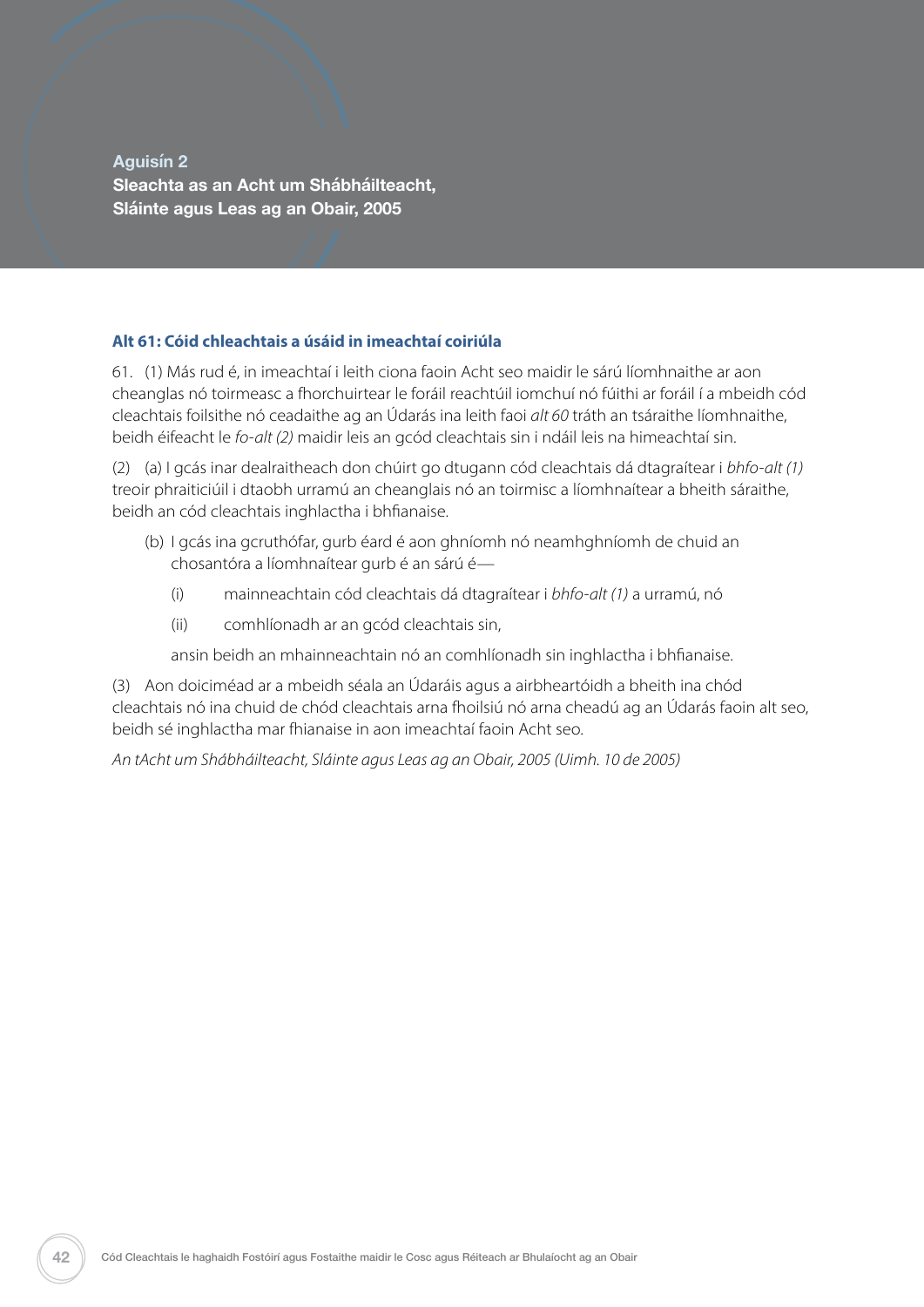## Aguisín 2
## Sleachta as an Acht um Shábháilteacht, Sláinte agus Leas ag an Obair, 2005

### Alt 61: Cóid chleachtais a úsáid in imeachtaí coiriúla

61. (1) Más rud é, in imeachtaí i leith ciona faoin Acht seo maidir le sárú líomhnaithe ar aon cheanglas nó toirmeasc a fhorchuirtear le foráil reachtúil iomchuí nó fúithi ar foráil í a mbeidh cód cleachtais foilsithe nó ceadaithe ag an Údarás ina leith faoi *alt 60* tráth an tsáraithe líomhnaithe, beidh éifeacht le *fo-alt (2)* maidir leis an gcód cleachtais sin i ndáil leis na himeachtaí sin.

(2) (a) I gcás inar dealraitheach don chúirt go dtugann cód cleachtais dá dtagraítear i *bhfo-alt (1)* treoir phraiticiúil i dtaobh urramú an cheanglais nó an toirmisc a líomhnaítear a bheith sáraithe, beidh an cód cleachtais inghlactha i bhfianaise.

(b) I gcás ina gcruthófar, gurb éard é aon ghníomh nó neamhghníomh de chuid an chosantóra a líomhnaítear gurb é an sárú é—

(i) mainneachtain cód cleachtais dá dtagraítear i *bhfo-alt (1)* a urramú, nó

(ii) comhlíonadh ar an gcód cleachtais sin,

ansin beidh an mhainneachtain nó an comhlíonadh sin inghlactha i bhfianaise.

(3) Aon doiciméad ar a mbeidh séala an Údaráis agus a airbheartóidh a bheith ina chód cleachtais nó ina chuid de chód cleachtais arna fhoilsiú nó arna cheadú ag an Údarás faoin alt seo, beidh sé inghlactha mar fhianaise in aon imeachtaí faoin Acht seo.

*An tAcht um Shábháilteacht, Sláinte agus Leas ag an Obair, 2005 (Uimh. 10 de 2005)*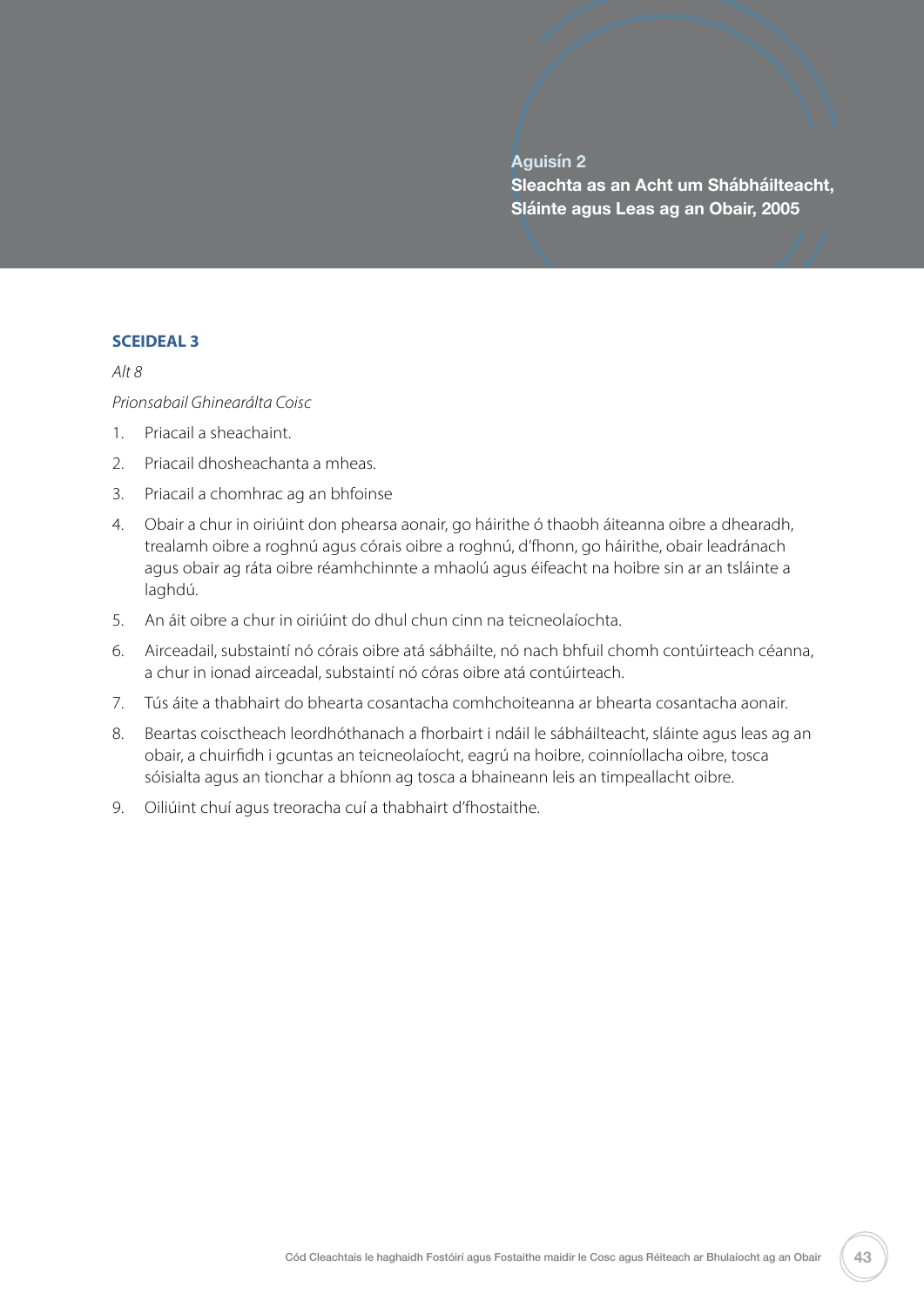# Aguisín 2
## Sleachta as an Acht um Shábháilteacht, Sláinte agus Leas ag an Obair, 2005

### SCEIDEAL 3

*Alt 8*

*Prionsabail Ghinearálta Coisc*

1. Priacail a sheachaint.
2. Priacail dhosheachanta a mheas.
3. Priacail a chomhrac ag an bhfoinse
4. Obair a chur in oiriúint don phearsa aonair, go háirithe ó thaobh áiteanna oibre a dhearadh, trealamh oibre a roghnú agus córais oibre a roghnú, d'fhonn, go háirithe, obair leadránach agus obair ag ráta oibre réamhchinnte a mhaolú agus éifeacht na hoibre sin ar an tsláinte a laghdú.
5. An áit oibre a chur in oiriúint do dhul chun cinn na teicneolaíochta.
6. Airceadail, substaintí nó córais oibre atá sábháilte, nó nach bhfuil chomh contúirteach céanna, a chur in ionad airceadal, substaintí nó córas oibre atá contúirteach.
7. Tús áite a thabhairt do bhearta cosantacha comhchoiteanna ar bhearta cosantacha aonair.
8. Beartas coisctheach leordhóthanach a fhorbairt i ndáil le sábháilteacht, sláinte agus leas ag an obair, a chuirfidh i gcuntas an teicneolaíocht, eagrú na hoibre, coinníollacha oibre, tosca sóisialta agus an tionchar a bhíonn ag tosca a bhaineann leis an timpeallacht oibre.
9. Oiliúint chuí agus treoracha cuí a thabhairt d'fhostaithe.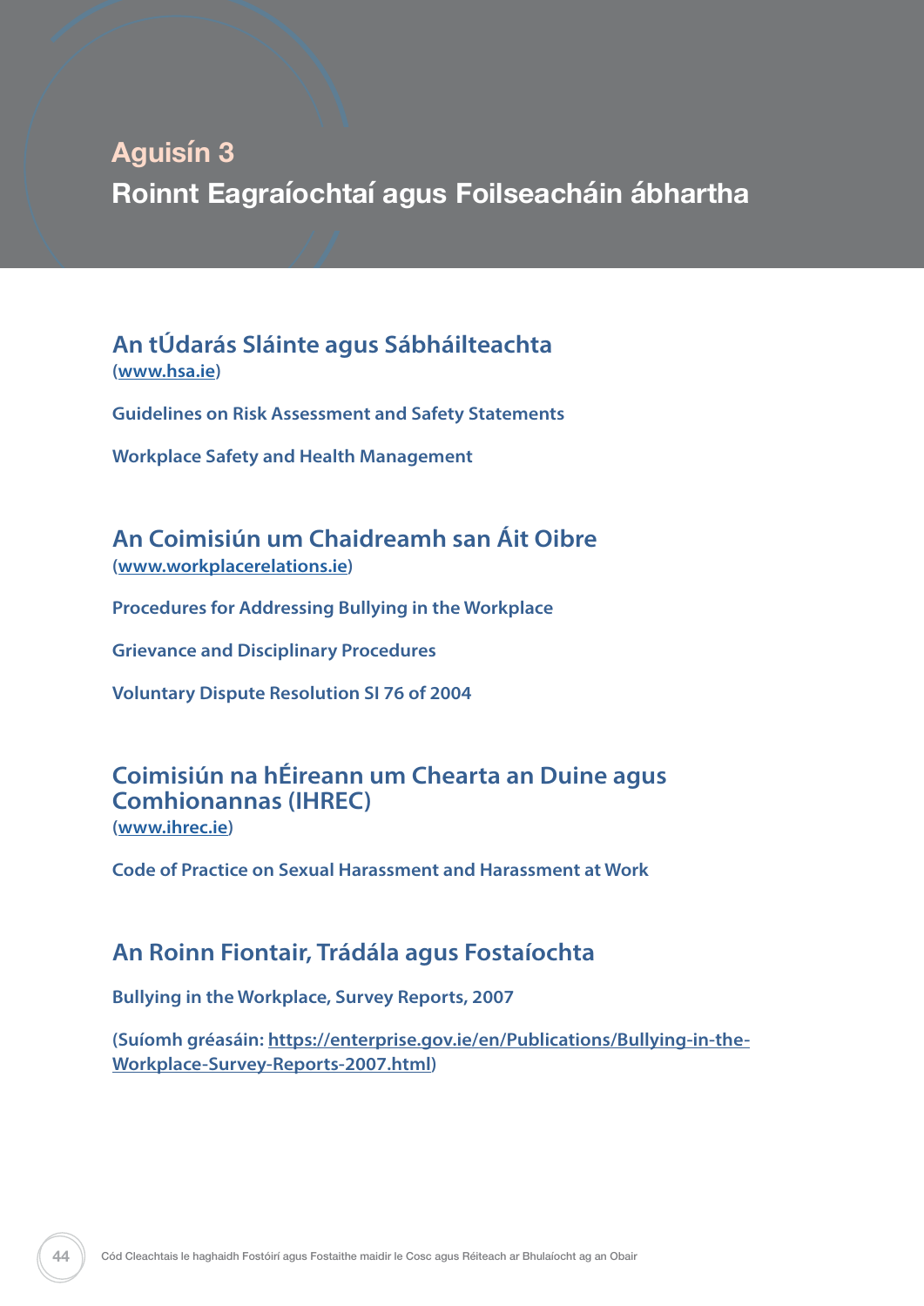# Aguisín 3

## Roinnt Eagraíochtaí agus Foilseacháin ábhartha

### An tÚdarás Sláinte agus Sábháilteachta

(www.hsa.ie)

**Guidelines on Risk Assessment and Safety Statements**

**Workplace Safety and Health Management**

### An Coimisiún um Chaidreamh san Áit Oibre

(www.workplacerelations.ie)

**Procedures for Addressing Bullying in the Workplace**

**Grievance and Disciplinary Procedures**

**Voluntary Dispute Resolution SI 76 of 2004**

### Coimisiún na hÉireann um Chearta an Duine agus Comhionannas (IHREC)

(www.ihrec.ie)

**Code of Practice on Sexual Harassment and Harassment at Work**

### An Roinn Fiontair, Trádála agus Fostaíochta

**Bullying in the Workplace, Survey Reports, 2007**

(Suíomh gréasáin: https://enterprise.gov.ie/en/Publications/Bullying-in-the-Workplace-Survey-Reports-2007.html)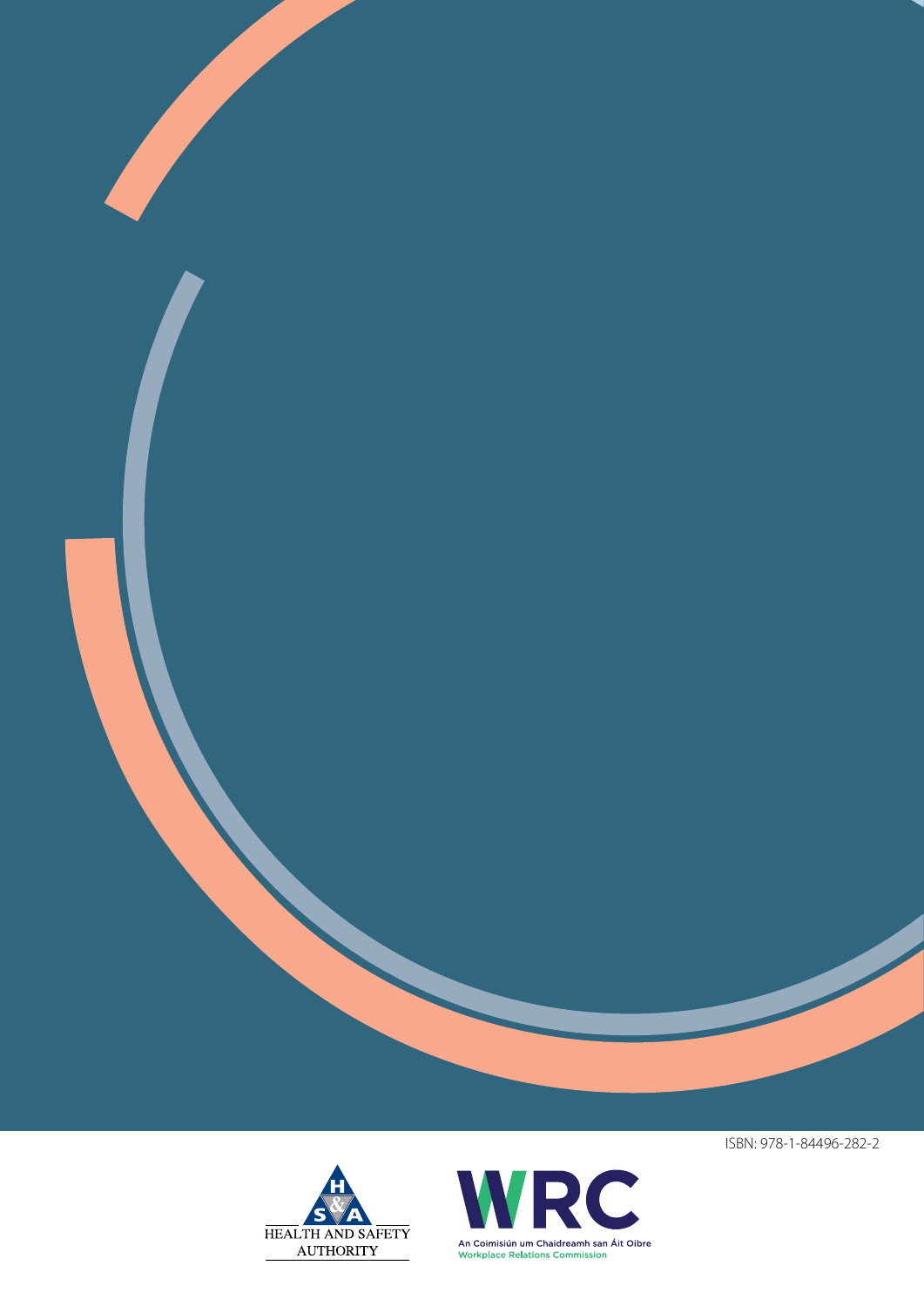ISBN: 978-1-84496-282-2

HEALTH AND SAFETY AUTHORITY

WRC

An Coimisiún um Chaidreamh san Áit Oibre

Workplace Relations Commission